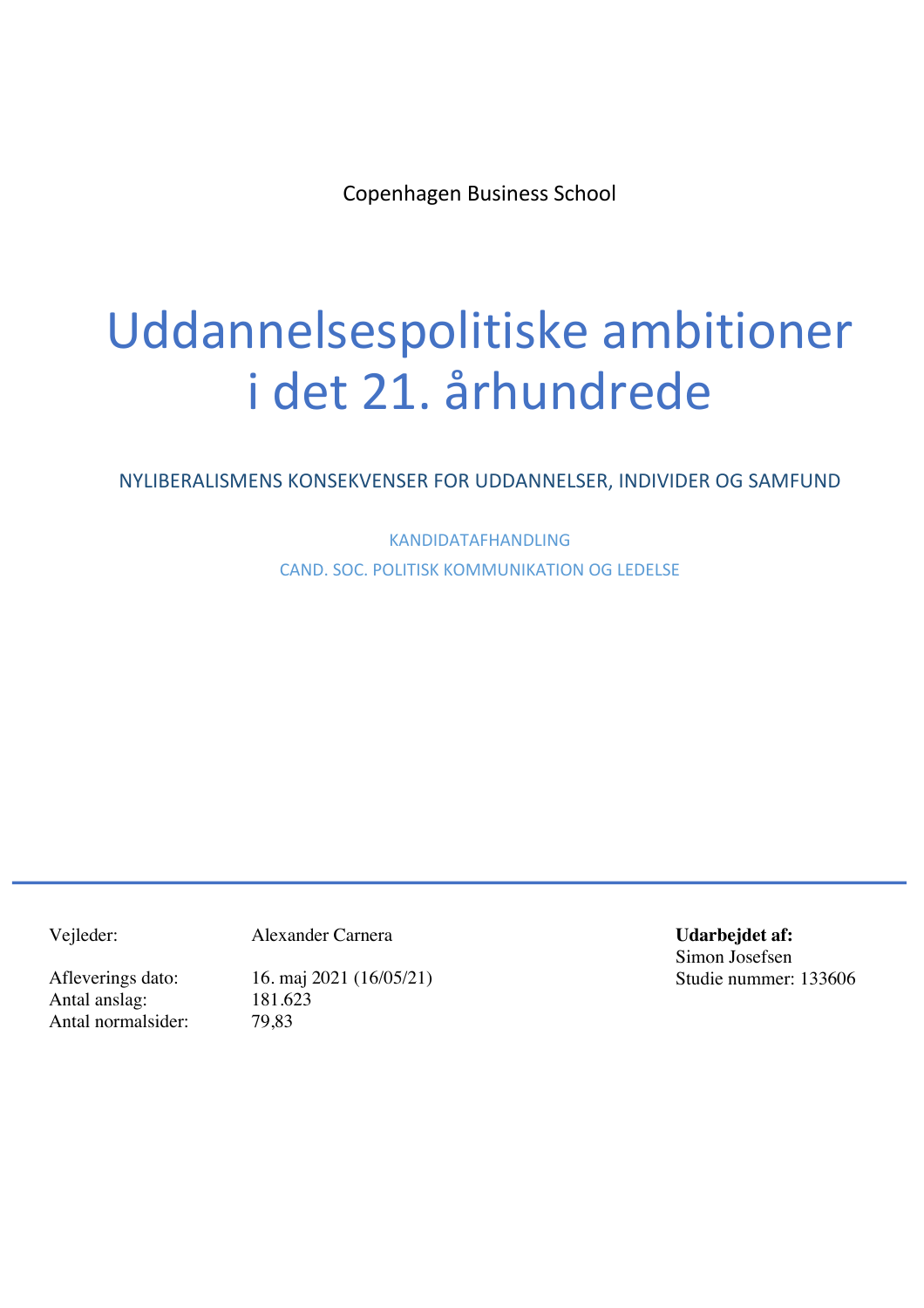Copenhagen Business School

# Uddannelsespolitiske ambitioner i det 21. århundrede

## NYLIBERALISMENS KONSEKVENSER FOR UDDANNELSER, INDIVIDER OG SAMFUND

KANDIDATAFHANDLING

CAND. SOC. POLITISK KOMMUNIKATION OG LEDELSE

---

Vejleder: Alexander Carnera

Afleverings dato: 16. maj 2021 (16/05/21)
Antal anslag: 181.623
Antal normalsider: 79,83

**Udarbejdet af:**
Simon Josefsen
Studie nummer: 133606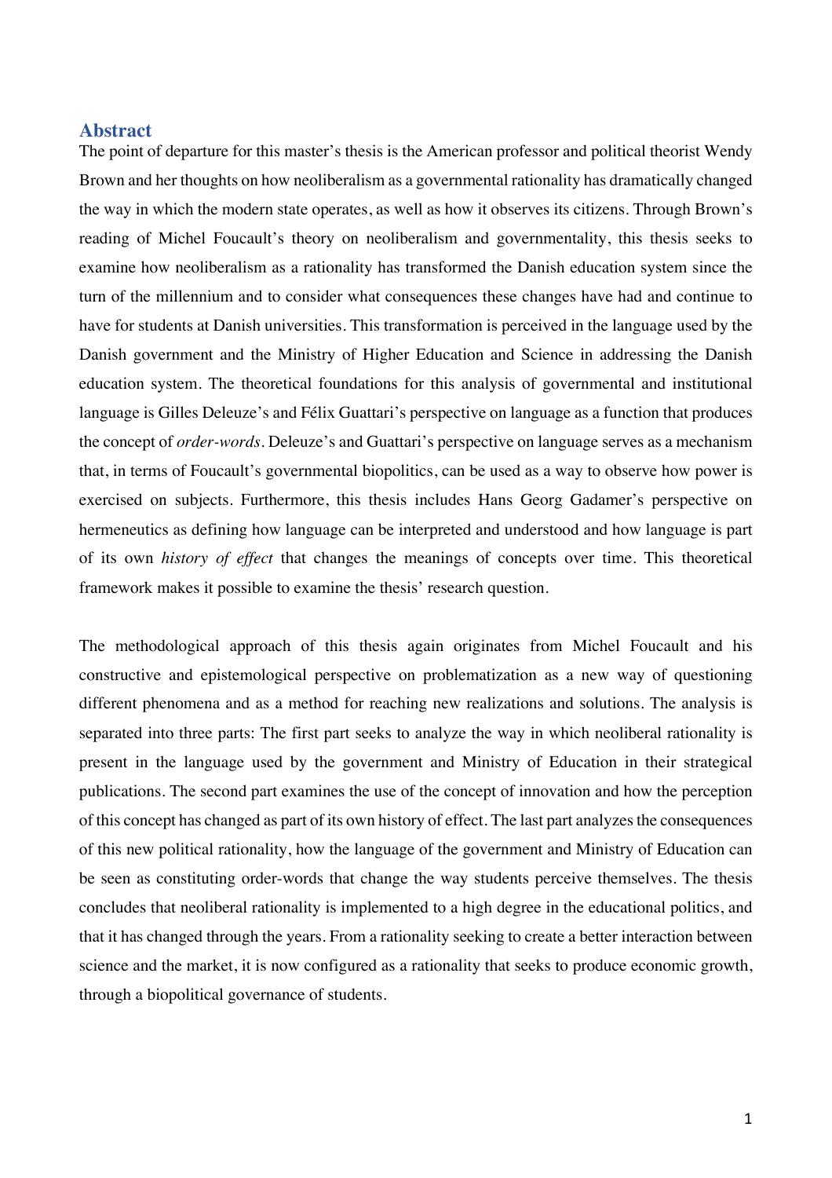## Abstract

The point of departure for this master's thesis is the American professor and political theorist Wendy Brown and her thoughts on how neoliberalism as a governmental rationality has dramatically changed the way in which the modern state operates, as well as how it observes its citizens. Through Brown's reading of Michel Foucault's theory on neoliberalism and governmentality, this thesis seeks to examine how neoliberalism as a rationality has transformed the Danish education system since the turn of the millennium and to consider what consequences these changes have had and continue to have for students at Danish universities. This transformation is perceived in the language used by the Danish government and the Ministry of Higher Education and Science in addressing the Danish education system. The theoretical foundations for this analysis of governmental and institutional language is Gilles Deleuze's and Félix Guattari's perspective on language as a function that produces the concept of *order-words*. Deleuze's and Guattari's perspective on language serves as a mechanism that, in terms of Foucault's governmental biopolitics, can be used as a way to observe how power is exercised on subjects. Furthermore, this thesis includes Hans Georg Gadamer's perspective on hermeneutics as defining how language can be interpreted and understood and how language is part of its own *history of effect* that changes the meanings of concepts over time. This theoretical framework makes it possible to examine the thesis' research question.

The methodological approach of this thesis again originates from Michel Foucault and his constructive and epistemological perspective on problematization as a new way of questioning different phenomena and as a method for reaching new realizations and solutions. The analysis is separated into three parts: The first part seeks to analyze the way in which neoliberal rationality is present in the language used by the government and Ministry of Education in their strategical publications. The second part examines the use of the concept of innovation and how the perception of this concept has changed as part of its own history of effect. The last part analyzes the consequences of this new political rationality, how the language of the government and Ministry of Education can be seen as constituting order-words that change the way students perceive themselves. The thesis concludes that neoliberal rationality is implemented to a high degree in the educational politics, and that it has changed through the years. From a rationality seeking to create a better interaction between science and the market, it is now configured as a rationality that seeks to produce economic growth, through a biopolitical governance of students.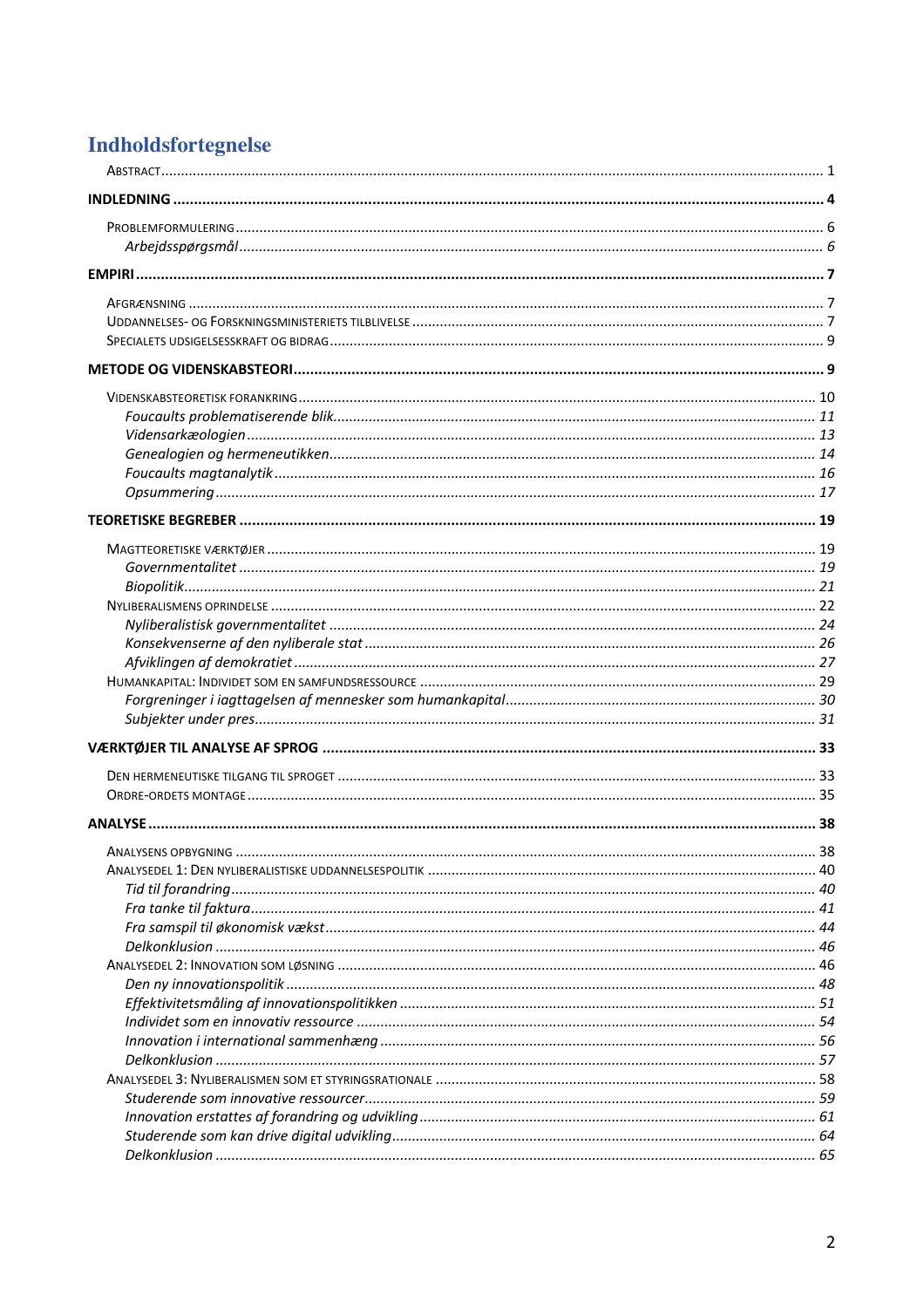# Indholdsfortegnelse

ABSTRACT ..... 1

**INDLEDNING ..... 4**

PROBLEMFORMULERING ..... 6

*Arbejdsspørgsmål ..... 6*

**EMPIRI ..... 7**

AFGRÆNSNING ..... 7

UDDANNELSES- OG FORSKNINGSMINISTERIETS TILBLIVELSE ..... 7

SPECIALETS UDSIGELSESSKRAFT OG BIDRAG ..... 9

**METODE OG VIDENSKABSTEORI ..... 9**

VIDENSKABSTEORETISK FORANKRING ..... 10

*Foucaults problematiserende blik ..... 11*

*Vidensarkæologien ..... 13*

*Genealogien og hermeneutikken ..... 14*

*Foucaults magtanalytik ..... 16*

*Opsummering ..... 17*

**TEORETISKE BEGREBER ..... 19**

MAGTTEORETISKE VÆRKTØJER ..... 19

*Governmentalitet ..... 19*

*Biopolitik ..... 21*

NYLIBERALISMENS OPRINDELSE ..... 22

*Nyliberalistisk governmentalitet ..... 24*

*Konsekvenserne af den nyliberale stat ..... 26*

*Afviklingen af demokratiet ..... 27*

HUMANKAPITAL: INDIVIDET SOM EN SAMFUNDSRESSOURCE ..... 29

*Forgreninger i iagttagelsen af mennesker som humankapital ..... 30*

*Subjekter under pres ..... 31*

**VÆRKTØJER TIL ANALYSE AF SPROG ..... 33**

DEN HERMENEUTISKE TILGANG TIL SPROGET ..... 33

ORDRE-ORDETS MONTAGE ..... 35

**ANALYSE ..... 38**

ANALYSENS OPBYGNING ..... 38

ANALYSEDEL 1: DEN NYLIBERALISTISKE UDDANNELSESPOLITIK ..... 40

*Tid til forandring ..... 40*

*Fra tanke til faktura ..... 41*

*Fra samspil til økonomisk vækst ..... 44*

*Delkonklusion ..... 46*

ANALYSEDEL 2: INNOVATION SOM LØSNING ..... 46

*Den ny innovationspolitik ..... 48*

*Effektivitetsmåling af innovationspolitikken ..... 51*

*Individet som en innovativ ressource ..... 54*

*Innovation i international sammenhæng ..... 56*

*Delkonklusion ..... 57*

ANALYSEDEL 3: NYLIBERALISMEN SOM ET STYRINGSRATIONALE ..... 58

*Studerende som innovative ressourcer ..... 59*

*Innovation erstattes af forandring og udvikling ..... 61*

*Studerende som kan drive digital udvikling ..... 64*

*Delkonklusion ..... 65*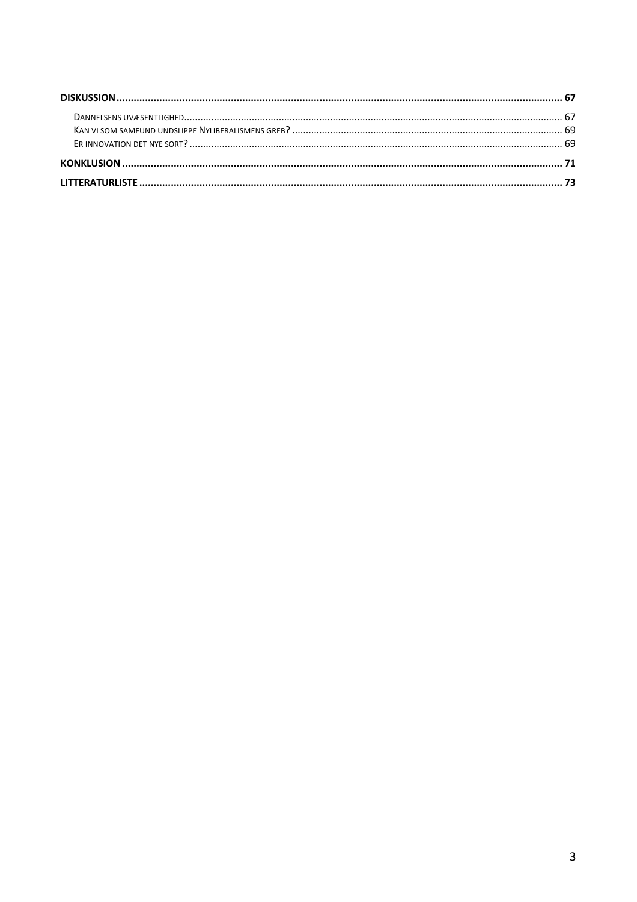**DISKUSSION** ........................................................................................................................................................ **67**

DANNELSENS UVÆSENTLIGHED ........................................................................................................................................ 67

KAN VI SOM SAMFUND UNDSLIPPE NYLIBERALISMENS GREB? ................................................................................................... 69

ER INNOVATION DET NYE SORT? ........................................................................................................................................ 69

**KONKLUSION** ........................................................................................................................................................ **71**

**LITTERATURLISTE** .................................................................................................................................................. **73**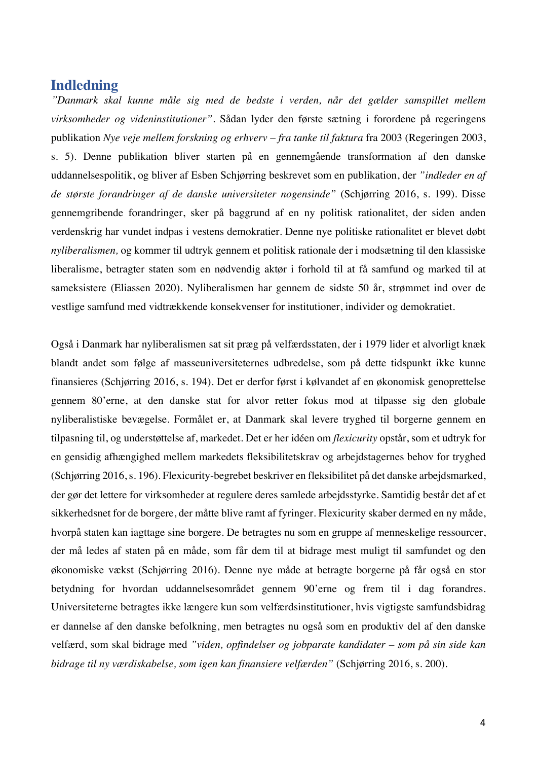# Indledning

*"Danmark skal kunne måle sig med de bedste i verden, når det gælder samspillet mellem virksomheder og videninstitutioner"*. Sådan lyder den første sætning i forordene på regeringens publikation *Nye veje mellem forskning og erhverv – fra tanke til faktura* fra 2003 (Regeringen 2003, s. 5). Denne publikation bliver starten på en gennemgående transformation af den danske uddannelsespolitik, og bliver af Esben Schjørring beskrevet som en publikation, der *"indleder en af de største forandringer af de danske universiteter nogensinde"* (Schjørring 2016, s. 199). Disse gennemgribende forandringer, sker på baggrund af en ny politisk rationalitet, der siden anden verdenskrig har vundet indpas i vestens demokratier. Denne nye politiske rationalitet er blevet døbt *nyliberalismen,* og kommer til udtryk gennem et politisk rationale der i modsætning til den klassiske liberalisme, betragter staten som en nødvendig aktør i forhold til at få samfund og marked til at sameksistere (Eliassen 2020). Nyliberalismen har gennem de sidste 50 år, strømmet ind over de vestlige samfund med vidtrækkende konsekvenser for institutioner, individer og demokratiet.

Også i Danmark har nyliberalismen sat sit præg på velfærdsstaten, der i 1979 lider et alvorligt knæk blandt andet som følge af masseuniversiteternes udbredelse, som på dette tidspunkt ikke kunne finansieres (Schjørring 2016, s. 194). Det er derfor først i kølvandet af en økonomisk genoprettelse gennem 80'erne, at den danske stat for alvor retter fokus mod at tilpasse sig den globale nyliberalistiske bevægelse. Formålet er, at Danmark skal levere tryghed til borgerne gennem en tilpasning til, og understøttelse af, markedet. Det er her idéen om *flexicurity* opstår, som et udtryk for en gensidig afhængighed mellem markedets fleksibilitetskrav og arbejdstagernes behov for tryghed (Schjørring 2016, s. 196). Flexicurity-begrebet beskriver en fleksibilitet på det danske arbejdsmarked, der gør det lettere for virksomheder at regulere deres samlede arbejdsstyrke. Samtidig består det af et sikkerhedsnet for de borgere, der måtte blive ramt af fyringer. Flexicurity skaber dermed en ny måde, hvorpå staten kan iagttage sine borgere. De betragtes nu som en gruppe af menneskelige ressourcer, der må ledes af staten på en måde, som får dem til at bidrage mest muligt til samfundet og den økonomiske vækst (Schjørring 2016). Denne nye måde at betragte borgerne på får også en stor betydning for hvordan uddannelsesområdet gennem 90'erne og frem til i dag forandres. Universiteterne betragtes ikke længere kun som velfærdsinstitutioner, hvis vigtigste samfundsbidrag er dannelse af den danske befolkning, men betragtes nu også som en produktiv del af den danske velfærd, som skal bidrage med *"viden, opfindelser og jobparate kandidater – som på sin side kan bidrage til ny værdiskabelse, som igen kan finansiere velfærden"* (Schjørring 2016, s. 200).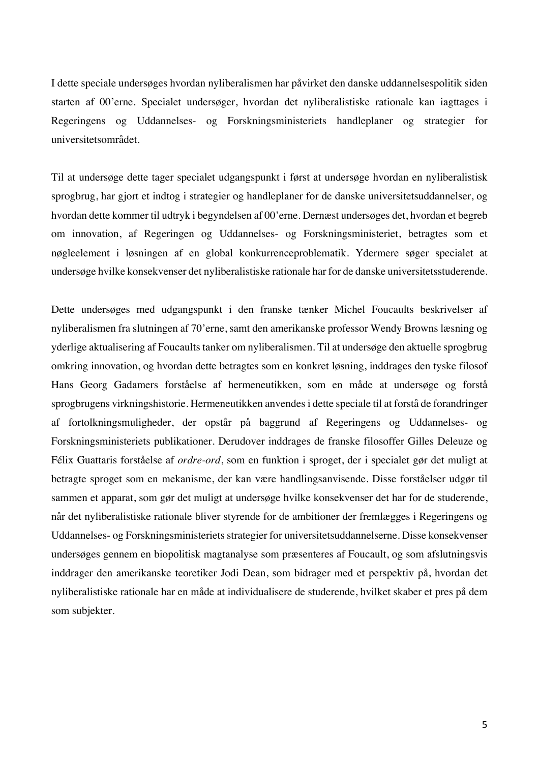I dette speciale undersøges hvordan nyliberalismen har påvirket den danske uddannelsespolitik siden starten af 00'erne. Specialet undersøger, hvordan det nyliberalistiske rationale kan iagttages i Regeringens og Uddannelses- og Forskningsministeriets handleplaner og strategier for universitetsområdet.

Til at undersøge dette tager specialet udgangspunkt i først at undersøge hvordan en nyliberalistisk sprogbrug, har gjort et indtog i strategier og handleplaner for de danske universitetsuddannelser, og hvordan dette kommer til udtryk i begyndelsen af 00'erne. Dernæst undersøges det, hvordan et begreb om innovation, af Regeringen og Uddannelses- og Forskningsministeriet, betragtes som et nøgleelement i løsningen af en global konkurrenceproblematik. Ydermere søger specialet at undersøge hvilke konsekvenser det nyliberalistiske rationale har for de danske universitetsstuderende.

Dette undersøges med udgangspunkt i den franske tænker Michel Foucaults beskrivelser af nyliberalismen fra slutningen af 70'erne, samt den amerikanske professor Wendy Browns læsning og yderlige aktualisering af Foucaults tanker om nyliberalismen. Til at undersøge den aktuelle sprogbrug omkring innovation, og hvordan dette betragtes som en konkret løsning, inddrages den tyske filosof Hans Georg Gadamers forståelse af hermeneutikken, som en måde at undersøge og forstå sprogbrugens virkningshistorie. Hermeneutikken anvendes i dette speciale til at forstå de forandringer af fortolkningsmuligheder, der opstår på baggrund af Regeringens og Uddannelses- og Forskningsministeriets publikationer. Derudover inddrages de franske filosoffer Gilles Deleuze og Félix Guattaris forståelse af *ordre-ord*, som en funktion i sproget, der i specialet gør det muligt at betragte sproget som en mekanisme, der kan være handlingsanvisende. Disse forståelser udgør til sammen et apparat, som gør det muligt at undersøge hvilke konsekvenser det har for de studerende, når det nyliberalistiske rationale bliver styrende for de ambitioner der fremlægges i Regeringens og Uddannelses- og Forskningsministeriets strategier for universitetsuddannelserne. Disse konsekvenser undersøges gennem en biopolitisk magtanalyse som præsenteres af Foucault, og som afslutningsvis inddrager den amerikanske teoretiker Jodi Dean, som bidrager med et perspektiv på, hvordan det nyliberalistiske rationale har en måde at individualisere de studerende, hvilket skaber et pres på dem som subjekter.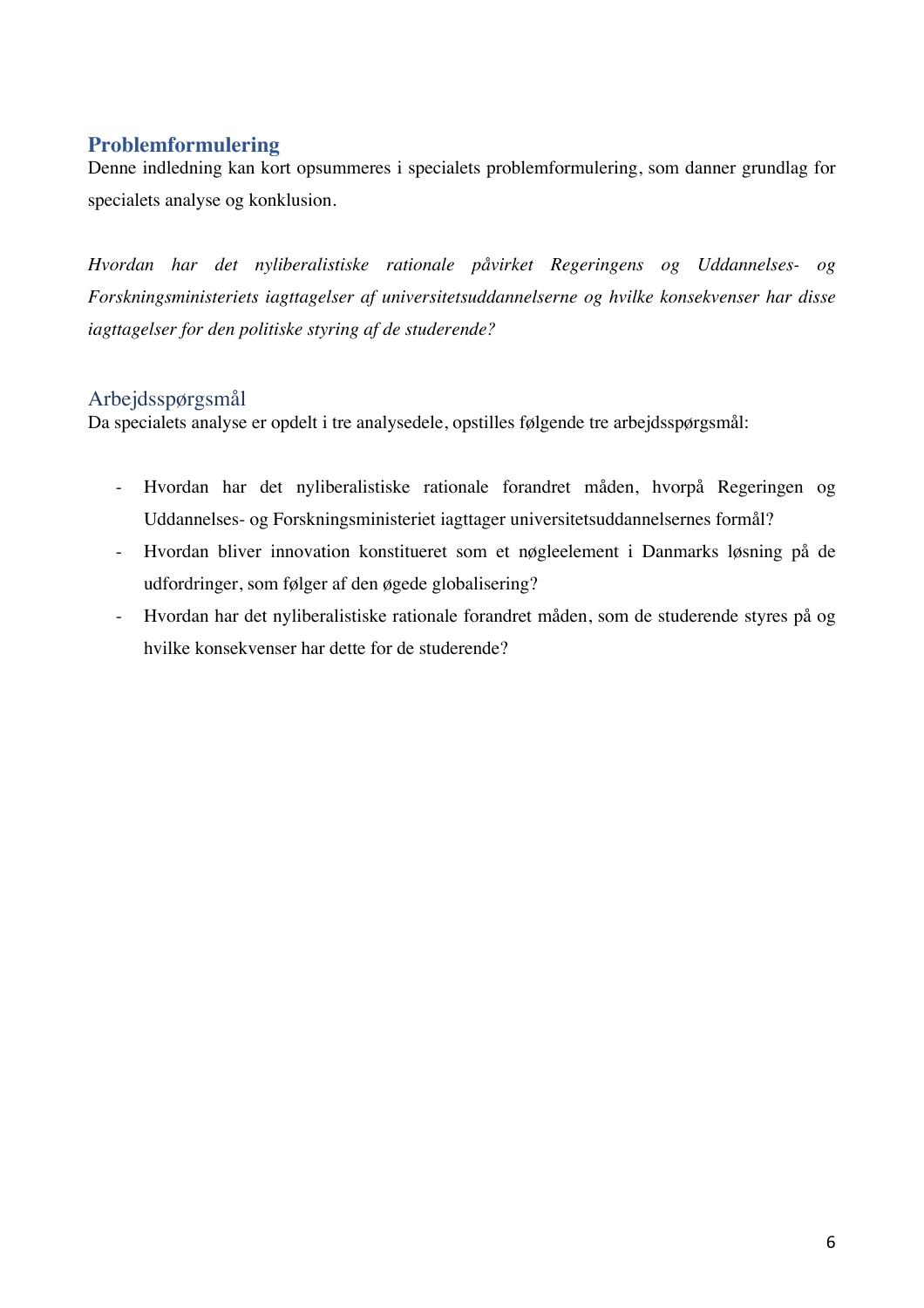## Problemformulering

Denne indledning kan kort opsummeres i specialets problemformulering, som danner grundlag for specialets analyse og konklusion.

*Hvordan har det nyliberalistiske rationale påvirket Regeringens og Uddannelses- og Forskningsministeriets iagttagelser af universitetsuddannelserne og hvilke konsekvenser har disse iagttagelser for den politiske styring af de studerende?*

### Arbejdsspørgsmål

Da specialets analyse er opdelt i tre analysedele, opstilles følgende tre arbejdsspørgsmål:

- Hvordan har det nyliberalistiske rationale forandret måden, hvorpå Regeringen og Uddannelses- og Forskningsministeriet iagttager universitetsuddannelsernes formål?
- Hvordan bliver innovation konstitueret som et nøgleelement i Danmarks løsning på de udfordringer, som følger af den øgede globalisering?
- Hvordan har det nyliberalistiske rationale forandret måden, som de studerende styres på og hvilke konsekvenser har dette for de studerende?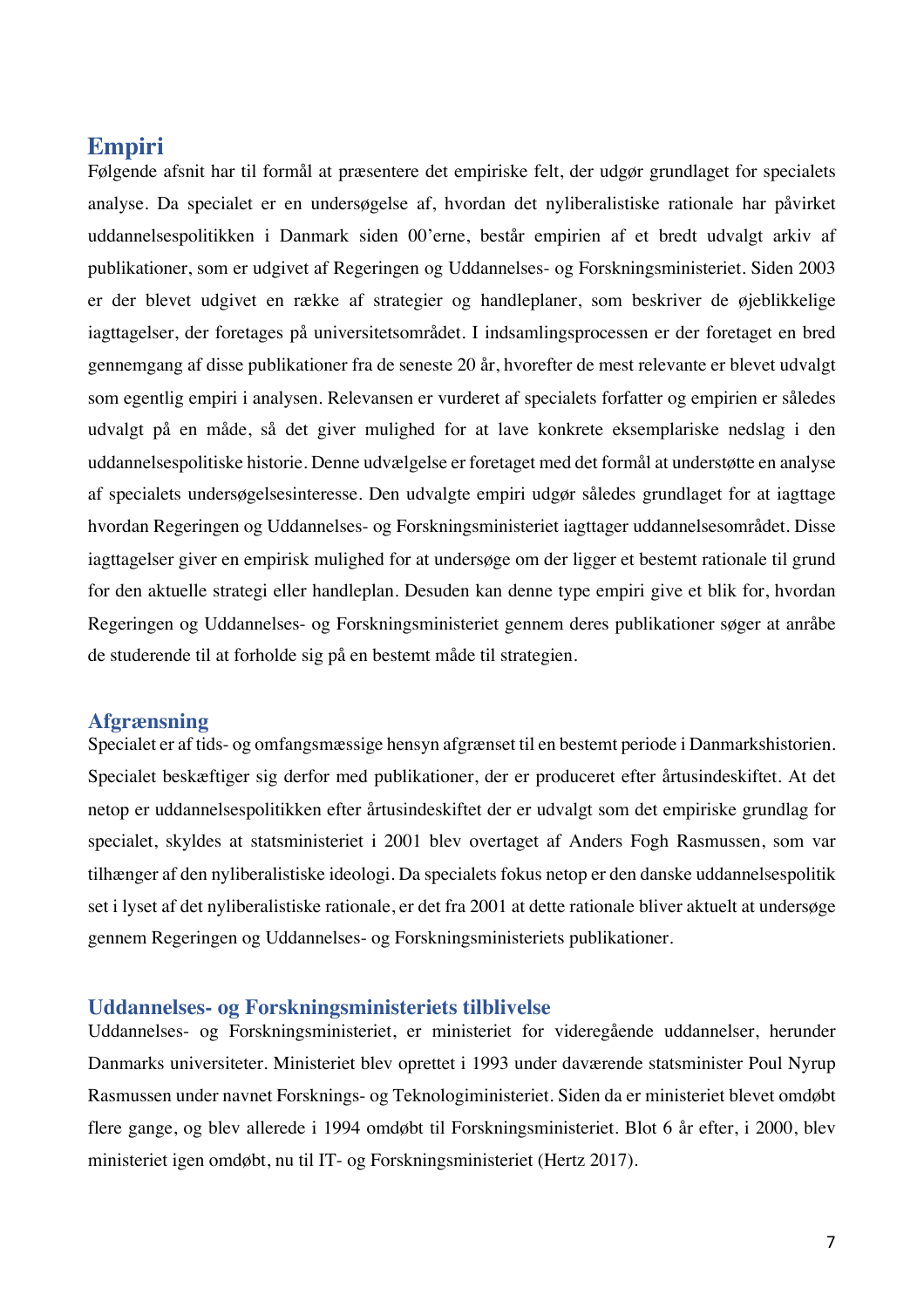# Empiri

Følgende afsnit har til formål at præsentere det empiriske felt, der udgør grundlaget for specialets analyse. Da specialet er en undersøgelse af, hvordan det nyliberalistiske rationale har påvirket uddannelsespolitikken i Danmark siden 00'erne, består empirien af et bredt udvalgt arkiv af publikationer, som er udgivet af Regeringen og Uddannelses- og Forskningsministeriet. Siden 2003 er der blevet udgivet en række af strategier og handleplaner, som beskriver de øjeblikkelige iagttagelser, der foretages på universitetsområdet. I indsamlingsprocessen er der foretaget en bred gennemgang af disse publikationer fra de seneste 20 år, hvorefter de mest relevante er blevet udvalgt som egentlig empiri i analysen. Relevansen er vurderet af specialets forfatter og empirien er således udvalgt på en måde, så det giver mulighed for at lave konkrete eksemplariske nedslag i den uddannelsespolitiske historie. Denne udvælgelse er foretaget med det formål at understøtte en analyse af specialets undersøgelsesinteresse. Den udvalgte empiri udgør således grundlaget for at iagttage hvordan Regeringen og Uddannelses- og Forskningsministeriet iagttager uddannelsesområdet. Disse iagttagelser giver en empirisk mulighed for at undersøge om der ligger et bestemt rationale til grund for den aktuelle strategi eller handleplan. Desuden kan denne type empiri give et blik for, hvordan Regeringen og Uddannelses- og Forskningsministeriet gennem deres publikationer søger at anråbe de studerende til at forholde sig på en bestemt måde til strategien.

## Afgrænsning

Specialet er af tids- og omfangsmæssige hensyn afgrænset til en bestemt periode i Danmarkshistorien. Specialet beskæftiger sig derfor med publikationer, der er produceret efter årtusindeskiftet. At det netop er uddannelsespolitikken efter årtusindeskiftet der er udvalgt som det empiriske grundlag for specialet, skyldes at statsministeriet i 2001 blev overtaget af Anders Fogh Rasmussen, som var tilhænger af den nyliberalistiske ideologi. Da specialets fokus netop er den danske uddannelsespolitik set i lyset af det nyliberalistiske rationale, er det fra 2001 at dette rationale bliver aktuelt at undersøge gennem Regeringen og Uddannelses- og Forskningsministeriets publikationer.

## Uddannelses- og Forskningsministeriets tilblivelse

Uddannelses- og Forskningsministeriet, er ministeriet for videregående uddannelser, herunder Danmarks universiteter. Ministeriet blev oprettet i 1993 under daværende statsminister Poul Nyrup Rasmussen under navnet Forsknings- og Teknologiministeriet. Siden da er ministeriet blevet omdøbt flere gange, og blev allerede i 1994 omdøbt til Forskningsministeriet. Blot 6 år efter, i 2000, blev ministeriet igen omdøbt, nu til IT- og Forskningsministeriet (Hertz 2017).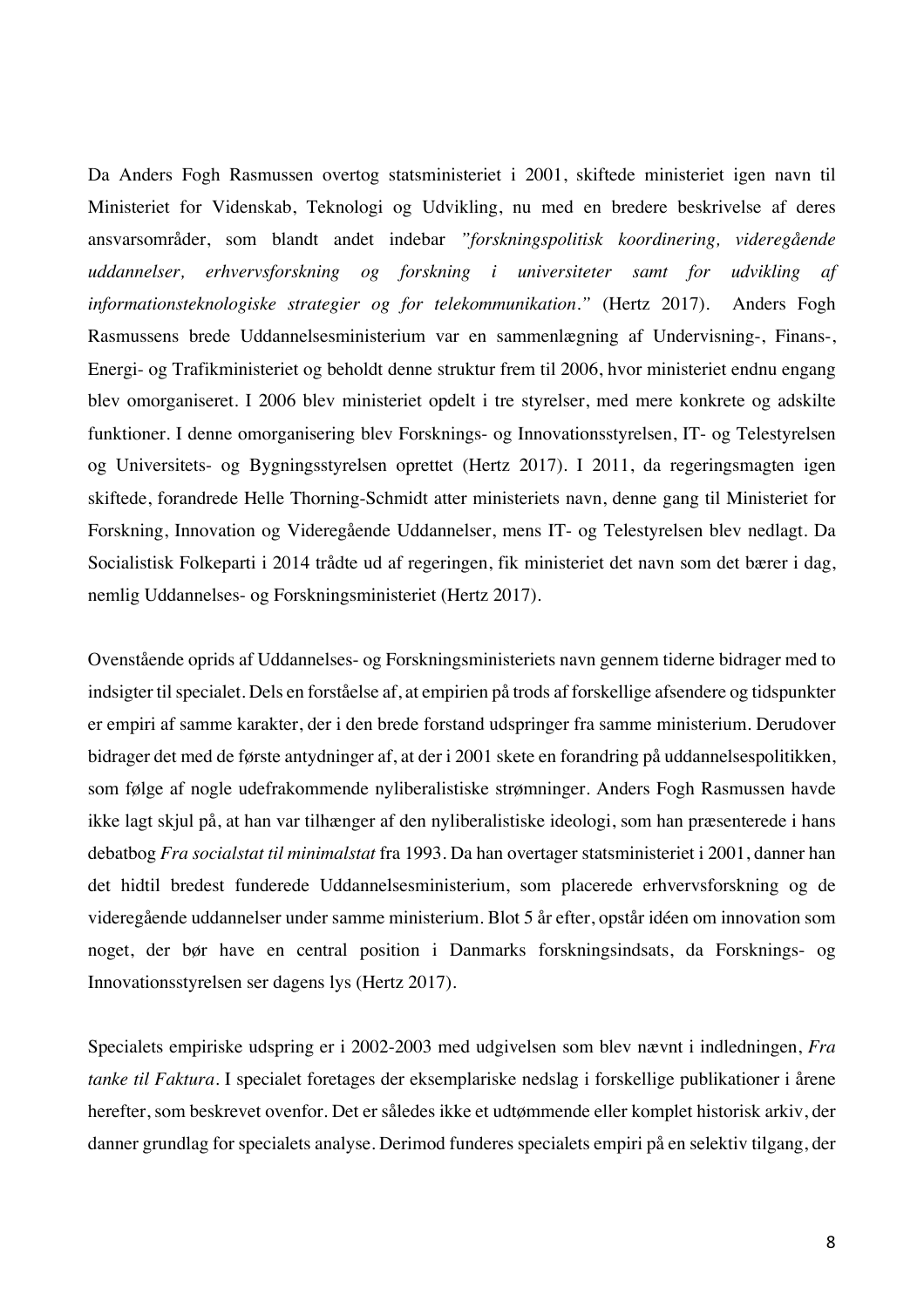Da Anders Fogh Rasmussen overtog statsministeriet i 2001, skiftede ministeriet igen navn til Ministeriet for Videnskab, Teknologi og Udvikling, nu med en bredere beskrivelse af deres ansvarsområder, som blandt andet indebar *"forskningspolitisk koordinering, videregående uddannelser, erhvervsforskning og forskning i universiteter samt for udvikling af informationsteknologiske strategier og for telekommunikation."* (Hertz 2017). Anders Fogh Rasmussens brede Uddannelsesministerium var en sammenlægning af Undervisning-, Finans-, Energi- og Trafikministeriet og beholdt denne struktur frem til 2006, hvor ministeriet endnu engang blev omorganiseret. I 2006 blev ministeriet opdelt i tre styrelser, med mere konkrete og adskilte funktioner. I denne omorganisering blev Forsknings- og Innovationsstyrelsen, IT- og Telestyrelsen og Universitets- og Bygningsstyrelsen oprettet (Hertz 2017). I 2011, da regeringsmagten igen skiftede, forandrede Helle Thorning-Schmidt atter ministeriets navn, denne gang til Ministeriet for Forskning, Innovation og Videregående Uddannelser, mens IT- og Telestyrelsen blev nedlagt. Da Socialistisk Folkeparti i 2014 trådte ud af regeringen, fik ministeriet det navn som det bærer i dag, nemlig Uddannelses- og Forskningsministeriet (Hertz 2017).

Ovenstående oprids af Uddannelses- og Forskningsministeriets navn gennem tiderne bidrager med to indsigter til specialet. Dels en forståelse af, at empirien på trods af forskellige afsendere og tidspunkter er empiri af samme karakter, der i den brede forstand udspringer fra samme ministerium. Derudover bidrager det med de første antydninger af, at der i 2001 skete en forandring på uddannelsespolitikken, som følge af nogle udefrakommende nyliberalistiske strømninger. Anders Fogh Rasmussen havde ikke lagt skjul på, at han var tilhænger af den nyliberalistiske ideologi, som han præsenterede i hans debatbog *Fra socialstat til minimalstat* fra 1993. Da han overtager statsministeriet i 2001, danner han det hidtil bredest funderede Uddannelsesministerium, som placerede erhvervsforskning og de videregående uddannelser under samme ministerium. Blot 5 år efter, opstår idéen om innovation som noget, der bør have en central position i Danmarks forskningsindsats, da Forsknings- og Innovationsstyrelsen ser dagens lys (Hertz 2017).

Specialets empiriske udspring er i 2002-2003 med udgivelsen som blev nævnt i indledningen, *Fra tanke til Faktura*. I specialet foretages der eksemplariske nedslag i forskellige publikationer i årene herefter, som beskrevet ovenfor. Det er således ikke et udtømmende eller komplet historisk arkiv, der danner grundlag for specialets analyse. Derimod funderes specialets empiri på en selektiv tilgang, der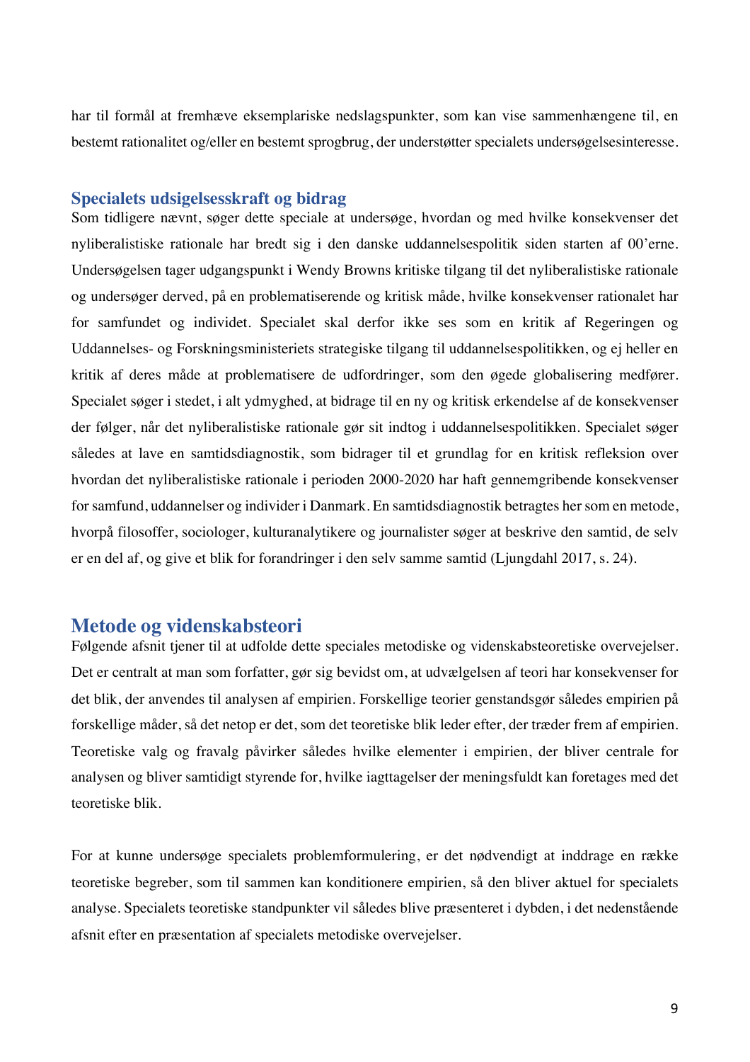har til formål at fremhæve eksemplariske nedslagspunkter, som kan vise sammenhængene til, en bestemt rationalitet og/eller en bestemt sprogbrug, der understøtter specialets undersøgelsesinteresse.

### Specialets udsigelsesskraft og bidrag

Som tidligere nævnt, søger dette speciale at undersøge, hvordan og med hvilke konsekvenser det nyliberalistiske rationale har bredt sig i den danske uddannelsespolitik siden starten af 00'erne. Undersøgelsen tager udgangspunkt i Wendy Browns kritiske tilgang til det nyliberalistiske rationale og undersøger derved, på en problematiserende og kritisk måde, hvilke konsekvenser rationalet har for samfundet og individet. Specialet skal derfor ikke ses som en kritik af Regeringen og Uddannelses- og Forskningsministeriets strategiske tilgang til uddannelsespolitikken, og ej heller en kritik af deres måde at problematisere de udfordringer, som den øgede globalisering medfører. Specialet søger i stedet, i alt ydmyghed, at bidrage til en ny og kritisk erkendelse af de konsekvenser der følger, når det nyliberalistiske rationale gør sit indtog i uddannelsespolitikken. Specialet søger således at lave en samtidsdiagnostik, som bidrager til et grundlag for en kritisk refleksion over hvordan det nyliberalistiske rationale i perioden 2000-2020 har haft gennemgribende konsekvenser for samfund, uddannelser og individer i Danmark. En samtidsdiagnostik betragtes her som en metode, hvorpå filosoffer, sociologer, kulturanalytikere og journalister søger at beskrive den samtid, de selv er en del af, og give et blik for forandringer i den selv samme samtid (Ljungdahl 2017, s. 24).

## Metode og videnskabsteori

Følgende afsnit tjener til at udfolde dette speciales metodiske og videnskabsteoretiske overvejelser. Det er centralt at man som forfatter, gør sig bevidst om, at udvælgelsen af teori har konsekvenser for det blik, der anvendes til analysen af empirien. Forskellige teorier genstandsgør således empirien på forskellige måder, så det netop er det, som det teoretiske blik leder efter, der træder frem af empirien. Teoretiske valg og fravalg påvirker således hvilke elementer i empirien, der bliver centrale for analysen og bliver samtidigt styrende for, hvilke iagttagelser der meningsfuldt kan foretages med det teoretiske blik.

For at kunne undersøge specialets problemformulering, er det nødvendigt at inddrage en række teoretiske begreber, som til sammen kan konditionere empirien, så den bliver aktuel for specialets analyse. Specialets teoretiske standpunkter vil således blive præsenteret i dybden, i det nedenstående afsnit efter en præsentation af specialets metodiske overvejelser.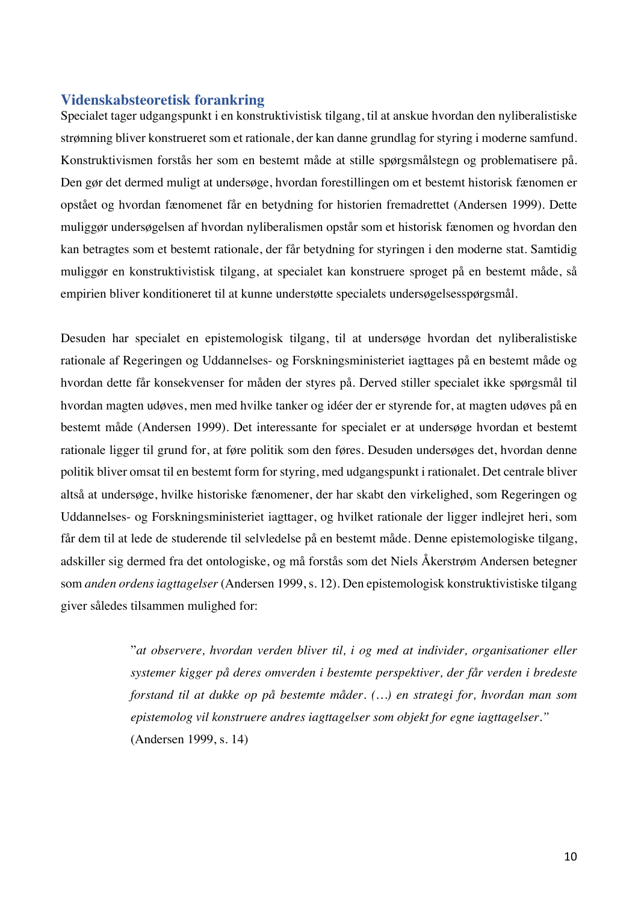## Videnskabsteoretisk forankring

Specialet tager udgangspunkt i en konstruktivistisk tilgang, til at anskue hvordan den nyliberalistiske strømning bliver konstrueret som et rationale, der kan danne grundlag for styring i moderne samfund. Konstruktivismen forstås her som en bestemt måde at stille spørgsmålstegn og problematisere på. Den gør det dermed muligt at undersøge, hvordan forestillingen om et bestemt historisk fænomen er opstået og hvordan fænomenet får en betydning for historien fremadrettet (Andersen 1999). Dette muliggør undersøgelsen af hvordan nyliberalismen opstår som et historisk fænomen og hvordan den kan betragtes som et bestemt rationale, der får betydning for styringen i den moderne stat. Samtidig muliggør en konstruktivistisk tilgang, at specialet kan konstruere sproget på en bestemt måde, så empirien bliver konditioneret til at kunne understøtte specialets undersøgelsesspørgsmål.

Desuden har specialet en epistemologisk tilgang, til at undersøge hvordan det nyliberalistiske rationale af Regeringen og Uddannelses- og Forskningsministeriet iagttages på en bestemt måde og hvordan dette får konsekvenser for måden der styres på. Derved stiller specialet ikke spørgsmål til hvordan magten udøves, men med hvilke tanker og idéer der er styrende for, at magten udøves på en bestemt måde (Andersen 1999). Det interessante for specialet er at undersøge hvordan et bestemt rationale ligger til grund for, at føre politik som den føres. Desuden undersøges det, hvordan denne politik bliver omsat til en bestemt form for styring, med udgangspunkt i rationalet. Det centrale bliver altså at undersøge, hvilke historiske fænomener, der har skabt den virkelighed, som Regeringen og Uddannelses- og Forskningsministeriet iagttager, og hvilket rationale der ligger indlejret heri, som får dem til at lede de studerende til selvledelse på en bestemt måde. Denne epistemologiske tilgang, adskiller sig dermed fra det ontologiske, og må forstås som det Niels Åkerstrøm Andersen betegner som *anden ordens iagttagelser* (Andersen 1999, s. 12). Den epistemologisk konstruktivistiske tilgang giver således tilsammen mulighed for:

> *"at observere, hvordan verden bliver til, i og med at individer, organisationer eller systemer kigger på deres omverden i bestemte perspektiver, der får verden i bredeste forstand til at dukke op på bestemte måder. (…) en strategi for, hvordan man som epistemolog vil konstruere andres iagttagelser som objekt for egne iagttagelser."*
> (Andersen 1999, s. 14)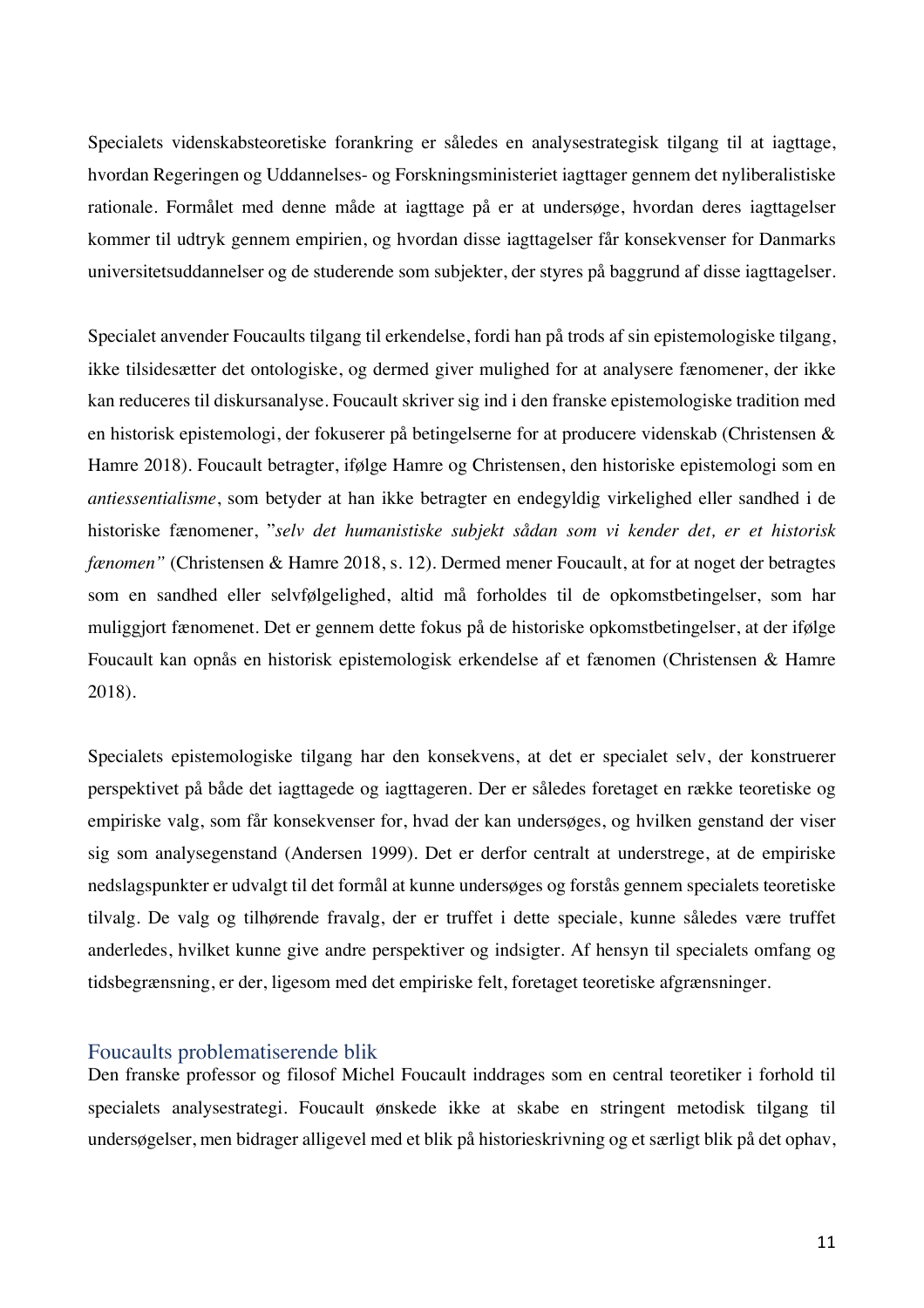Specialets videnskabsteoretiske forankring er således en analysestrategisk tilgang til at iagttage, hvordan Regeringen og Uddannelses- og Forskningsministeriet iagttager gennem det nyliberalistiske rationale. Formålet med denne måde at iagttage på er at undersøge, hvordan deres iagttagelser kommer til udtryk gennem empirien, og hvordan disse iagttagelser får konsekvenser for Danmarks universitetsuddannelser og de studerende som subjekter, der styres på baggrund af disse iagttagelser.

Specialet anvender Foucaults tilgang til erkendelse, fordi han på trods af sin epistemologiske tilgang, ikke tilsidesætter det ontologiske, og dermed giver mulighed for at analysere fænomener, der ikke kan reduceres til diskursanalyse. Foucault skriver sig ind i den franske epistemologiske tradition med en historisk epistemologi, der fokuserer på betingelserne for at producere videnskab (Christensen & Hamre 2018). Foucault betragter, ifølge Hamre og Christensen, den historiske epistemologi som en *antiessentialisme*, som betyder at han ikke betragter en endegyldig virkelighed eller sandhed i de historiske fænomener, "*selv det humanistiske subjekt sådan som vi kender det, er et historisk fænomen"* (Christensen & Hamre 2018, s. 12). Dermed mener Foucault, at for at noget der betragtes som en sandhed eller selvfølgelighed, altid må forholdes til de opkomstbetingelser, som har muliggjort fænomenet. Det er gennem dette fokus på de historiske opkomstbetingelser, at der ifølge Foucault kan opnås en historisk epistemologisk erkendelse af et fænomen (Christensen & Hamre 2018).

Specialets epistemologiske tilgang har den konsekvens, at det er specialet selv, der konstruerer perspektivet på både det iagttagede og iagttageren. Der er således foretaget en række teoretiske og empiriske valg, som får konsekvenser for, hvad der kan undersøges, og hvilken genstand der viser sig som analysegenstand (Andersen 1999). Det er derfor centralt at understrege, at de empiriske nedslagspunkter er udvalgt til det formål at kunne undersøges og forstås gennem specialets teoretiske tilvalg. De valg og tilhørende fravalg, der er truffet i dette speciale, kunne således være truffet anderledes, hvilket kunne give andre perspektiver og indsigter. Af hensyn til specialets omfang og tidsbegrænsning, er der, ligesom med det empiriske felt, foretaget teoretiske afgrænsninger.

## Foucaults problematiserende blik

Den franske professor og filosof Michel Foucault inddrages som en central teoretiker i forhold til specialets analysestrategi. Foucault ønskede ikke at skabe en stringent metodisk tilgang til undersøgelser, men bidrager alligevel med et blik på historieskrivning og et særligt blik på det ophav,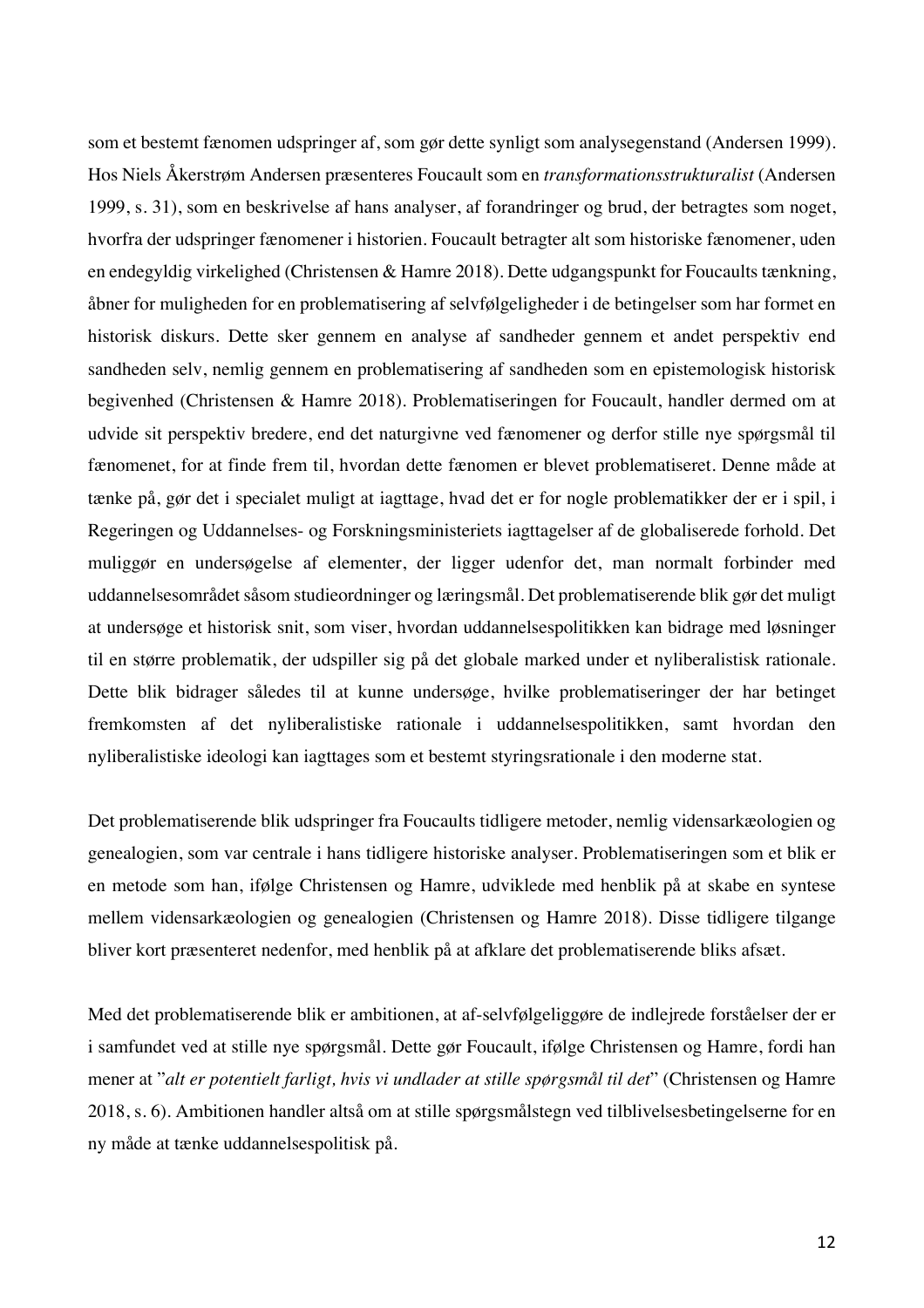som et bestemt fænomen udspringer af, som gør dette synligt som analysegenstand (Andersen 1999). Hos Niels Åkerstrøm Andersen præsenteres Foucault som en *transformationsstrukturalist* (Andersen 1999, s. 31), som en beskrivelse af hans analyser, af forandringer og brud, der betragtes som noget, hvorfra der udspringer fænomener i historien. Foucault betragter alt som historiske fænomener, uden en endegyldig virkelighed (Christensen & Hamre 2018). Dette udgangspunkt for Foucaults tænkning, åbner for muligheden for en problematisering af selvfølgeligheder i de betingelser som har formet en historisk diskurs. Dette sker gennem en analyse af sandheder gennem et andet perspektiv end sandheden selv, nemlig gennem en problematisering af sandheden som en epistemologisk historisk begivenhed (Christensen & Hamre 2018). Problematiseringen for Foucault, handler dermed om at udvide sit perspektiv bredere, end det naturgivne ved fænomener og derfor stille nye spørgsmål til fænomenet, for at finde frem til, hvordan dette fænomen er blevet problematiseret. Denne måde at tænke på, gør det i specialet muligt at iagttage, hvad det er for nogle problematikker der er i spil, i Regeringen og Uddannelses- og Forskningsministeriets iagttagelser af de globaliserede forhold. Det muliggør en undersøgelse af elementer, der ligger udenfor det, man normalt forbinder med uddannelsesområdet såsom studieordninger og læringsmål. Det problematiserende blik gør det muligt at undersøge et historisk snit, som viser, hvordan uddannelsespolitikken kan bidrage med løsninger til en større problematik, der udspiller sig på det globale marked under et nyliberalistisk rationale. Dette blik bidrager således til at kunne undersøge, hvilke problematiseringer der har betinget fremkomsten af det nyliberalistiske rationale i uddannelsespolitikken, samt hvordan den nyliberalistiske ideologi kan iagttages som et bestemt styringsrationale i den moderne stat.

Det problematiserende blik udspringer fra Foucaults tidligere metoder, nemlig vidensarkæologien og genealogien, som var centrale i hans tidligere historiske analyser. Problematiseringen som et blik er en metode som han, ifølge Christensen og Hamre, udviklede med henblik på at skabe en syntese mellem vidensarkæologien og genealogien (Christensen og Hamre 2018). Disse tidligere tilgange bliver kort præsenteret nedenfor, med henblik på at afklare det problematiserende bliks afsæt.

Med det problematiserende blik er ambitionen, at af-selvfølgeliggøre de indlejrede forståelser der er i samfundet ved at stille nye spørgsmål. Dette gør Foucault, ifølge Christensen og Hamre, fordi han mener at "*alt er potentielt farligt, hvis vi undlader at stille spørgsmål til det*" (Christensen og Hamre 2018, s. 6). Ambitionen handler altså om at stille spørgsmålstegn ved tilblivelsesbetingelserne for en ny måde at tænke uddannelsespolitisk på.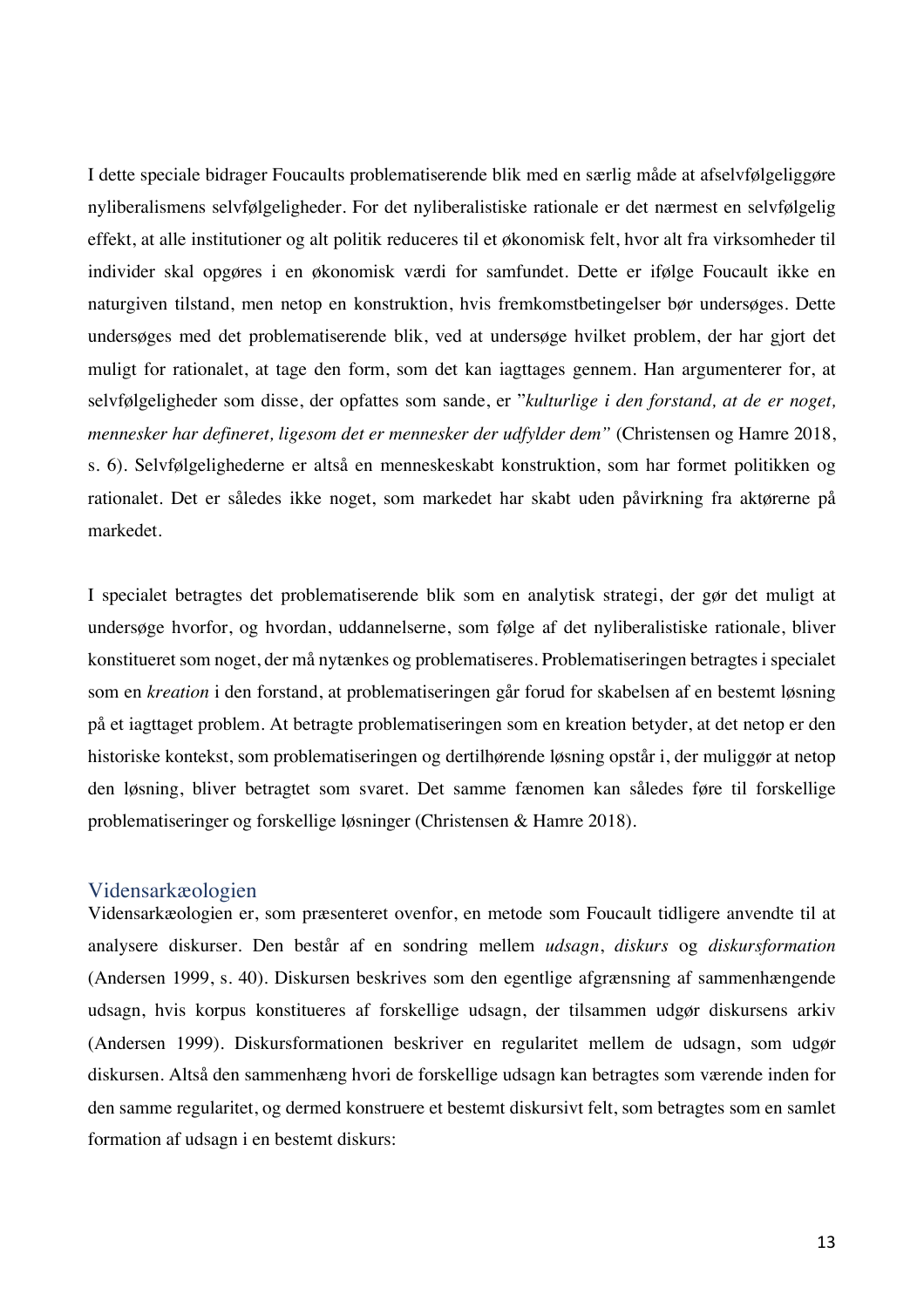I dette speciale bidrager Foucaults problematiserende blik med en særlig måde at afselvfølgeliggøre nyliberalismens selvfølgeligheder. For det nyliberalistiske rationale er det nærmest en selvfølgelig effekt, at alle institutioner og alt politik reduceres til et økonomisk felt, hvor alt fra virksomheder til individer skal opgøres i en økonomisk værdi for samfundet. Dette er ifølge Foucault ikke en naturgiven tilstand, men netop en konstruktion, hvis fremkomstbetingelser bør undersøges. Dette undersøges med det problematiserende blik, ved at undersøge hvilket problem, der har gjort det muligt for rationalet, at tage den form, som det kan iagttages gennem. Han argumenterer for, at selvfølgeligheder som disse, der opfattes som sande, er *"kulturlige i den forstand, at de er noget, mennesker har defineret, ligesom det er mennesker der udfylder dem"* (Christensen og Hamre 2018, s. 6). Selvfølgelighederne er altså en menneskeskabt konstruktion, som har formet politikken og rationalet. Det er således ikke noget, som markedet har skabt uden påvirkning fra aktørerne på markedet.

I specialet betragtes det problematiserende blik som en analytisk strategi, der gør det muligt at undersøge hvorfor, og hvordan, uddannelserne, som følge af det nyliberalistiske rationale, bliver konstitueret som noget, der må nytænkes og problematiseres. Problematiseringen betragtes i specialet som en *kreation* i den forstand, at problematiseringen går forud for skabelsen af en bestemt løsning på et iagttaget problem. At betragte problematiseringen som en kreation betyder, at det netop er den historiske kontekst, som problematiseringen og dertilhørende løsning opstår i, der muliggør at netop den løsning, bliver betragtet som svaret. Det samme fænomen kan således føre til forskellige problematiseringer og forskellige løsninger (Christensen & Hamre 2018).

## Vidensarkæologien

Vidensarkæologien er, som præsenteret ovenfor, en metode som Foucault tidligere anvendte til at analysere diskurser. Den består af en sondring mellem *udsagn*, *diskurs* og *diskursformation* (Andersen 1999, s. 40). Diskursen beskrives som den egentlige afgrænsning af sammenhængende udsagn, hvis korpus konstitueres af forskellige udsagn, der tilsammen udgør diskursens arkiv (Andersen 1999). Diskursformationen beskriver en regularitet mellem de udsagn, som udgør diskursen. Altså den sammenhæng hvori de forskellige udsagn kan betragtes som værende inden for den samme regularitet, og dermed konstruere et bestemt diskursivt felt, som betragtes som en samlet formation af udsagn i en bestemt diskurs: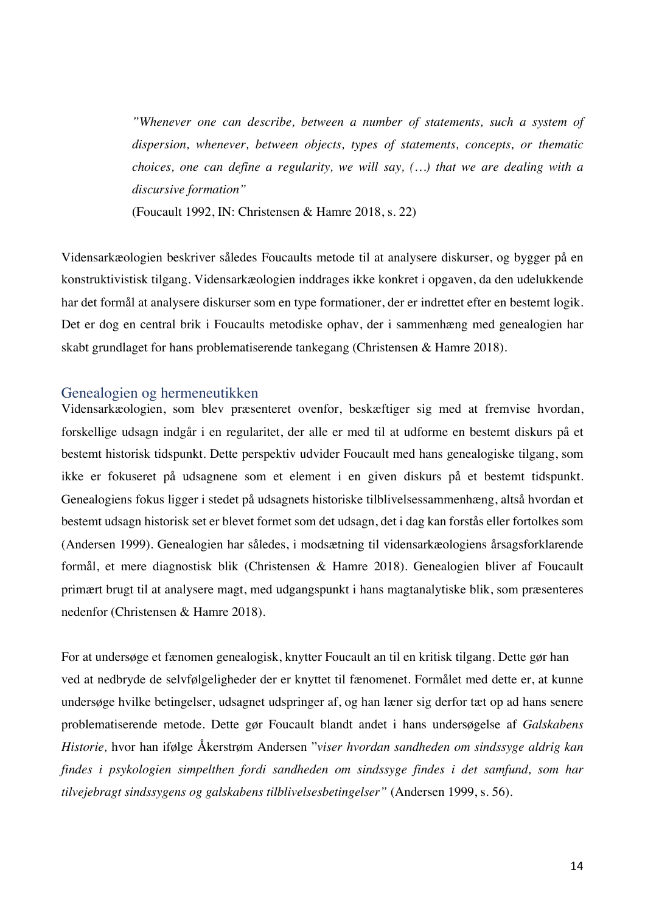> *"Whenever one can describe, between a number of statements, such a system of dispersion, whenever, between objects, types of statements, concepts, or thematic choices, one can define a regularity, we will say, (…) that we are dealing with a discursive formation"*
> (Foucault 1992, IN: Christensen & Hamre 2018, s. 22)

Vidensarkæologien beskriver således Foucaults metode til at analysere diskurser, og bygger på en konstruktivistisk tilgang. Vidensarkæologien inddrages ikke konkret i opgaven, da den udelukkende har det formål at analysere diskurser som en type formationer, der er indrettet efter en bestemt logik. Det er dog en central brik i Foucaults metodiske ophav, der i sammenhæng med genealogien har skabt grundlaget for hans problematiserende tankegang (Christensen & Hamre 2018).

## Genealogien og hermeneutikken

Vidensarkæologien, som blev præsenteret ovenfor, beskæftiger sig med at fremvise hvordan, forskellige udsagn indgår i en regularitet, der alle er med til at udforme en bestemt diskurs på et bestemt historisk tidspunkt. Dette perspektiv udvider Foucault med hans genealogiske tilgang, som ikke er fokuseret på udsagnene som et element i en given diskurs på et bestemt tidspunkt. Genealogiens fokus ligger i stedet på udsagnets historiske tilblivelsessammenhæng, altså hvordan et bestemt udsagn historisk set er blevet formet som det udsagn, det i dag kan forstås eller fortolkes som (Andersen 1999). Genealogien har således, i modsætning til vidensarkæologiens årsagsforklarende formål, et mere diagnostisk blik (Christensen & Hamre 2018). Genealogien bliver af Foucault primært brugt til at analysere magt, med udgangspunkt i hans magtanalytiske blik, som præsenteres nedenfor (Christensen & Hamre 2018).

For at undersøge et fænomen genealogisk, knytter Foucault an til en kritisk tilgang. Dette gør han ved at nedbryde de selvfølgeligheder der er knyttet til fænomenet. Formålet med dette er, at kunne undersøge hvilke betingelser, udsagnet udspringer af, og han læner sig derfor tæt op ad hans senere problematiserende metode. Dette gør Foucault blandt andet i hans undersøgelse af *Galskabens Historie,* hvor han ifølge Åkerstrøm Andersen "*viser hvordan sandheden om sindssyge aldrig kan findes i psykologien simpelthen fordi sandheden om sindssyge findes i det samfund, som har tilvejebragt sindssygens og galskabens tilblivelsesbetingelser"* (Andersen 1999, s. 56).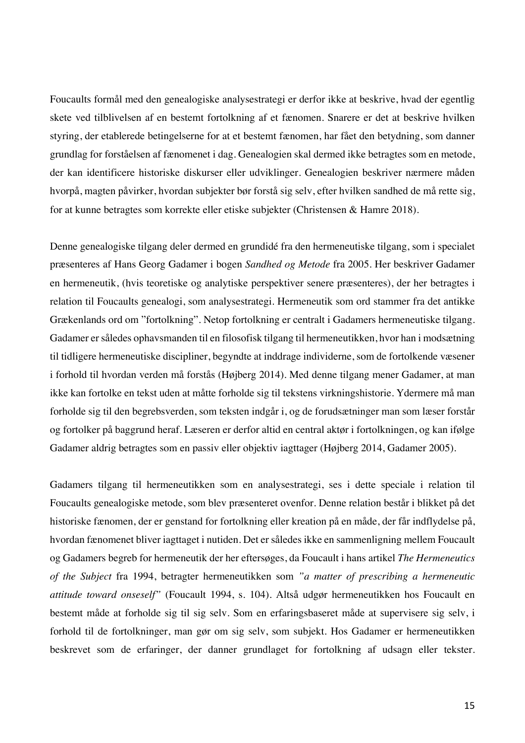Foucaults formål med den genealogiske analysestrategi er derfor ikke at beskrive, hvad der egentlig skete ved tilblivelsen af en bestemt fortolkning af et fænomen. Snarere er det at beskrive hvilken styring, der etablerede betingelserne for at et bestemt fænomen, har fået den betydning, som danner grundlag for forståelsen af fænomenet i dag. Genealogien skal dermed ikke betragtes som en metode, der kan identificere historiske diskurser eller udviklinger. Genealogien beskriver nærmere måden hvorpå, magten påvirker, hvordan subjekter bør forstå sig selv, efter hvilken sandhed de må rette sig, for at kunne betragtes som korrekte eller etiske subjekter (Christensen & Hamre 2018).

Denne genealogiske tilgang deler dermed en grundidé fra den hermeneutiske tilgang, som i specialet præsenteres af Hans Georg Gadamer i bogen *Sandhed og Metode* fra 2005. Her beskriver Gadamer en hermeneutik, (hvis teoretiske og analytiske perspektiver senere præsenteres), der her betragtes i relation til Foucaults genealogi, som analysestrategi. Hermeneutik som ord stammer fra det antikke Grækenlands ord om "fortolkning". Netop fortolkning er centralt i Gadamers hermeneutiske tilgang. Gadamer er således ophavsmanden til en filosofisk tilgang til hermeneutikken, hvor han i modsætning til tidligere hermeneutiske discipliner, begyndte at inddrage individerne, som de fortolkende væsener i forhold til hvordan verden må forstås (Højberg 2014). Med denne tilgang mener Gadamer, at man ikke kan fortolke en tekst uden at måtte forholde sig til tekstens virkningshistorie. Ydermere må man forholde sig til den begrebsverden, som teksten indgår i, og de forudsætninger man som læser forstår og fortolker på baggrund heraf. Læseren er derfor altid en central aktør i fortolkningen, og kan ifølge Gadamer aldrig betragtes som en passiv eller objektiv iagttager (Højberg 2014, Gadamer 2005).

Gadamers tilgang til hermeneutikken som en analysestrategi, ses i dette speciale i relation til Foucaults genealogiske metode, som blev præsenteret ovenfor. Denne relation består i blikket på det historiske fænomen, der er genstand for fortolkning eller kreation på en måde, der får indflydelse på, hvordan fænomenet bliver iagttaget i nutiden. Det er således ikke en sammenligning mellem Foucault og Gadamers begreb for hermeneutik der her eftersøges, da Foucault i hans artikel *The Hermeneutics of the Subject* fra 1994, betragter hermeneutikken som *"a matter of prescribing a hermeneutic attitude toward onseself"* (Foucault 1994, s. 104). Altså udgør hermeneutikken hos Foucault en bestemt måde at forholde sig til sig selv. Som en erfaringsbaseret måde at supervisere sig selv, i forhold til de fortolkninger, man gør om sig selv, som subjekt. Hos Gadamer er hermeneutikken beskrevet som de erfaringer, der danner grundlaget for fortolkning af udsagn eller tekster.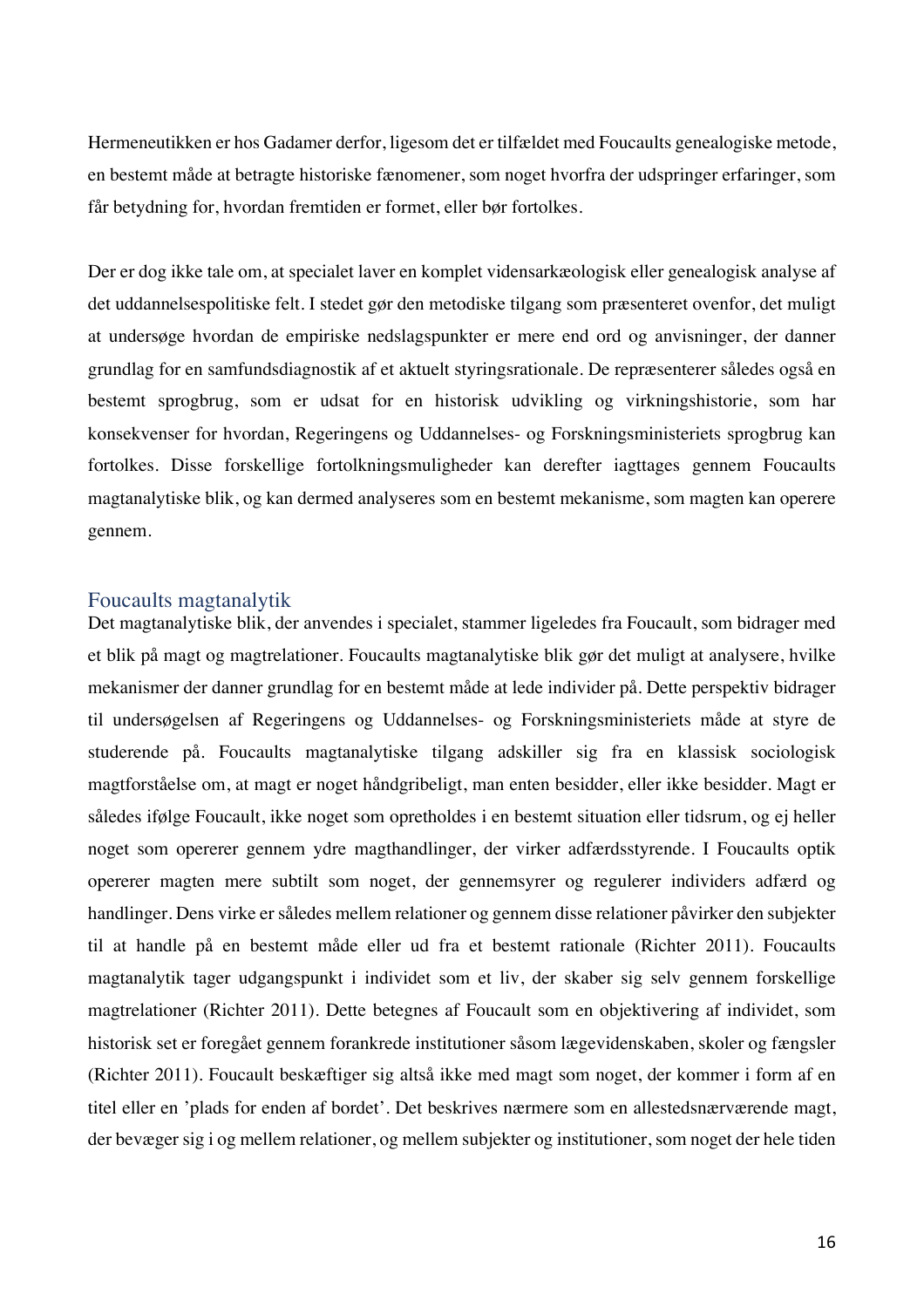Hermeneutikken er hos Gadamer derfor, ligesom det er tilfældet med Foucaults genealogiske metode, en bestemt måde at betragte historiske fænomener, som noget hvorfra der udspringer erfaringer, som får betydning for, hvordan fremtiden er formet, eller bør fortolkes.

Der er dog ikke tale om, at specialet laver en komplet vidensarkæologisk eller genealogisk analyse af det uddannelsespolitiske felt. I stedet gør den metodiske tilgang som præsenteret ovenfor, det muligt at undersøge hvordan de empiriske nedslagspunkter er mere end ord og anvisninger, der danner grundlag for en samfundsdiagnostik af et aktuelt styringsrationale. De repræsenterer således også en bestemt sprogbrug, som er udsat for en historisk udvikling og virkningshistorie, som har konsekvenser for hvordan, Regeringens og Uddannelses- og Forskningsministeriets sprogbrug kan fortolkes. Disse forskellige fortolkningsmuligheder kan derefter iagttages gennem Foucaults magtanalytiske blik, og kan dermed analyseres som en bestemt mekanisme, som magten kan operere gennem.

## Foucaults magtanalytik

Det magtanalytiske blik, der anvendes i specialet, stammer ligeledes fra Foucault, som bidrager med et blik på magt og magtrelationer. Foucaults magtanalytiske blik gør det muligt at analysere, hvilke mekanismer der danner grundlag for en bestemt måde at lede individer på. Dette perspektiv bidrager til undersøgelsen af Regeringens og Uddannelses- og Forskningsministeriets måde at styre de studerende på. Foucaults magtanalytiske tilgang adskiller sig fra en klassisk sociologisk magtforståelse om, at magt er noget håndgribeligt, man enten besidder, eller ikke besidder. Magt er således ifølge Foucault, ikke noget som opretholdes i en bestemt situation eller tidsrum, og ej heller noget som opererer gennem ydre magthandlinger, der virker adfærdsstyrende. I Foucaults optik opererer magten mere subtilt som noget, der gennemsyrer og regulerer individers adfærd og handlinger. Dens virke er således mellem relationer og gennem disse relationer påvirker den subjekter til at handle på en bestemt måde eller ud fra et bestemt rationale (Richter 2011). Foucaults magtanalytik tager udgangspunkt i individet som et liv, der skaber sig selv gennem forskellige magtrelationer (Richter 2011). Dette betegnes af Foucault som en objektivering af individet, som historisk set er foregået gennem forankrede institutioner såsom lægevidenskaben, skoler og fængsler (Richter 2011). Foucault beskæftiger sig altså ikke med magt som noget, der kommer i form af en titel eller en 'plads for enden af bordet'. Det beskrives nærmere som en allestedsnærværende magt, der bevæger sig i og mellem relationer, og mellem subjekter og institutioner, som noget der hele tiden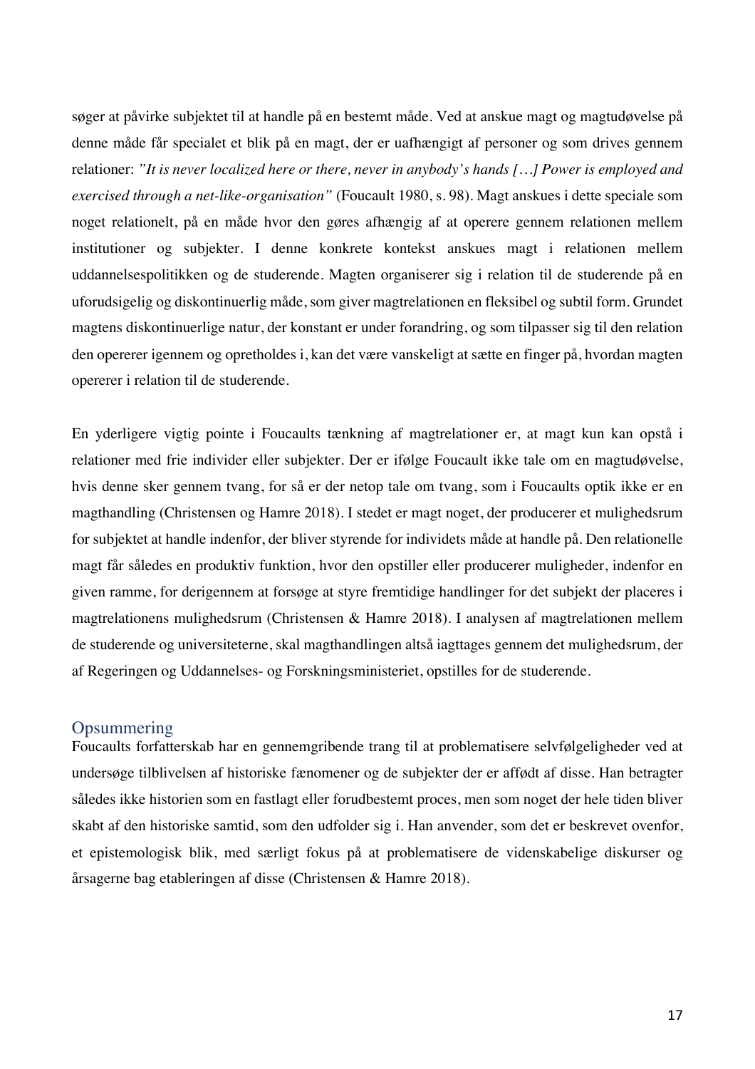søger at påvirke subjektet til at handle på en bestemt måde. Ved at anskue magt og magtudøvelse på denne måde får specialet et blik på en magt, der er uafhængigt af personer og som drives gennem relationer: *"It is never localized here or there, never in anybody's hands […] Power is employed and exercised through a net-like-organisation"* (Foucault 1980, s. 98). Magt anskues i dette speciale som noget relationelt, på en måde hvor den gøres afhængig af at operere gennem relationen mellem institutioner og subjekter. I denne konkrete kontekst anskues magt i relationen mellem uddannelsespolitikken og de studerende. Magten organiserer sig i relation til de studerende på en uforudsigelig og diskontinuerlig måde, som giver magtrelationen en fleksibel og subtil form. Grundet magtens diskontinuerlige natur, der konstant er under forandring, og som tilpasser sig til den relation den opererer igennem og opretholdes i, kan det være vanskeligt at sætte en finger på, hvordan magten opererer i relation til de studerende.

En yderligere vigtig pointe i Foucaults tænkning af magtrelationer er, at magt kun kan opstå i relationer med frie individer eller subjekter. Der er ifølge Foucault ikke tale om en magtudøvelse, hvis denne sker gennem tvang, for så er der netop tale om tvang, som i Foucaults optik ikke er en magthandling (Christensen og Hamre 2018). I stedet er magt noget, der producerer et mulighedsrum for subjektet at handle indenfor, der bliver styrende for individets måde at handle på. Den relationelle magt får således en produktiv funktion, hvor den opstiller eller producerer muligheder, indenfor en given ramme, for derigennem at forsøge at styre fremtidige handlinger for det subjekt der placeres i magtrelationens mulighedsrum (Christensen & Hamre 2018). I analysen af magtrelationen mellem de studerende og universiteterne, skal magthandlingen altså iagttages gennem det mulighedsrum, der af Regeringen og Uddannelses- og Forskningsministeriet, opstilles for de studerende.

## Opsummering

Foucaults forfatterskab har en gennemgribende trang til at problematisere selvfølgeligheder ved at undersøge tilblivelsen af historiske fænomener og de subjekter der er affødt af disse. Han betragter således ikke historien som en fastlagt eller forudbestemt proces, men som noget der hele tiden bliver skabt af den historiske samtid, som den udfolder sig i. Han anvender, som det er beskrevet ovenfor, et epistemologisk blik, med særligt fokus på at problematisere de videnskabelige diskurser og årsagerne bag etableringen af disse (Christensen & Hamre 2018).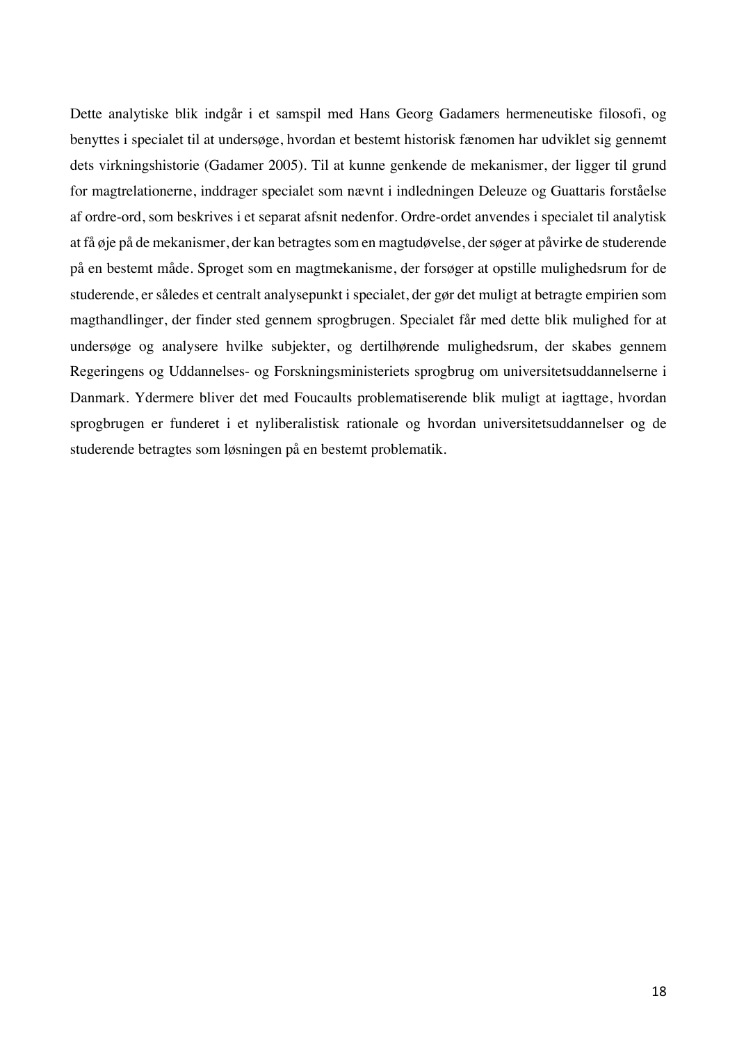Dette analytiske blik indgår i et samspil med Hans Georg Gadamers hermeneutiske filosofi, og benyttes i specialet til at undersøge, hvordan et bestemt historisk fænomen har udviklet sig gennemt dets virkningshistorie (Gadamer 2005). Til at kunne genkende de mekanismer, der ligger til grund for magtrelationerne, inddrager specialet som nævnt i indledningen Deleuze og Guattaris forståelse af ordre-ord, som beskrives i et separat afsnit nedenfor. Ordre-ordet anvendes i specialet til analytisk at få øje på de mekanismer, der kan betragtes som en magtudøvelse, der søger at påvirke de studerende på en bestemt måde. Sproget som en magtmekanisme, der forsøger at opstille mulighedsrum for de studerende, er således et centralt analysepunkt i specialet, der gør det muligt at betragte empirien som magthandlinger, der finder sted gennem sprogbrugen. Specialet får med dette blik mulighed for at undersøge og analysere hvilke subjekter, og dertilhørende mulighedsrum, der skabes gennem Regeringens og Uddannelses- og Forskningsministeriets sprogbrug om universitetsuddannelserne i Danmark. Ydermere bliver det med Foucaults problematiserende blik muligt at iagttage, hvordan sprogbrugen er funderet i et nyliberalistisk rationale og hvordan universitetsuddannelser og de studerende betragtes som løsningen på en bestemt problematik.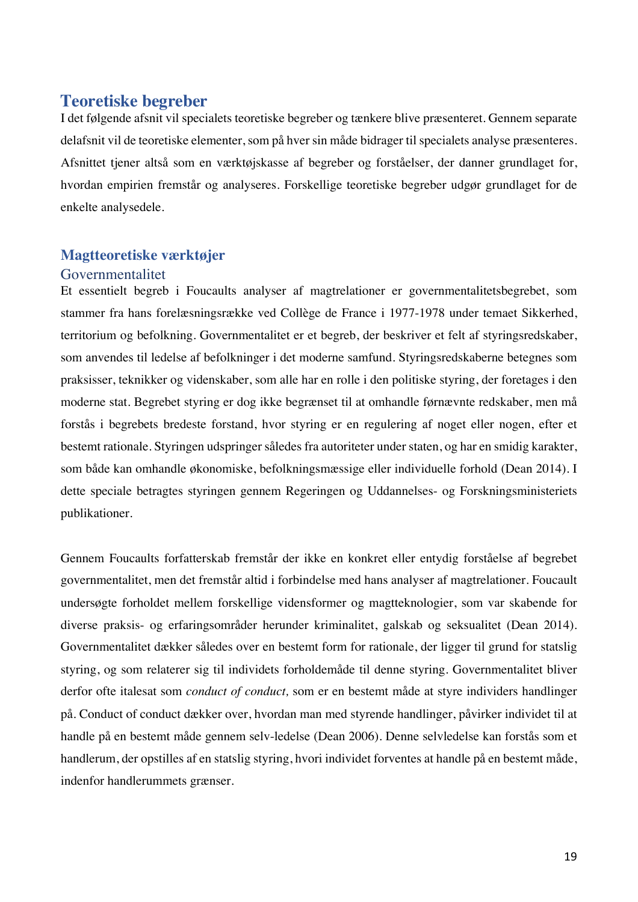# Teoretiske begreber

I det følgende afsnit vil specialets teoretiske begreber og tænkere blive præsenteret. Gennem separate delafsnit vil de teoretiske elementer, som på hver sin måde bidrager til specialets analyse præsenteres. Afsnittet tjener altså som en værktøjskasse af begreber og forståelser, der danner grundlaget for, hvordan empirien fremstår og analyseres. Forskellige teoretiske begreber udgør grundlaget for de enkelte analysedele.

## Magtteoretiske værktøjer

### Governmentalitet

Et essentielt begreb i Foucaults analyser af magtrelationer er governmentalitetsbegrebet, som stammer fra hans forelæsningsrække ved Collège de France i 1977-1978 under temaet Sikkerhed, territorium og befolkning. Governmentalitet er et begreb, der beskriver et felt af styringsredskaber, som anvendes til ledelse af befolkninger i det moderne samfund. Styringsredskaberne betegnes som praksisser, teknikker og videnskaber, som alle har en rolle i den politiske styring, der foretages i den moderne stat. Begrebet styring er dog ikke begrænset til at omhandle førnævnte redskaber, men må forstås i begrebets bredeste forstand, hvor styring er en regulering af noget eller nogen, efter et bestemt rationale. Styringen udspringer således fra autoriteter under staten, og har en smidig karakter, som både kan omhandle økonomiske, befolkningsmæssige eller individuelle forhold (Dean 2014). I dette speciale betragtes styringen gennem Regeringen og Uddannelses- og Forskningsministeriets publikationer.

Gennem Foucaults forfatterskab fremstår der ikke en konkret eller entydig forståelse af begrebet governmentalitet, men det fremstår altid i forbindelse med hans analyser af magtrelationer. Foucault undersøgte forholdet mellem forskellige vidensformer og magtteknologier, som var skabende for diverse praksis- og erfaringsområder herunder kriminalitet, galskab og seksualitet (Dean 2014). Governmentalitet dækker således over en bestemt form for rationale, der ligger til grund for statslig styring, og som relaterer sig til individets forholdemåde til denne styring. Governmentalitet bliver derfor ofte italesat som *conduct of conduct,* som er en bestemt måde at styre individers handlinger på. Conduct of conduct dækker over, hvordan man med styrende handlinger, påvirker individet til at handle på en bestemt måde gennem selv-ledelse (Dean 2006). Denne selvledelse kan forstås som et handlerum, der opstilles af en statslig styring, hvori individet forventes at handle på en bestemt måde, indenfor handlerummets grænser.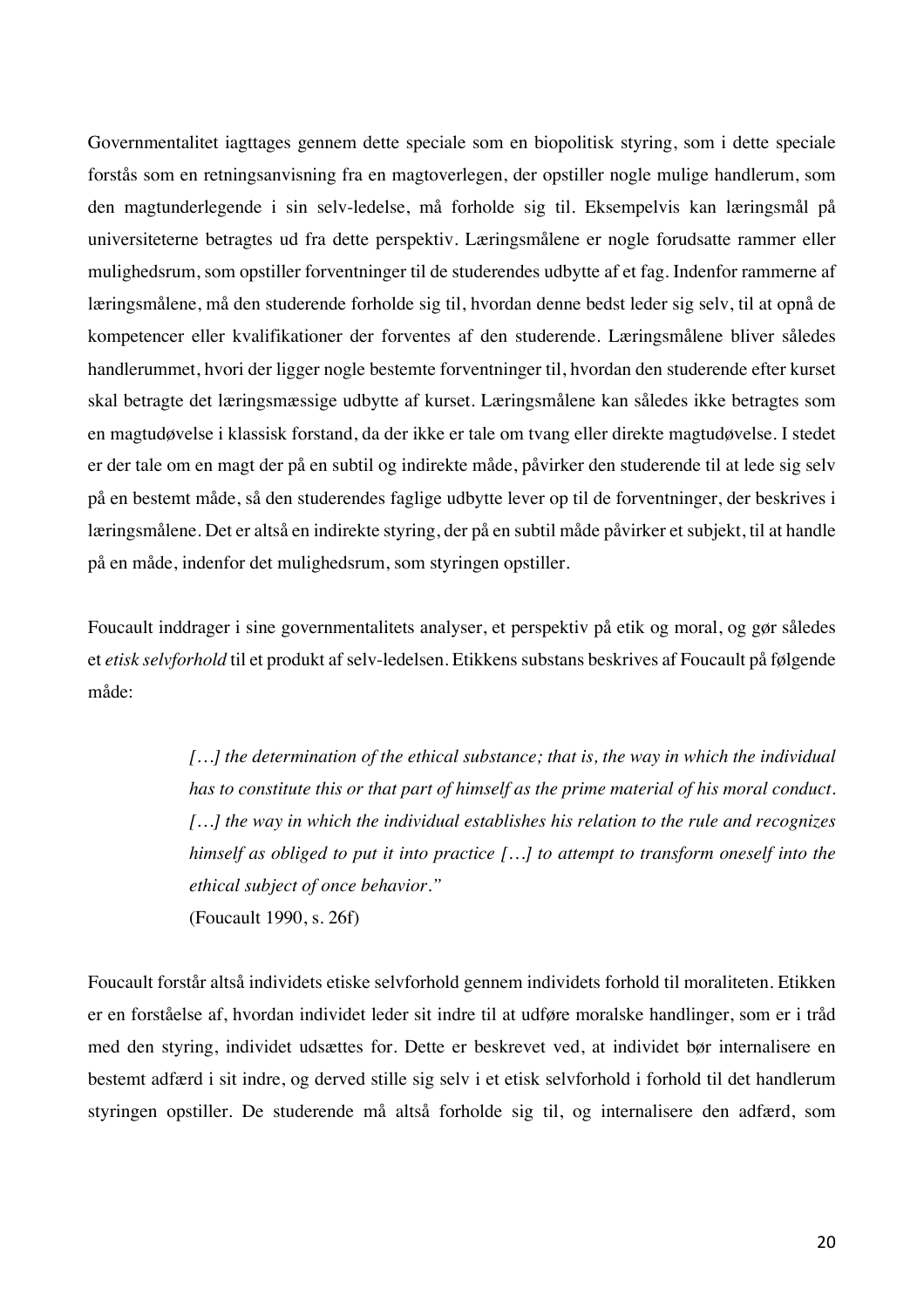Governmentalitet iagttages gennem dette speciale som en biopolitisk styring, som i dette speciale forstås som en retningsanvisning fra en magtoverlegen, der opstiller nogle mulige handlerum, som den magtunderlegende i sin selv-ledelse, må forholde sig til. Eksempelvis kan læringsmål på universiteterne betragtes ud fra dette perspektiv. Læringsmålene er nogle forudsatte rammer eller mulighedsrum, som opstiller forventninger til de studerendes udbytte af et fag. Indenfor rammerne af læringsmålene, må den studerende forholde sig til, hvordan denne bedst leder sig selv, til at opnå de kompetencer eller kvalifikationer der forventes af den studerende. Læringsmålene bliver således handlerummet, hvori der ligger nogle bestemte forventninger til, hvordan den studerende efter kurset skal betragte det læringsmæssige udbytte af kurset. Læringsmålene kan således ikke betragtes som en magtudøvelse i klassisk forstand, da der ikke er tale om tvang eller direkte magtudøvelse. I stedet er der tale om en magt der på en subtil og indirekte måde, påvirker den studerende til at lede sig selv på en bestemt måde, så den studerendes faglige udbytte lever op til de forventninger, der beskrives i læringsmålene. Det er altså en indirekte styring, der på en subtil måde påvirker et subjekt, til at handle på en måde, indenfor det mulighedsrum, som styringen opstiller.

Foucault inddrager i sine governmentalitets analyser, et perspektiv på etik og moral, og gør således et *etisk selvforhold* til et produkt af selv-ledelsen. Etikkens substans beskrives af Foucault på følgende måde:

> *[…] the determination of the ethical substance; that is, the way in which the individual has to constitute this or that part of himself as the prime material of his moral conduct. […] the way in which the individual establishes his relation to the rule and recognizes himself as obliged to put it into practice […] to attempt to transform oneself into the ethical subject of once behavior."*
> (Foucault 1990, s. 26f)

Foucault forstår altså individets etiske selvforhold gennem individets forhold til moraliteten. Etikken er en forståelse af, hvordan individet leder sit indre til at udføre moralske handlinger, som er i tråd med den styring, individet udsættes for. Dette er beskrevet ved, at individet bør internalisere en bestemt adfærd i sit indre, og derved stille sig selv i et etisk selvforhold i forhold til det handlerum styringen opstiller. De studerende må altså forholde sig til, og internalisere den adfærd, som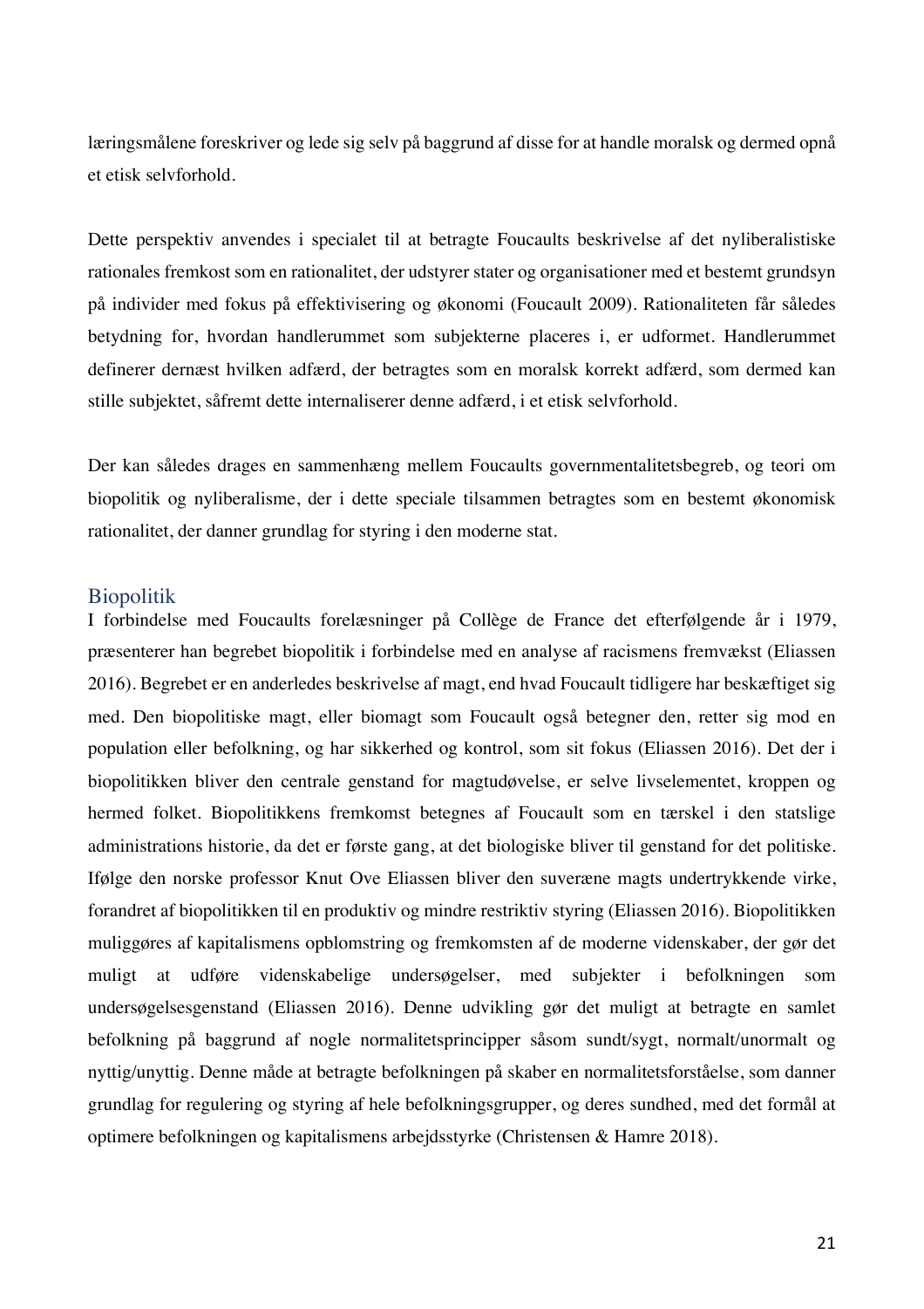læringsmålene foreskriver og lede sig selv på baggrund af disse for at handle moralsk og dermed opnå et etisk selvforhold.

Dette perspektiv anvendes i specialet til at betragte Foucaults beskrivelse af det nyliberalistiske rationales fremkost som en rationalitet, der udstyrer stater og organisationer med et bestemt grundsyn på individer med fokus på effektivisering og økonomi (Foucault 2009). Rationaliteten får således betydning for, hvordan handlerummet som subjekterne placeres i, er udformet. Handlerummet definerer dernæst hvilken adfærd, der betragtes som en moralsk korrekt adfærd, som dermed kan stille subjektet, såfremt dette internaliserer denne adfærd, i et etisk selvforhold.

Der kan således drages en sammenhæng mellem Foucaults governmentalitetsbegreb, og teori om biopolitik og nyliberalisme, der i dette speciale tilsammen betragtes som en bestemt økonomisk rationalitet, der danner grundlag for styring i den moderne stat.

## Biopolitik

I forbindelse med Foucaults forelæsninger på Collège de France det efterfølgende år i 1979, præsenterer han begrebet biopolitik i forbindelse med en analyse af racismens fremvækst (Eliassen 2016). Begrebet er en anderledes beskrivelse af magt, end hvad Foucault tidligere har beskæftiget sig med. Den biopolitiske magt, eller biomagt som Foucault også betegner den, retter sig mod en population eller befolkning, og har sikkerhed og kontrol, som sit fokus (Eliassen 2016). Det der i biopolitikken bliver den centrale genstand for magtudøvelse, er selve livselementet, kroppen og hermed folket. Biopolitikkens fremkomst betegnes af Foucault som en tærskel i den statslige administrations historie, da det er første gang, at det biologiske bliver til genstand for det politiske. Ifølge den norske professor Knut Ove Eliassen bliver den suveræne magts undertrykkende virke, forandret af biopolitikken til en produktiv og mindre restriktiv styring (Eliassen 2016). Biopolitikken muliggøres af kapitalismens opblomstring og fremkomsten af de moderne videnskaber, der gør det muligt at udføre videnskabelige undersøgelser, med subjekter i befolkningen som undersøgelsesgenstand (Eliassen 2016). Denne udvikling gør det muligt at betragte en samlet befolkning på baggrund af nogle normalitetsprincipper såsom sundt/sygt, normalt/unormalt og nyttig/unyttig. Denne måde at betragte befolkningen på skaber en normalitetsforståelse, som danner grundlag for regulering og styring af hele befolkningsgrupper, og deres sundhed, med det formål at optimere befolkningen og kapitalismens arbejdsstyrke (Christensen & Hamre 2018).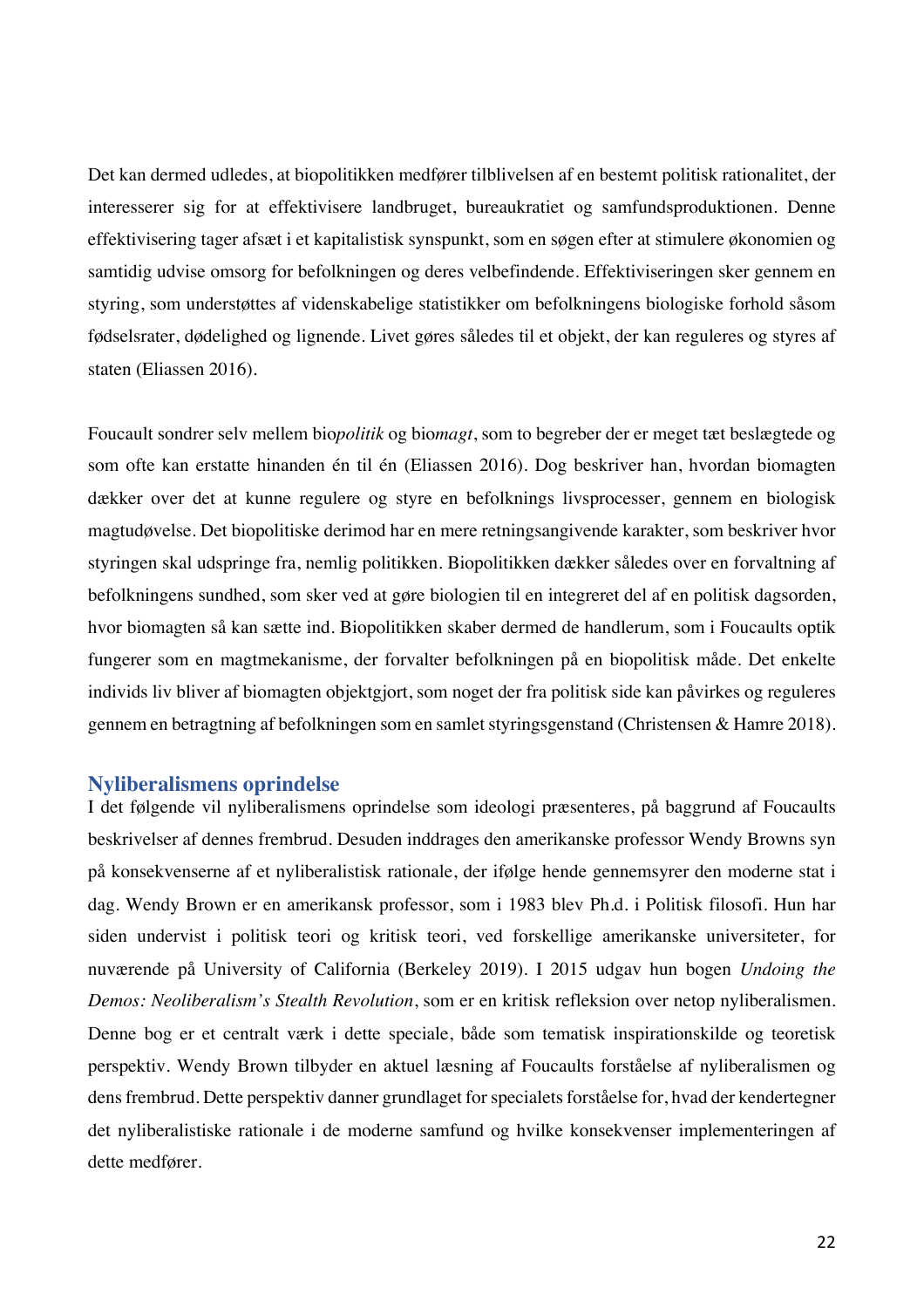Det kan dermed udledes, at biopolitikken medfører tilblivelsen af en bestemt politisk rationalitet, der interesserer sig for at effektivisere landbruget, bureaukratiet og samfundsproduktionen. Denne effektivisering tager afsæt i et kapitalistisk synspunkt, som en søgen efter at stimulere økonomien og samtidig udvise omsorg for befolkningen og deres velbefindende. Effektiviseringen sker gennem en styring, som understøttes af videnskabelige statistikker om befolkningens biologiske forhold såsom fødselsrater, dødelighed og lignende. Livet gøres således til et objekt, der kan reguleres og styres af staten (Eliassen 2016).

Foucault sondrer selv mellem bio*politik* og bio*magt*, som to begreber der er meget tæt beslægtede og som ofte kan erstatte hinanden én til én (Eliassen 2016). Dog beskriver han, hvordan biomagten dækker over det at kunne regulere og styre en befolknings livsprocesser, gennem en biologisk magtudøvelse. Det biopolitiske derimod har en mere retningsangivende karakter, som beskriver hvor styringen skal udspringe fra, nemlig politikken. Biopolitikken dækker således over en forvaltning af befolkningens sundhed, som sker ved at gøre biologien til en integreret del af en politisk dagsorden, hvor biomagten så kan sætte ind. Biopolitikken skaber dermed de handlerum, som i Foucaults optik fungerer som en magtmekanisme, der forvalter befolkningen på en biopolitisk måde. Det enkelte individs liv bliver af biomagten objektgjort, som noget der fra politisk side kan påvirkes og reguleres gennem en betragtning af befolkningen som en samlet styringsgenstand (Christensen & Hamre 2018).

## Nyliberalismens oprindelse

I det følgende vil nyliberalismens oprindelse som ideologi præsenteres, på baggrund af Foucaults beskrivelser af dennes frembrud. Desuden inddrages den amerikanske professor Wendy Browns syn på konsekvenserne af et nyliberalistisk rationale, der ifølge hende gennemsyrer den moderne stat i dag. Wendy Brown er en amerikansk professor, som i 1983 blev Ph.d. i Politisk filosofi. Hun har siden undervist i politisk teori og kritisk teori, ved forskellige amerikanske universiteter, for nuværende på University of California (Berkeley 2019). I 2015 udgav hun bogen *Undoing the Demos: Neoliberalism's Stealth Revolution*, som er en kritisk refleksion over netop nyliberalismen. Denne bog er et centralt værk i dette speciale, både som tematisk inspirationskilde og teoretisk perspektiv. Wendy Brown tilbyder en aktuel læsning af Foucaults forståelse af nyliberalismen og dens frembrud. Dette perspektiv danner grundlaget for specialets forståelse for, hvad der kendertegner det nyliberalistiske rationale i de moderne samfund og hvilke konsekvenser implementeringen af dette medfører.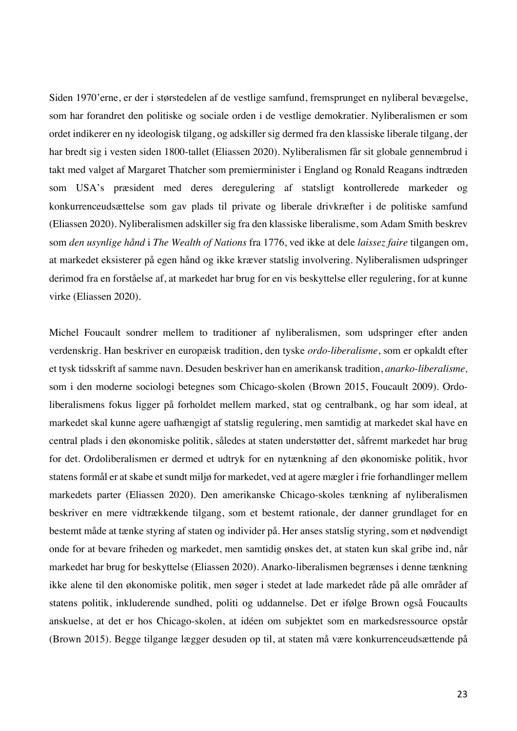Siden 1970'erne, er der i størstedelen af de vestlige samfund, fremsprunget en nyliberal bevægelse, som har forandret den politiske og sociale orden i de vestlige demokratier. Nyliberalismen er som ordet indikerer en ny ideologisk tilgang, og adskiller sig dermed fra den klassiske liberale tilgang, der har bredt sig i vesten siden 1800-tallet (Eliassen 2020). Nyliberalismen får sit globale gennembrud i takt med valget af Margaret Thatcher som premierminister i England og Ronald Reagans indtræden som USA's præsident med deres deregulering af statsligt kontrollerede markeder og konkurrenceudsættelse som gav plads til private og liberale drivkræfter i de politiske samfund (Eliassen 2020). Nyliberalismen adskiller sig fra den klassiske liberalisme, som Adam Smith beskrev som *den usynlige hånd* i *The Wealth of Nations* fra 1776, ved ikke at dele *laissez faire* tilgangen om, at markedet eksisterer på egen hånd og ikke kræver statslig involvering. Nyliberalismen udspringer derimod fra en forståelse af, at markedet har brug for en vis beskyttelse eller regulering, for at kunne virke (Eliassen 2020).

Michel Foucault sondrer mellem to traditioner af nyliberalismen, som udspringer efter anden verdenskrig. Han beskriver en europæisk tradition, den tyske *ordo-liberalisme*, som er opkaldt efter et tysk tidsskrift af samme navn. Desuden beskriver han en amerikansk tradition, *anarko-liberalisme,* som i den moderne sociologi betegnes som Chicago-skolen (Brown 2015, Foucault 2009). Ordoliberalismens fokus ligger på forholdet mellem marked, stat og centralbank, og har som ideal, at markedet skal kunne agere uafhængigt af statslig regulering, men samtidig at markedet skal have en central plads i den økonomiske politik, således at staten understøtter det, såfremt markedet har brug for det. Ordoliberalismen er dermed et udtryk for en nytænkning af den økonomiske politik, hvor statens formål er at skabe et sundt miljø for markedet, ved at agere mægler i frie forhandlinger mellem markedets parter (Eliassen 2020). Den amerikanske Chicago-skoles tænkning af nyliberalismen beskriver en mere vidtrækkende tilgang, som et bestemt rationale, der danner grundlaget for en bestemt måde at tænke styring af staten og individer på. Her anses statslig styring, som et nødvendigt onde for at bevare friheden og markedet, men samtidig ønskes det, at staten kun skal gribe ind, når markedet har brug for beskyttelse (Eliassen 2020). Anarko-liberalismen begrænses i denne tænkning ikke alene til den økonomiske politik, men søger i stedet at lade markedet råde på alle områder af statens politik, inkluderende sundhed, politi og uddannelse. Det er ifølge Brown også Foucaults anskuelse, at det er hos Chicago-skolen, at idéen om subjektet som en markedsressource opstår (Brown 2015). Begge tilgange lægger desuden op til, at staten må være konkurrenceudsættende på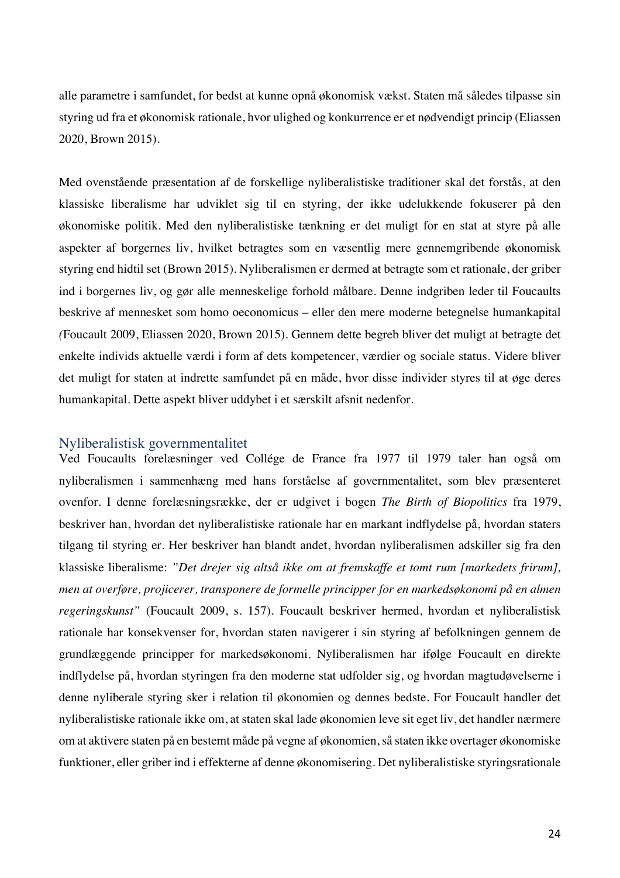alle parametre i samfundet, for bedst at kunne opnå økonomisk vækst. Staten må således tilpasse sin styring ud fra et økonomisk rationale, hvor ulighed og konkurrence er et nødvendigt princip (Eliassen 2020, Brown 2015).

Med ovenstående præsentation af de forskellige nyliberalistiske traditioner skal det forstås, at den klassiske liberalisme har udviklet sig til en styring, der ikke udelukkende fokuserer på den økonomiske politik. Med den nyliberalistiske tænkning er det muligt for en stat at styre på alle aspekter af borgernes liv, hvilket betragtes som en væsentlig mere gennemgribende økonomisk styring end hidtil set (Brown 2015). Nyliberalismen er dermed at betragte som et rationale, der griber ind i borgernes liv, og gør alle menneskelige forhold målbare. Denne indgriben leder til Foucaults beskrive af mennesket som homo oeconomicus – eller den mere moderne betegnelse humankapital (Foucault 2009, Eliassen 2020, Brown 2015). Gennem dette begreb bliver det muligt at betragte det enkelte individs aktuelle værdi i form af dets kompetencer, værdier og sociale status. Videre bliver det muligt for staten at indrette samfundet på en måde, hvor disse individer styres til at øge deres humankapital. Dette aspekt bliver uddybet i et særskilt afsnit nedenfor.

## Nyliberalistisk governmentalitet

Ved Foucaults forelæsninger ved Collége de France fra 1977 til 1979 taler han også om nyliberalismen i sammenhæng med hans forståelse af governmentalitet, som blev præsenteret ovenfor. I denne forelæsningsrække, der er udgivet i bogen *The Birth of Biopolitics* fra 1979, beskriver han, hvordan det nyliberalistiske rationale har en markant indflydelse på, hvordan staters tilgang til styring er. Her beskriver han blandt andet, hvordan nyliberalismen adskiller sig fra den klassiske liberalisme: *"Det drejer sig altså ikke om at fremskaffe et tomt rum [markedets frirum], men at overføre, projicerer, transponere de formelle principper for en markedsøkonomi på en almen regeringskunst"* (Foucault 2009, s. 157). Foucault beskriver hermed, hvordan et nyliberalistisk rationale har konsekvenser for, hvordan staten navigerer i sin styring af befolkningen gennem de grundlæggende principper for markedsøkonomi. Nyliberalismen har ifølge Foucault en direkte indflydelse på, hvordan styringen fra den moderne stat udfolder sig, og hvordan magtudøvelserne i denne nyliberale styring sker i relation til økonomien og dennes bedste. For Foucault handler det nyliberalistiske rationale ikke om, at staten skal lade økonomien leve sit eget liv, det handler nærmere om at aktivere staten på en bestemt måde på vegne af økonomien, så staten ikke overtager økonomiske funktioner, eller griber ind i effekterne af denne økonomisering. Det nyliberalistiske styringsrationale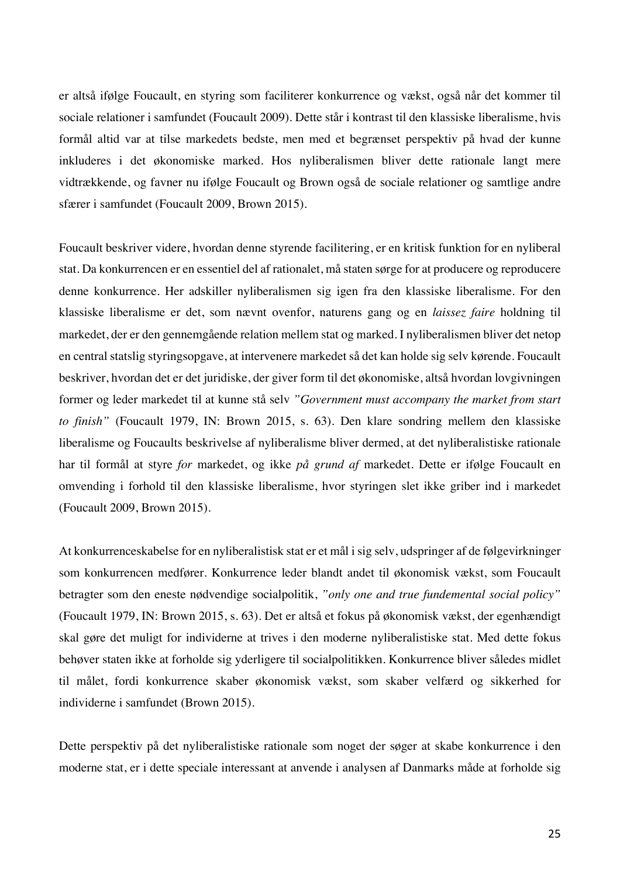er altså ifølge Foucault, en styring som faciliterer konkurrence og vækst, også når det kommer til sociale relationer i samfundet (Foucault 2009). Dette står i kontrast til den klassiske liberalisme, hvis formål altid var at tilse markedets bedste, men med et begrænset perspektiv på hvad der kunne inkluderes i det økonomiske marked. Hos nyliberalismen bliver dette rationale langt mere vidtrækkende, og favner nu ifølge Foucault og Brown også de sociale relationer og samtlige andre sfærer i samfundet (Foucault 2009, Brown 2015).

Foucault beskriver videre, hvordan denne styrende facilitering, er en kritisk funktion for en nyliberal stat. Da konkurrencen er en essentiel del af rationalet, må staten sørge for at producere og reproducere denne konkurrence. Her adskiller nyliberalismen sig igen fra den klassiske liberalisme. For den klassiske liberalisme er det, som nævnt ovenfor, naturens gang og en *laissez faire* holdning til markedet, der er den gennemgående relation mellem stat og marked. I nyliberalismen bliver det netop en central statslig styringsopgave, at intervenere markedet så det kan holde sig selv kørende. Foucault beskriver, hvordan det er det juridiske, der giver form til det økonomiske, altså hvordan lovgivningen former og leder markedet til at kunne stå selv *"Government must accompany the market from start to finish"* (Foucault 1979, IN: Brown 2015, s. 63). Den klare sondring mellem den klassiske liberalisme og Foucaults beskrivelse af nyliberalisme bliver dermed, at det nyliberalistiske rationale har til formål at styre *for* markedet, og ikke *på grund af* markedet. Dette er ifølge Foucault en omvending i forhold til den klassiske liberalisme, hvor styringen slet ikke griber ind i markedet (Foucault 2009, Brown 2015).

At konkurrenceskabelse for en nyliberalistisk stat er et mål i sig selv, udspringer af de følgevirkninger som konkurrencen medfører. Konkurrence leder blandt andet til økonomisk vækst, som Foucault betragter som den eneste nødvendige socialpolitik, *"only one and true fundemental social policy"* (Foucault 1979, IN: Brown 2015, s. 63). Det er altså et fokus på økonomisk vækst, der egenhændigt skal gøre det muligt for individerne at trives i den moderne nyliberalistiske stat. Med dette fokus behøver staten ikke at forholde sig yderligere til socialpolitikken. Konkurrence bliver således midlet til målet, fordi konkurrence skaber økonomisk vækst, som skaber velfærd og sikkerhed for individerne i samfundet (Brown 2015).

Dette perspektiv på det nyliberalistiske rationale som noget der søger at skabe konkurrence i den moderne stat, er i dette speciale interessant at anvende i analysen af Danmarks måde at forholde sig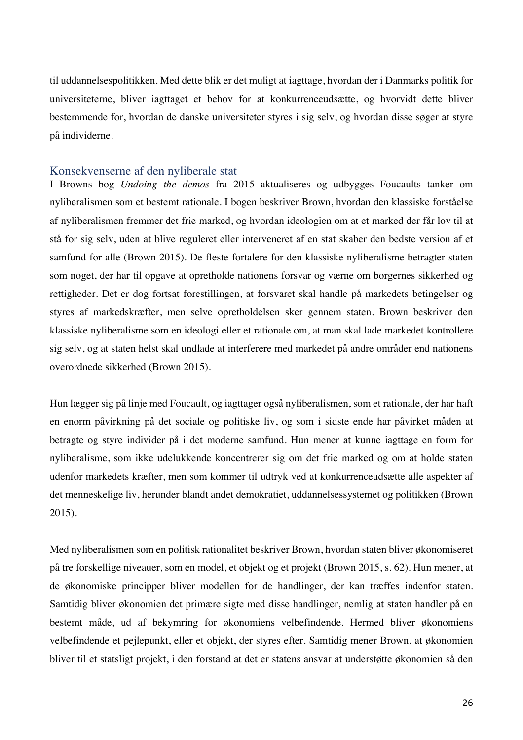til uddannelsespolitikken. Med dette blik er det muligt at iagttage, hvordan der i Danmarks politik for universiteterne, bliver iagttaget et behov for at konkurrenceudsætte, og hvorvidt dette bliver bestemmende for, hvordan de danske universiteter styres i sig selv, og hvordan disse søger at styre på individerne.

## Konsekvenserne af den nyliberale stat

I Browns bog *Undoing the demos* fra 2015 aktualiseres og udbygges Foucaults tanker om nyliberalismen som et bestemt rationale. I bogen beskriver Brown, hvordan den klassiske forståelse af nyliberalismen fremmer det frie marked, og hvordan ideologien om at et marked der får lov til at stå for sig selv, uden at blive reguleret eller interveneret af en stat skaber den bedste version af et samfund for alle (Brown 2015). De fleste fortalere for den klassiske nyliberalisme betragter staten som noget, der har til opgave at opretholde nationens forsvar og værne om borgernes sikkerhed og rettigheder. Det er dog fortsat forestillingen, at forsvaret skal handle på markedets betingelser og styres af markedskræfter, men selve opretholdelsen sker gennem staten. Brown beskriver den klassiske nyliberalisme som en ideologi eller et rationale om, at man skal lade markedet kontrollere sig selv, og at staten helst skal undlade at interferere med markedet på andre områder end nationens overordnede sikkerhed (Brown 2015).

Hun lægger sig på linje med Foucault, og iagttager også nyliberalismen, som et rationale, der har haft en enorm påvirkning på det sociale og politiske liv, og som i sidste ende har påvirket måden at betragte og styre individer på i det moderne samfund. Hun mener at kunne iagttage en form for nyliberalisme, som ikke udelukkende koncentrerer sig om det frie marked og om at holde staten udenfor markedets kræfter, men som kommer til udtryk ved at konkurrenceudsætte alle aspekter af det menneskelige liv, herunder blandt andet demokratiet, uddannelsessystemet og politikken (Brown 2015).

Med nyliberalismen som en politisk rationalitet beskriver Brown, hvordan staten bliver økonomiseret på tre forskellige niveauer, som en model, et objekt og et projekt (Brown 2015, s. 62). Hun mener, at de økonomiske principper bliver modellen for de handlinger, der kan træffes indenfor staten. Samtidig bliver økonomien det primære sigte med disse handlinger, nemlig at staten handler på en bestemt måde, ud af bekymring for økonomiens velbefindende. Hermed bliver økonomiens velbefindende et pejlepunkt, eller et objekt, der styres efter. Samtidig mener Brown, at økonomien bliver til et statsligt projekt, i den forstand at det er statens ansvar at understøtte økonomien så den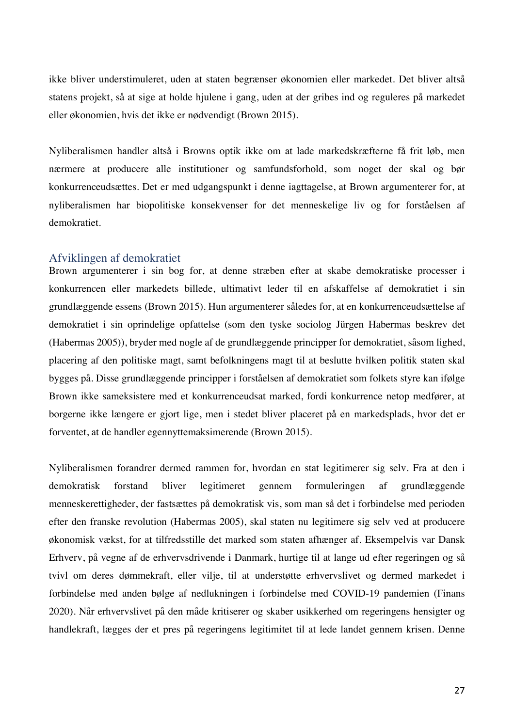ikke bliver understimuleret, uden at staten begrænser økonomien eller markedet. Det bliver altså statens projekt, så at sige at holde hjulene i gang, uden at der gribes ind og reguleres på markedet eller økonomien, hvis det ikke er nødvendigt (Brown 2015).

Nyliberalismen handler altså i Browns optik ikke om at lade markedskræfterne få frit løb, men nærmere at producere alle institutioner og samfundsforhold, som noget der skal og bør konkurrenceudsættes. Det er med udgangspunkt i denne iagttagelse, at Brown argumenterer for, at nyliberalismen har biopolitiske konsekvenser for det menneskelige liv og for forståelsen af demokratiet.

## Afviklingen af demokratiet

Brown argumenterer i sin bog for, at denne stræben efter at skabe demokratiske processer i konkurrencen eller markedets billede, ultimativt leder til en afskaffelse af demokratiet i sin grundlæggende essens (Brown 2015). Hun argumenterer således for, at en konkurrenceudsættelse af demokratiet i sin oprindelige opfattelse (som den tyske sociolog Jürgen Habermas beskrev det (Habermas 2005)), bryder med nogle af de grundlæggende principper for demokratiet, såsom lighed, placering af den politiske magt, samt befolkningens magt til at beslutte hvilken politik staten skal bygges på. Disse grundlæggende principper i forståelsen af demokratiet som folkets styre kan ifølge Brown ikke sameksistere med et konkurrenceudsat marked, fordi konkurrence netop medfører, at borgerne ikke længere er gjort lige, men i stedet bliver placeret på en markedsplads, hvor det er forventet, at de handler egennyttemaksimerende (Brown 2015).

Nyliberalismen forandrer dermed rammen for, hvordan en stat legitimerer sig selv. Fra at den i demokratisk forstand bliver legitimeret gennem formuleringen af grundlæggende menneskerettigheder, der fastsættes på demokratisk vis, som man så det i forbindelse med perioden efter den franske revolution (Habermas 2005), skal staten nu legitimere sig selv ved at producere økonomisk vækst, for at tilfredsstille det marked som staten afhænger af. Eksempelvis var Dansk Erhverv, på vegne af de erhvervsdrivende i Danmark, hurtige til at lange ud efter regeringen og så tvivl om deres dømmekraft, eller vilje, til at understøtte erhvervslivet og dermed markedet i forbindelse med anden bølge af nedlukningen i forbindelse med COVID-19 pandemien (Finans 2020). Når erhvervslivet på den måde kritiserer og skaber usikkerhed om regeringens hensigter og handlekraft, lægges der et pres på regeringens legitimitet til at lede landet gennem krisen. Denne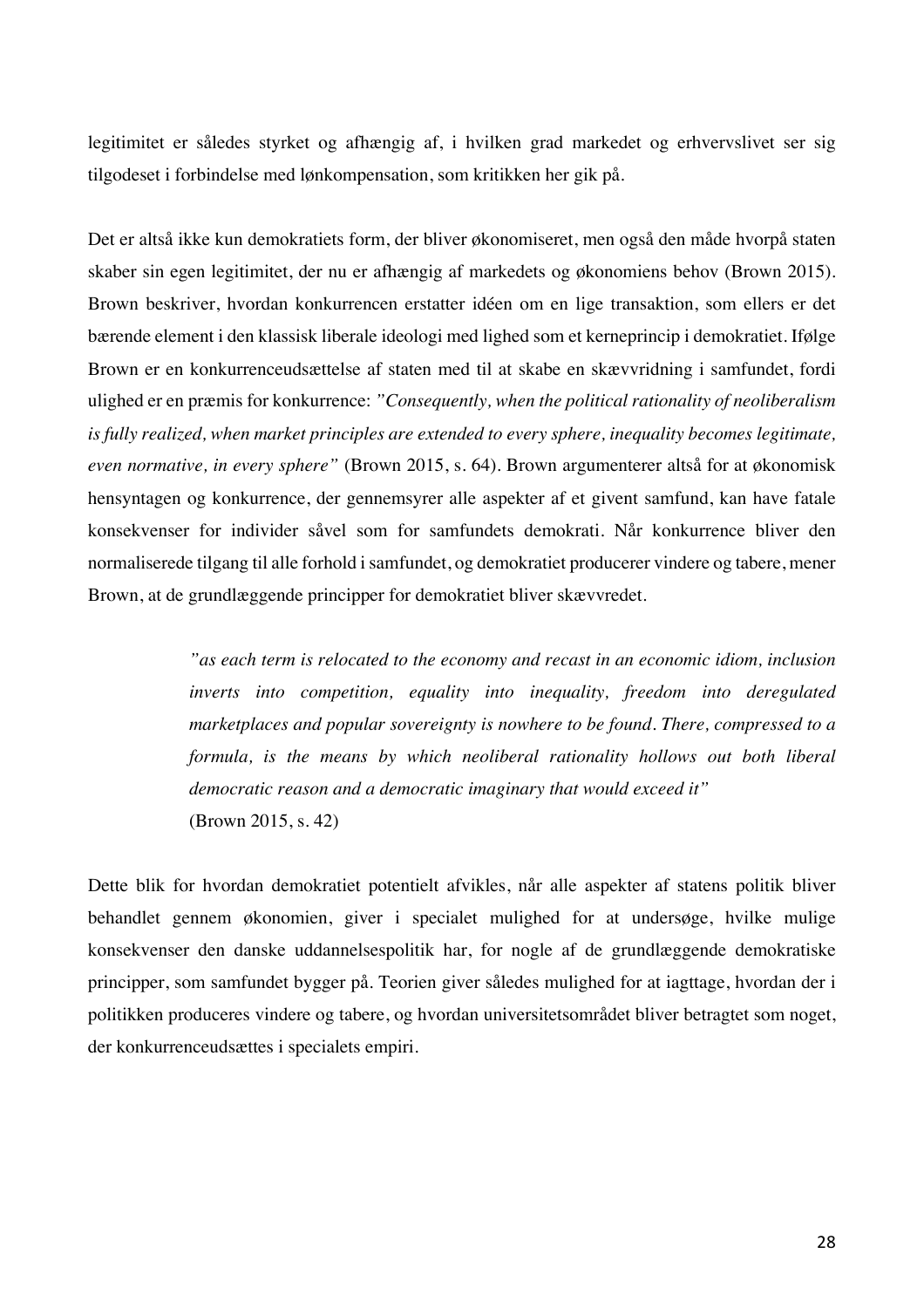legitimitet er således styrket og afhængig af, i hvilken grad markedet og erhvervslivet ser sig tilgodeset i forbindelse med lønkompensation, som kritikken her gik på.

Det er altså ikke kun demokratiets form, der bliver økonomiseret, men også den måde hvorpå staten skaber sin egen legitimitet, der nu er afhængig af markedets og økonomiens behov (Brown 2015). Brown beskriver, hvordan konkurrencen erstatter idéen om en lige transaktion, som ellers er det bærende element i den klassisk liberale ideologi med lighed som et kerneprincip i demokratiet. Ifølge Brown er en konkurrenceudsættelse af staten med til at skabe en skævvridning i samfundet, fordi ulighed er en præmis for konkurrence: *"Consequently, when the political rationality of neoliberalism is fully realized, when market principles are extended to every sphere, inequality becomes legitimate, even normative, in every sphere"* (Brown 2015, s. 64). Brown argumenterer altså for at økonomisk hensyntagen og konkurrence, der gennemsyrer alle aspekter af et givent samfund, kan have fatale konsekvenser for individer såvel som for samfundets demokrati. Når konkurrence bliver den normaliserede tilgang til alle forhold i samfundet, og demokratiet producerer vindere og tabere, mener Brown, at de grundlæggende principper for demokratiet bliver skævvredet.

> *"as each term is relocated to the economy and recast in an economic idiom, inclusion inverts into competition, equality into inequality, freedom into deregulated marketplaces and popular sovereignty is nowhere to be found. There, compressed to a formula, is the means by which neoliberal rationality hollows out both liberal democratic reason and a democratic imaginary that would exceed it"*
> (Brown 2015, s. 42)

Dette blik for hvordan demokratiet potentielt afvikles, når alle aspekter af statens politik bliver behandlet gennem økonomien, giver i specialet mulighed for at undersøge, hvilke mulige konsekvenser den danske uddannelsespolitik har, for nogle af de grundlæggende demokratiske principper, som samfundet bygger på. Teorien giver således mulighed for at iagttage, hvordan der i politikken produceres vindere og tabere, og hvordan universitetsområdet bliver betragtet som noget, der konkurrenceudsættes i specialets empiri.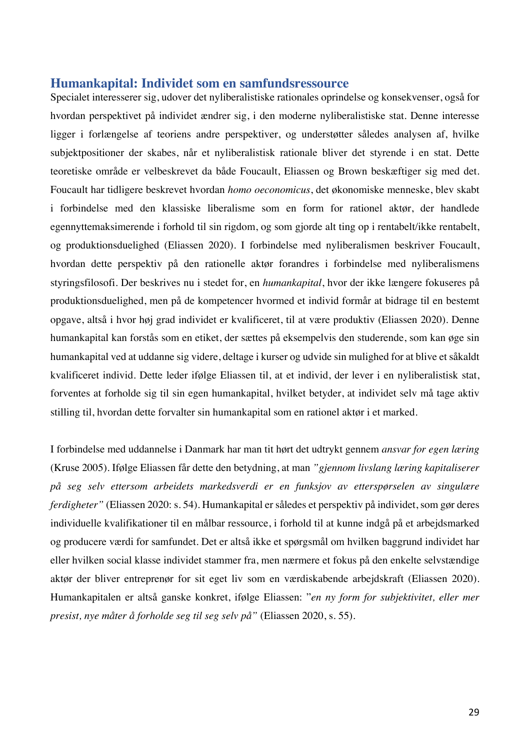## Humankapital: Individet som en samfundsressource

Specialet interesserer sig, udover det nyliberalistiske rationales oprindelse og konsekvenser, også for hvordan perspektivet på individet ændrer sig, i den moderne nyliberalistiske stat. Denne interesse ligger i forlængelse af teoriens andre perspektiver, og understøtter således analysen af, hvilke subjektpositioner der skabes, når et nyliberalistisk rationale bliver det styrende i en stat. Dette teoretiske område er velbeskrevet da både Foucault, Eliassen og Brown beskæftiger sig med det. Foucault har tidligere beskrevet hvordan *homo oeconomicus*, det økonomiske menneske, blev skabt i forbindelse med den klassiske liberalisme som en form for rationel aktør, der handlede egennyttemaksimerende i forhold til sin rigdom, og som gjorde alt ting op i rentabelt/ikke rentabelt, og produktionsduelighed (Eliassen 2020). I forbindelse med nyliberalismen beskriver Foucault, hvordan dette perspektiv på den rationelle aktør forandres i forbindelse med nyliberalismens styringsfilosofi. Der beskrives nu i stedet for, en *humankapital*, hvor der ikke længere fokuseres på produktionsduelighed, men på de kompetencer hvormed et individ formår at bidrage til en bestemt opgave, altså i hvor høj grad individet er kvalificeret, til at være produktiv (Eliassen 2020). Denne humankapital kan forstås som en etiket, der sættes på eksempelvis den studerende, som kan øge sin humankapital ved at uddanne sig videre, deltage i kurser og udvide sin mulighed for at blive et såkaldt kvalificeret individ. Dette leder ifølge Eliassen til, at et individ, der lever i en nyliberalistisk stat, forventes at forholde sig til sin egen humankapital, hvilket betyder, at individet selv må tage aktiv stilling til, hvordan dette forvalter sin humankapital som en rationel aktør i et marked.

I forbindelse med uddannelse i Danmark har man tit hørt det udtrykt gennem *ansvar for egen læring* (Kruse 2005). Ifølge Eliassen får dette den betydning, at man *"gjennom livslang læring kapitaliserer på seg selv ettersom arbeidets markedsverdi er en funksjov av etterspørselen av singulære ferdigheter"* (Eliassen 2020: s. 54). Humankapital er således et perspektiv på individet, som gør deres individuelle kvalifikationer til en målbar ressource, i forhold til at kunne indgå på et arbejdsmarked og producere værdi for samfundet. Det er altså ikke et spørgsmål om hvilken baggrund individet har eller hvilken social klasse individet stammer fra, men nærmere et fokus på den enkelte selvstændige aktør der bliver entreprenør for sit eget liv som en værdiskabende arbejdskraft (Eliassen 2020). Humankapitalen er altså ganske konkret, ifølge Eliassen: *"en ny form for subjektivitet, eller mer presist, nye måter å forholde seg til seg selv på"* (Eliassen 2020, s. 55).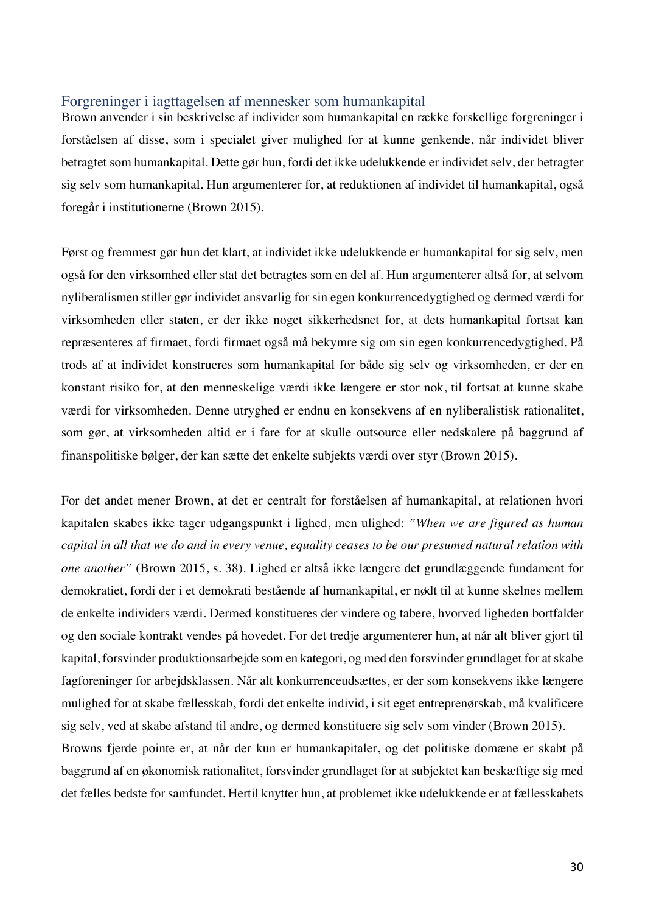## Forgreninger i iagttagelsen af mennesker som humankapital

Brown anvender i sin beskrivelse af individer som humankapital en række forskellige forgreninger i forståelsen af disse, som i specialet giver mulighed for at kunne genkende, når individet bliver betragtet som humankapital. Dette gør hun, fordi det ikke udelukkende er individet selv, der betragter sig selv som humankapital. Hun argumenterer for, at reduktionen af individet til humankapital, også foregår i institutionerne (Brown 2015).

Først og fremmest gør hun det klart, at individet ikke udelukkende er humankapital for sig selv, men også for den virksomhed eller stat det betragtes som en del af. Hun argumenterer altså for, at selvom nyliberalismen stiller gør individet ansvarlig for sin egen konkurrencedygtighed og dermed værdi for virksomheden eller staten, er der ikke noget sikkerhedsnet for, at dets humankapital fortsat kan repræsenteres af firmaet, fordi firmaet også må bekymre sig om sin egen konkurrencedygtighed. På trods af at individet konstrueres som humankapital for både sig selv og virksomheden, er der en konstant risiko for, at den menneskelige værdi ikke længere er stor nok, til fortsat at kunne skabe værdi for virksomheden. Denne utryghed er endnu en konsekvens af en nyliberalistisk rationalitet, som gør, at virksomheden altid er i fare for at skulle outsource eller nedskalere på baggrund af finanspolitiske bølger, der kan sætte det enkelte subjekts værdi over styr (Brown 2015).

For det andet mener Brown, at det er centralt for forståelsen af humankapital, at relationen hvori kapitalen skabes ikke tager udgangspunkt i lighed, men ulighed: *"When we are figured as human capital in all that we do and in every venue, equality ceases to be our presumed natural relation with one another"* (Brown 2015, s. 38). Lighed er altså ikke længere det grundlæggende fundament for demokratiet, fordi der i et demokrati bestående af humankapital, er nødt til at kunne skelnes mellem de enkelte individers værdi. Dermed konstitueres der vindere og tabere, hvorved ligheden bortfalder og den sociale kontrakt vendes på hovedet. For det tredje argumenterer hun, at når alt bliver gjort til kapital, forsvinder produktionsarbejde som en kategori, og med den forsvinder grundlaget for at skabe fagforeninger for arbejdsklassen. Når alt konkurrenceudsættes, er der som konsekvens ikke længere mulighed for at skabe fællesskab, fordi det enkelte individ, i sit eget entreprenørskab, må kvalificere sig selv, ved at skabe afstand til andre, og dermed konstituere sig selv som vinder (Brown 2015).

Browns fjerde pointe er, at når der kun er humankapitaler, og det politiske domæne er skabt på baggrund af en økonomisk rationalitet, forsvinder grundlaget for at subjektet kan beskæftige sig med det fælles bedste for samfundet. Hertil knytter hun, at problemet ikke udelukkende er at fællesskabets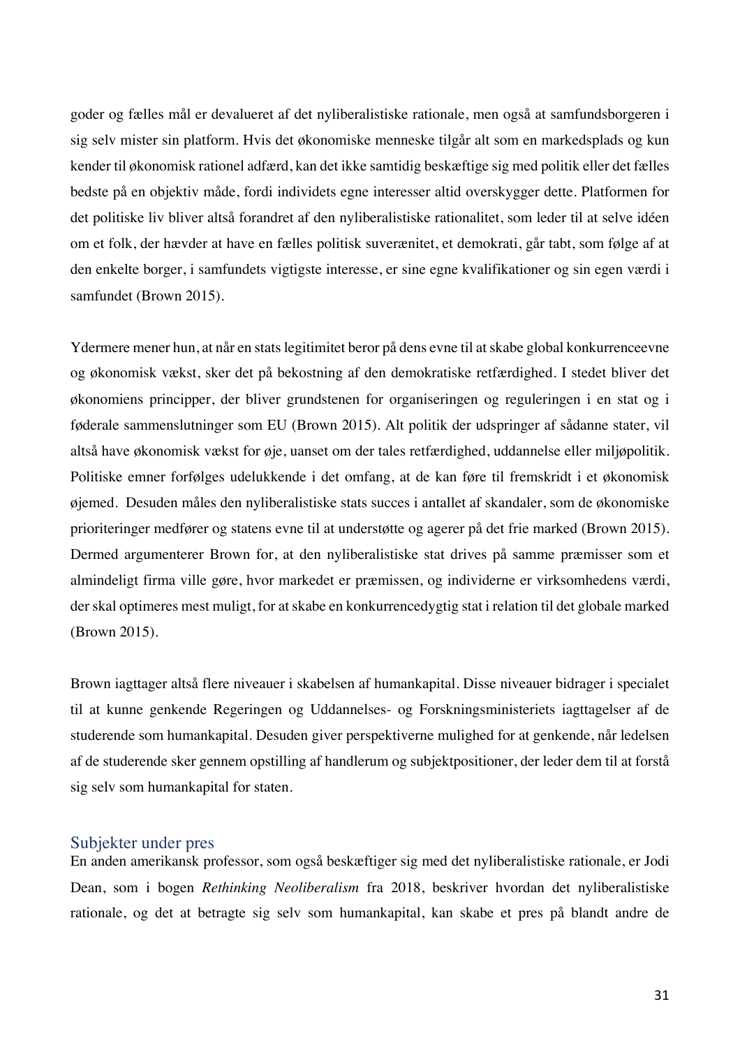goder og fælles mål er devalueret af det nyliberalistiske rationale, men også at samfundsborgeren i sig selv mister sin platform. Hvis det økonomiske menneske tilgår alt som en markedsplads og kun kender til økonomisk rationel adfærd, kan det ikke samtidig beskæftige sig med politik eller det fælles bedste på en objektiv måde, fordi individets egne interesser altid overskygger dette. Platformen for det politiske liv bliver altså forandret af den nyliberalistiske rationalitet, som leder til at selve idéen om et folk, der hævder at have en fælles politisk suverænitet, et demokrati, går tabt, som følge af at den enkelte borger, i samfundets vigtigste interesse, er sine egne kvalifikationer og sin egen værdi i samfundet (Brown 2015).

Ydermere mener hun, at når en stats legitimitet beror på dens evne til at skabe global konkurrenceevne og økonomisk vækst, sker det på bekostning af den demokratiske retfærdighed. I stedet bliver det økonomiens principper, der bliver grundstenen for organiseringen og reguleringen i en stat og i føderale sammenslutninger som EU (Brown 2015). Alt politik der udspringer af sådanne stater, vil altså have økonomisk vækst for øje, uanset om der tales retfærdighed, uddannelse eller miljøpolitik. Politiske emner forfølges udelukkende i det omfang, at de kan føre til fremskridt i et økonomisk øjemed. Desuden måles den nyliberalistiske stats succes i antallet af skandaler, som de økonomiske prioriteringer medfører og statens evne til at understøtte og agerer på det frie marked (Brown 2015). Dermed argumenterer Brown for, at den nyliberalistiske stat drives på samme præmisser som et almindeligt firma ville gøre, hvor markedet er præmissen, og individerne er virksomhedens værdi, der skal optimeres mest muligt, for at skabe en konkurrencedygtig stat i relation til det globale marked (Brown 2015).

Brown iagttager altså flere niveauer i skabelsen af humankapital. Disse niveauer bidrager i specialet til at kunne genkende Regeringen og Uddannelses- og Forskningsministeriets iagttagelser af de studerende som humankapital. Desuden giver perspektiverne mulighed for at genkende, når ledelsen af de studerende sker gennem opstilling af handlerum og subjektpositioner, der leder dem til at forstå sig selv som humankapital for staten.

## Subjekter under pres

En anden amerikansk professor, som også beskæftiger sig med det nyliberalistiske rationale, er Jodi Dean, som i bogen *Rethinking Neoliberalism* fra 2018, beskriver hvordan det nyliberalistiske rationale, og det at betragte sig selv som humankapital, kan skabe et pres på blandt andre de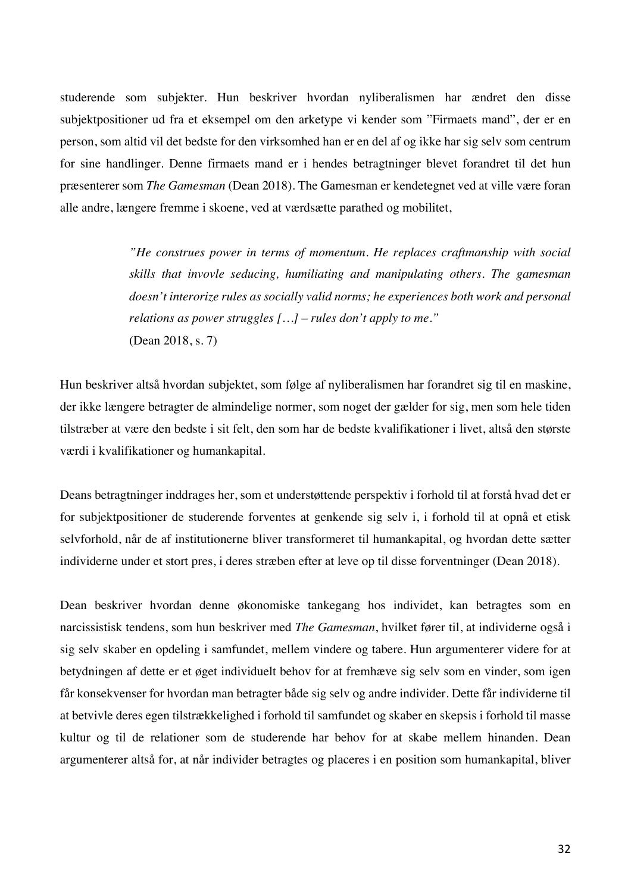studerende som subjekter. Hun beskriver hvordan nyliberalismen har ændret den disse subjektpositioner ud fra et eksempel om den arketype vi kender som ”Firmaets mand”, der er en person, som altid vil det bedste for den virksomhed han er en del af og ikke har sig selv som centrum for sine handlinger. Denne firmaets mand er i hendes betragtninger blevet forandret til det hun præsenterer som *The Gamesman* (Dean 2018). The Gamesman er kendetegnet ved at ville være foran alle andre, længere fremme i skoene, ved at værdsætte parathed og mobilitet,

> *”He construes power in terms of momentum. He replaces craftmanship with social skills that invovle seducing, humiliating and manipulating others. The gamesman doesn’t interorize rules as socially valid norms; he experiences both work and personal relations as power struggles […] – rules don’t apply to me.”*
> (Dean 2018, s. 7)

Hun beskriver altså hvordan subjektet, som følge af nyliberalismen har forandret sig til en maskine, der ikke længere betragter de almindelige normer, som noget der gælder for sig, men som hele tiden tilstræber at være den bedste i sit felt, den som har de bedste kvalifikationer i livet, altså den største værdi i kvalifikationer og humankapital.

Deans betragtninger inddrages her, som et understøttende perspektiv i forhold til at forstå hvad det er for subjektpositioner de studerende forventes at genkende sig selv i, i forhold til at opnå et etisk selvforhold, når de af institutionerne bliver transformeret til humankapital, og hvordan dette sætter individerne under et stort pres, i deres stræben efter at leve op til disse forventninger (Dean 2018).

Dean beskriver hvordan denne økonomiske tankegang hos individet, kan betragtes som en narcissistisk tendens, som hun beskriver med *The Gamesman*, hvilket fører til, at individerne også i sig selv skaber en opdeling i samfundet, mellem vindere og tabere. Hun argumenterer videre for at betydningen af dette er et øget individuelt behov for at fremhæve sig selv som en vinder, som igen får konsekvenser for hvordan man betragter både sig selv og andre individer. Dette får individerne til at betvivle deres egen tilstrækkelighed i forhold til samfundet og skaber en skepsis i forhold til masse kultur og til de relationer som de studerende har behov for at skabe mellem hinanden. Dean argumenterer altså for, at når individer betragtes og placeres i en position som humankapital, bliver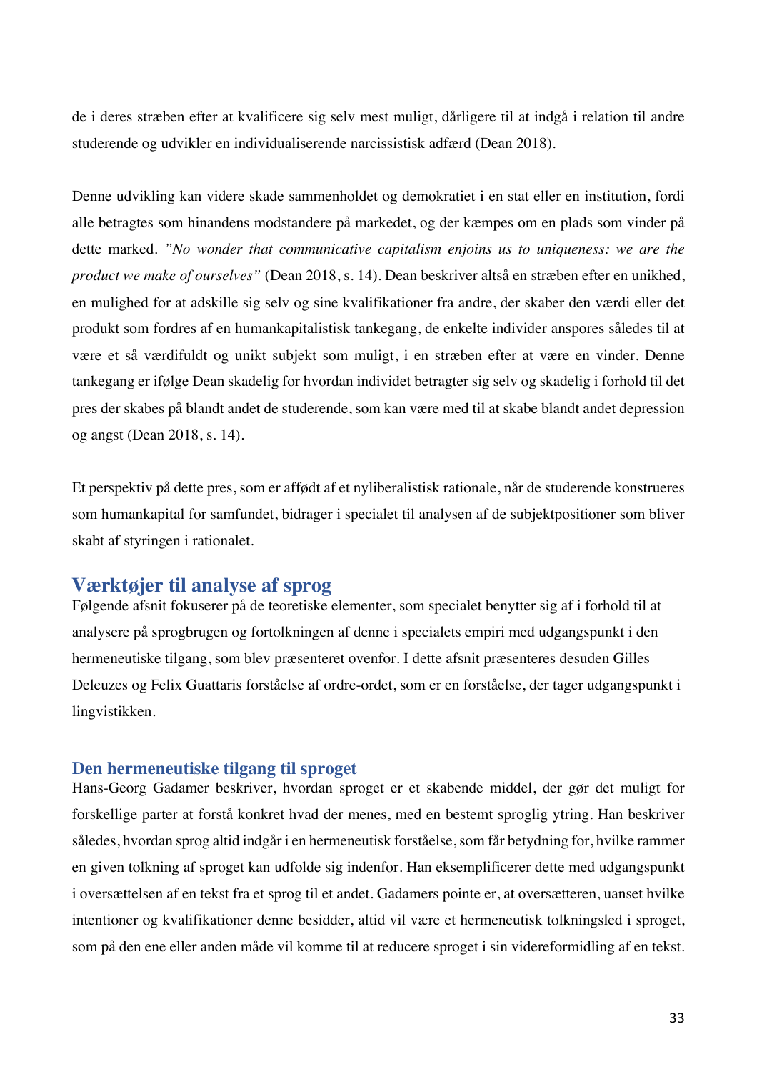de i deres stræben efter at kvalificere sig selv mest muligt, dårligere til at indgå i relation til andre studerende og udvikler en individualiserende narcissistisk adfærd (Dean 2018).

Denne udvikling kan videre skade sammenholdet og demokratiet i en stat eller en institution, fordi alle betragtes som hinandens modstandere på markedet, og der kæmpes om en plads som vinder på dette marked. *"No wonder that communicative capitalism enjoins us to uniqueness: we are the product we make of ourselves"* (Dean 2018, s. 14). Dean beskriver altså en stræben efter en unikhed, en mulighed for at adskille sig selv og sine kvalifikationer fra andre, der skaber den værdi eller det produkt som fordres af en humankapitalistisk tankegang, de enkelte individer anspores således til at være et så værdifuldt og unikt subjekt som muligt, i en stræben efter at være en vinder. Denne tankegang er ifølge Dean skadelig for hvordan individet betragter sig selv og skadelig i forhold til det pres der skabes på blandt andet de studerende, som kan være med til at skabe blandt andet depression og angst (Dean 2018, s. 14).

Et perspektiv på dette pres, som er affødt af et nyliberalistisk rationale, når de studerende konstrueres som humankapital for samfundet, bidrager i specialet til analysen af de subjektpositioner som bliver skabt af styringen i rationalet.

## Værktøjer til analyse af sprog

Følgende afsnit fokuserer på de teoretiske elementer, som specialet benytter sig af i forhold til at analysere på sprogbrugen og fortolkningen af denne i specialets empiri med udgangspunkt i den hermeneutiske tilgang, som blev præsenteret ovenfor. I dette afsnit præsenteres desuden Gilles Deleuzes og Felix Guattaris forståelse af ordre-ordet, som er en forståelse, der tager udgangspunkt i lingvistikken.

### Den hermeneutiske tilgang til sproget

Hans-Georg Gadamer beskriver, hvordan sproget er et skabende middel, der gør det muligt for forskellige parter at forstå konkret hvad der menes, med en bestemt sproglig ytring. Han beskriver således, hvordan sprog altid indgår i en hermeneutisk forståelse, som får betydning for, hvilke rammer en given tolkning af sproget kan udfolde sig indenfor. Han eksemplificerer dette med udgangspunkt i oversættelsen af en tekst fra et sprog til et andet. Gadamers pointe er, at oversætteren, uanset hvilke intentioner og kvalifikationer denne besidder, altid vil være et hermeneutisk tolkningsled i sproget, som på den ene eller anden måde vil komme til at reducere sproget i sin videreformidling af en tekst.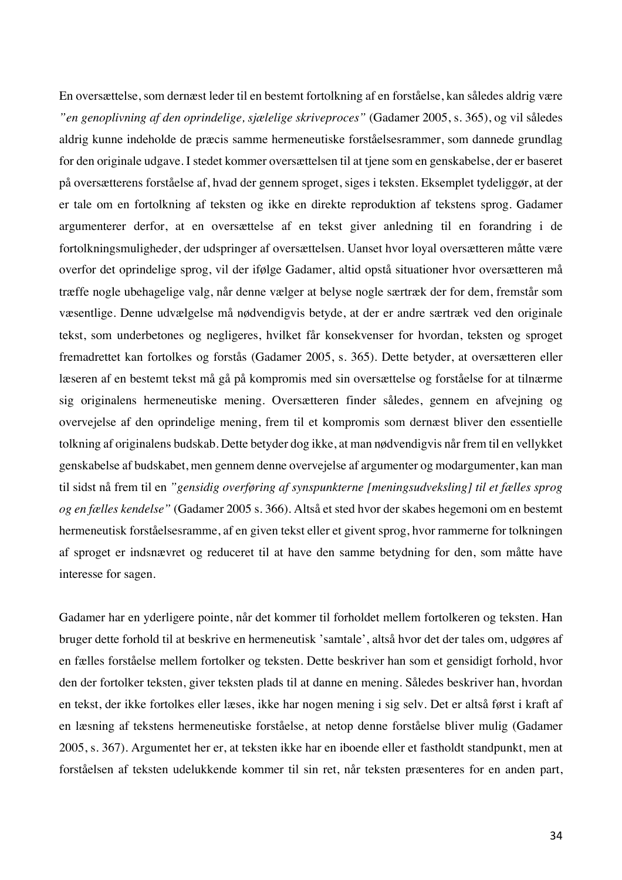En oversættelse, som dernæst leder til en bestemt fortolkning af en forståelse, kan således aldrig være *"en genoplivning af den oprindelige, sjælelige skriveproces"* (Gadamer 2005, s. 365), og vil således aldrig kunne indeholde de præcis samme hermeneutiske forståelsesrammer, som dannede grundlag for den originale udgave. I stedet kommer oversættelsen til at tjene som en genskabelse, der er baseret på oversætterens forståelse af, hvad der gennem sproget, siges i teksten. Eksemplet tydeliggør, at der er tale om en fortolkning af teksten og ikke en direkte reproduktion af tekstens sprog. Gadamer argumenterer derfor, at en oversættelse af en tekst giver anledning til en forandring i de fortolkningsmuligheder, der udspringer af oversættelsen. Uanset hvor loyal oversætteren måtte være overfor det oprindelige sprog, vil der ifølge Gadamer, altid opstå situationer hvor oversætteren må træffe nogle ubehagelige valg, når denne vælger at belyse nogle særtræk der for dem, fremstår som væsentlige. Denne udvælgelse må nødvendigvis betyde, at der er andre særtræk ved den originale tekst, som underbetones og negligeres, hvilket får konsekvenser for hvordan, teksten og sproget fremadrettet kan fortolkes og forstås (Gadamer 2005, s. 365). Dette betyder, at oversætteren eller læseren af en bestemt tekst må gå på kompromis med sin oversættelse og forståelse for at tilnærme sig originalens hermeneutiske mening. Oversætteren finder således, gennem en afvejning og overvejelse af den oprindelige mening, frem til et kompromis som dernæst bliver den essentielle tolkning af originalens budskab. Dette betyder dog ikke, at man nødvendigvis når frem til en vellykket genskabelse af budskabet, men gennem denne overvejelse af argumenter og modargumenter, kan man til sidst nå frem til en *"gensidig overføring af synspunkterne [meningsudveksling] til et fælles sprog og en fælles kendelse"* (Gadamer 2005 s. 366). Altså et sted hvor der skabes hegemoni om en bestemt hermeneutisk forståelsesramme, af en given tekst eller et givent sprog, hvor rammerne for tolkningen af sproget er indsnævret og reduceret til at have den samme betydning for den, som måtte have interesse for sagen.

Gadamer har en yderligere pointe, når det kommer til forholdet mellem fortolkeren og teksten. Han bruger dette forhold til at beskrive en hermeneutisk 'samtale', altså hvor det der tales om, udgøres af en fælles forståelse mellem fortolker og teksten. Dette beskriver han som et gensidigt forhold, hvor den der fortolker teksten, giver teksten plads til at danne en mening. Således beskriver han, hvordan en tekst, der ikke fortolkes eller læses, ikke har nogen mening i sig selv. Det er altså først i kraft af en læsning af tekstens hermeneutiske forståelse, at netop denne forståelse bliver mulig (Gadamer 2005, s. 367). Argumentet her er, at teksten ikke har en iboende eller et fastholdt standpunkt, men at forståelsen af teksten udelukkende kommer til sin ret, når teksten præsenteres for en anden part,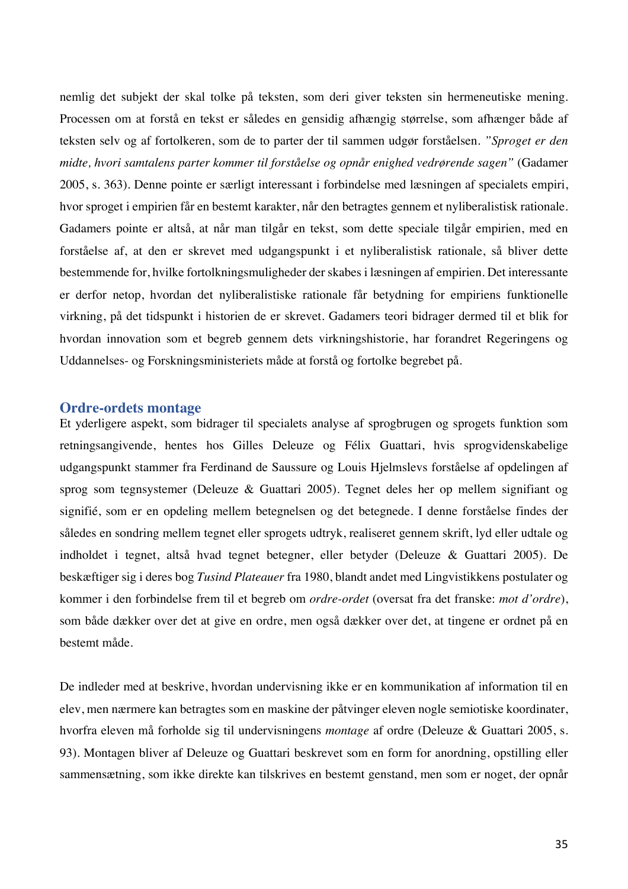nemlig det subjekt der skal tolke på teksten, som deri giver teksten sin hermeneutiske mening. Processen om at forstå en tekst er således en gensidig afhængig størrelse, som afhænger både af teksten selv og af fortolkeren, som de to parter der til sammen udgør forståelsen. *"Sproget er den midte, hvori samtalens parter kommer til forståelse og opnår enighed vedrørende sagen"* (Gadamer 2005, s. 363). Denne pointe er særligt interessant i forbindelse med læsningen af specialets empiri, hvor sproget i empirien får en bestemt karakter, når den betragtes gennem et nyliberalistisk rationale. Gadamers pointe er altså, at når man tilgår en tekst, som dette speciale tilgår empirien, med en forståelse af, at den er skrevet med udgangspunkt i et nyliberalistisk rationale, så bliver dette bestemmende for, hvilke fortolkningsmuligheder der skabes i læsningen af empirien. Det interessante er derfor netop, hvordan det nyliberalistiske rationale får betydning for empiriens funktionelle virkning, på det tidspunkt i historien de er skrevet. Gadamers teori bidrager dermed til et blik for hvordan innovation som et begreb gennem dets virkningshistorie, har forandret Regeringens og Uddannelses- og Forskningsministeriets måde at forstå og fortolke begrebet på.

## Ordre-ordets montage

Et yderligere aspekt, som bidrager til specialets analyse af sprogbrugen og sprogets funktion som retningsangivende, hentes hos Gilles Deleuze og Félix Guattari, hvis sprogvidenskabelige udgangspunkt stammer fra Ferdinand de Saussure og Louis Hjelmslevs forståelse af opdelingen af sprog som tegnsystemer (Deleuze & Guattari 2005). Tegnet deles her op mellem signifiant og signifié, som er en opdeling mellem betegnelsen og det betegnede. I denne forståelse findes der således en sondring mellem tegnet eller sprogets udtryk, realiseret gennem skrift, lyd eller udtale og indholdet i tegnet, altså hvad tegnet betegner, eller betyder (Deleuze & Guattari 2005). De beskæftiger sig i deres bog *Tusind Plateauer* fra 1980, blandt andet med Lingvistikkens postulater og kommer i den forbindelse frem til et begreb om *ordre-ordet* (oversat fra det franske: *mot d'ordre*), som både dækker over det at give en ordre, men også dækker over det, at tingene er ordnet på en bestemt måde.

De indleder med at beskrive, hvordan undervisning ikke er en kommunikation af information til en elev, men nærmere kan betragtes som en maskine der påtvinger eleven nogle semiotiske koordinater, hvorfra eleven må forholde sig til undervisningens *montage* af ordre (Deleuze & Guattari 2005, s. 93). Montagen bliver af Deleuze og Guattari beskrevet som en form for anordning, opstilling eller sammensætning, som ikke direkte kan tilskrives en bestemt genstand, men som er noget, der opnår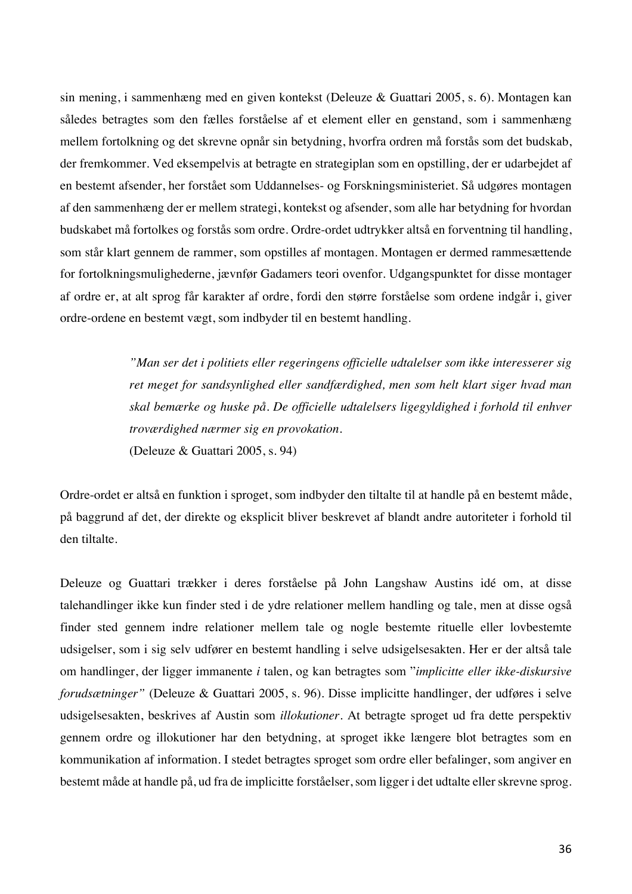sin mening, i sammenhæng med en given kontekst (Deleuze & Guattari 2005, s. 6). Montagen kan således betragtes som den fælles forståelse af et element eller en genstand, som i sammenhæng mellem fortolkning og det skrevne opnår sin betydning, hvorfra ordren må forstås som det budskab, der fremkommer. Ved eksempelvis at betragte en strategiplan som en opstilling, der er udarbejdet af en bestemt afsender, her forstået som Uddannelses- og Forskningsministeriet. Så udgøres montagen af den sammenhæng der er mellem strategi, kontekst og afsender, som alle har betydning for hvordan budskabet må fortolkes og forstås som ordre. Ordre-ordet udtrykker altså en forventning til handling, som står klart gennem de rammer, som opstilles af montagen. Montagen er dermed rammesættende for fortolkningsmulighederne, jævnfør Gadamers teori ovenfor. Udgangspunktet for disse montager af ordre er, at alt sprog får karakter af ordre, fordi den større forståelse som ordene indgår i, giver ordre-ordene en bestemt vægt, som indbyder til en bestemt handling.

> *"Man ser det i politiets eller regeringens officielle udtalelser som ikke interesserer sig ret meget for sandsynlighed eller sandfærdighed, men som helt klart siger hvad man skal bemærke og huske på. De officielle udtalelsers ligegyldighed i forhold til enhver troværdighed nærmer sig en provokation.*
> (Deleuze & Guattari 2005, s. 94)

Ordre-ordet er altså en funktion i sproget, som indbyder den tiltalte til at handle på en bestemt måde, på baggrund af det, der direkte og eksplicit bliver beskrevet af blandt andre autoriteter i forhold til den tiltalte.

Deleuze og Guattari trækker i deres forståelse på John Langshaw Austins idé om, at disse talehandlinger ikke kun finder sted i de ydre relationer mellem handling og tale, men at disse også finder sted gennem indre relationer mellem tale og nogle bestemte rituelle eller lovbestemte udsigelser, som i sig selv udfører en bestemt handling i selve udsigelsesakten. Her er der altså tale om handlinger, der ligger immanente *i* talen, og kan betragtes som "*implicitte eller ikke-diskursive forudsætninger"* (Deleuze & Guattari 2005, s. 96). Disse implicitte handlinger, der udføres i selve udsigelsesakten, beskrives af Austin som *illokutioner*. At betragte sproget ud fra dette perspektiv gennem ordre og illokutioner har den betydning, at sproget ikke længere blot betragtes som en kommunikation af information. I stedet betragtes sproget som ordre eller befalinger, som angiver en bestemt måde at handle på, ud fra de implicitte forståelser, som ligger i det udtalte eller skrevne sprog.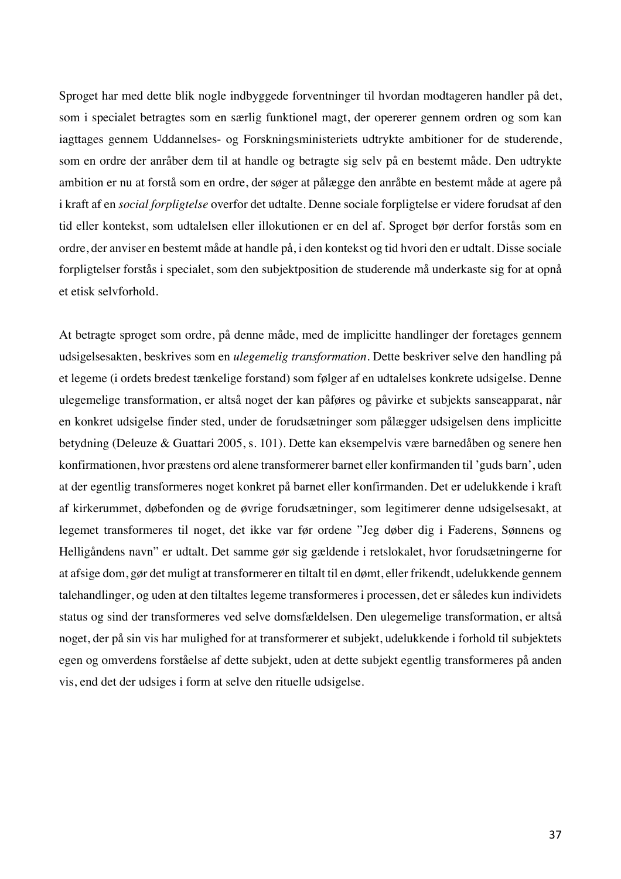Sproget har med dette blik nogle indbyggede forventninger til hvordan modtageren handler på det, som i specialet betragtes som en særlig funktionel magt, der opererer gennem ordren og som kan iagttages gennem Uddannelses- og Forskningsministeriets udtrykte ambitioner for de studerende, som en ordre der anråber dem til at handle og betragte sig selv på en bestemt måde. Den udtrykte ambition er nu at forstå som en ordre, der søger at pålægge den anråbte en bestemt måde at agere på i kraft af en *social forpligtelse* overfor det udtalte. Denne sociale forpligtelse er videre forudsat af den tid eller kontekst, som udtalelsen eller illokutionen er en del af. Sproget bør derfor forstås som en ordre, der anviser en bestemt måde at handle på, i den kontekst og tid hvori den er udtalt. Disse sociale forpligtelser forstås i specialet, som den subjektposition de studerende må underkaste sig for at opnå et etisk selvforhold.

At betragte sproget som ordre, på denne måde, med de implicitte handlinger der foretages gennem udsigelsesakten, beskrives som en *ulegemelig transformation*. Dette beskriver selve den handling på et legeme (i ordets bredest tænkelige forstand) som følger af en udtalelses konkrete udsigelse. Denne ulegemelige transformation, er altså noget der kan påføres og påvirke et subjekts sanseapparat, når en konkret udsigelse finder sted, under de forudsætninger som pålægger udsigelsen dens implicitte betydning (Deleuze & Guattari 2005, s. 101). Dette kan eksempelvis være barnedåben og senere hen konfirmationen, hvor præstens ord alene transformerer barnet eller konfirmanden til 'guds barn', uden at der egentlig transformeres noget konkret på barnet eller konfirmanden. Det er udelukkende i kraft af kirkerummet, døbefonden og de øvrige forudsætninger, som legitimerer denne udsigelsesakt, at legemet transformeres til noget, det ikke var før ordene "Jeg døber dig i Faderens, Sønnens og Helligåndens navn" er udtalt. Det samme gør sig gældende i retslokalet, hvor forudsætningerne for at afsige dom, gør det muligt at transformerer en tiltalt til en dømt, eller frikendt, udelukkende gennem talehandlinger, og uden at den tiltaltes legeme transformeres i processen, det er således kun individets status og sind der transformeres ved selve domsfældelsen. Den ulegemelige transformation, er altså noget, der på sin vis har mulighed for at transformerer et subjekt, udelukkende i forhold til subjektets egen og omverdens forståelse af dette subjekt, uden at dette subjekt egentlig transformeres på anden vis, end det der udsiges i form at selve den rituelle udsigelse.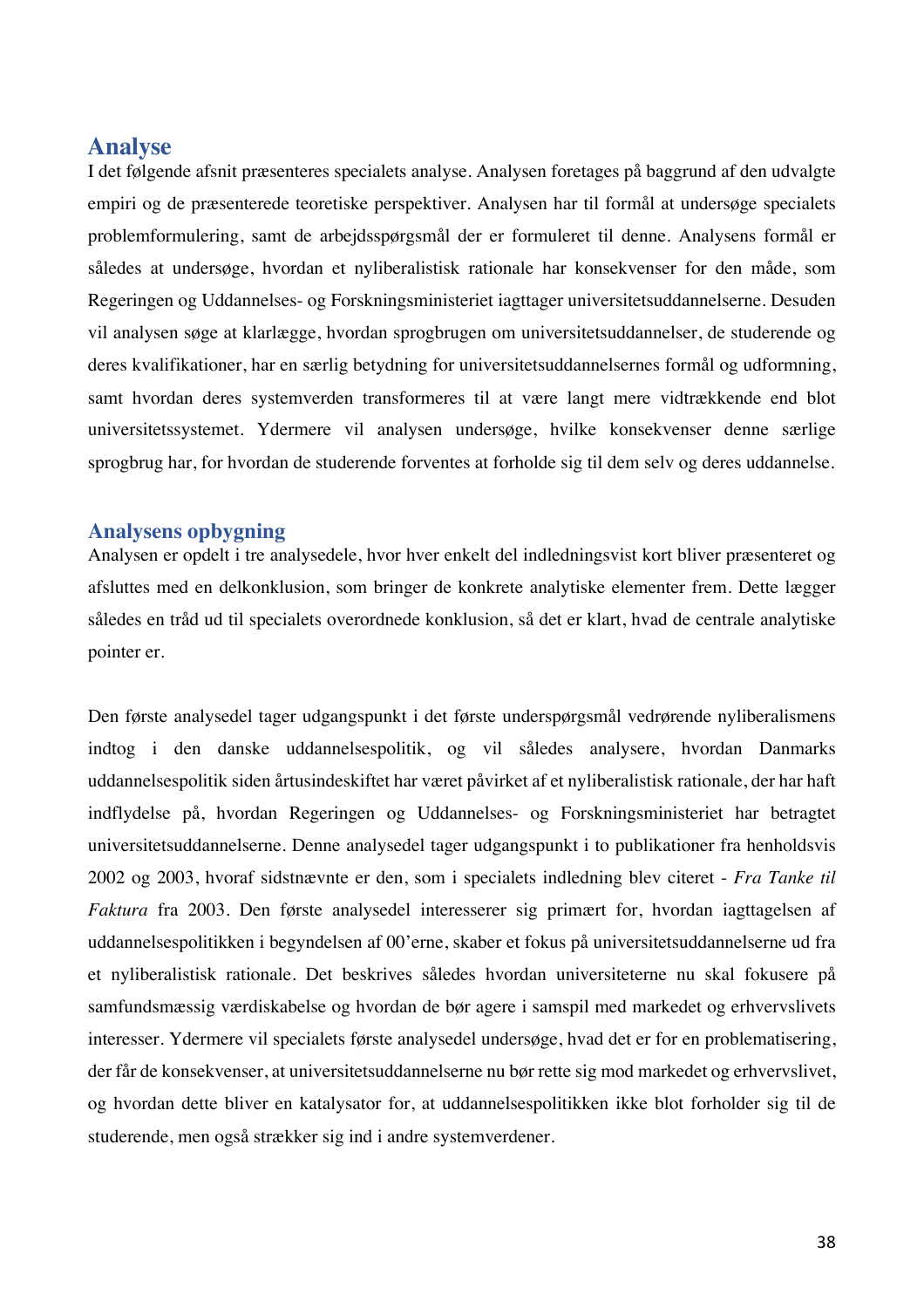# Analyse

I det følgende afsnit præsenteres specialets analyse. Analysen foretages på baggrund af den udvalgte empiri og de præsenterede teoretiske perspektiver. Analysen har til formål at undersøge specialets problemformulering, samt de arbejdsspørgsmål der er formuleret til denne. Analysens formål er således at undersøge, hvordan et nyliberalistisk rationale har konsekvenser for den måde, som Regeringen og Uddannelses- og Forskningsministeriet iagttager universitetsuddannelserne. Desuden vil analysen søge at klarlægge, hvordan sprogbrugen om universitetsuddannelser, de studerende og deres kvalifikationer, har en særlig betydning for universitetsuddannelsernes formål og udformning, samt hvordan deres systemverden transformeres til at være langt mere vidtrækkende end blot universitetssystemet. Ydermere vil analysen undersøge, hvilke konsekvenser denne særlige sprogbrug har, for hvordan de studerende forventes at forholde sig til dem selv og deres uddannelse.

## Analysens opbygning

Analysen er opdelt i tre analysedele, hvor hver enkelt del indledningsvist kort bliver præsenteret og afsluttes med en delkonklusion, som bringer de konkrete analytiske elementer frem. Dette lægger således en tråd ud til specialets overordnede konklusion, så det er klart, hvad de centrale analytiske pointer er.

Den første analysedel tager udgangspunkt i det første underspørgsmål vedrørende nyliberalismens indtog i den danske uddannelsespolitik, og vil således analysere, hvordan Danmarks uddannelsespolitik siden årtusindeskiftet har været påvirket af et nyliberalistisk rationale, der har haft indflydelse på, hvordan Regeringen og Uddannelses- og Forskningsministeriet har betragtet universitetsuddannelserne. Denne analysedel tager udgangspunkt i to publikationer fra henholdsvis 2002 og 2003, hvoraf sidstnævnte er den, som i specialets indledning blev citeret - *Fra Tanke til Faktura* fra 2003. Den første analysedel interesserer sig primært for, hvordan iagttagelsen af uddannelsespolitikken i begyndelsen af 00'erne, skaber et fokus på universitetsuddannelserne ud fra et nyliberalistisk rationale. Det beskrives således hvordan universiteterne nu skal fokusere på samfundsmæssig værdiskabelse og hvordan de bør agere i samspil med markedet og erhvervslivets interesser. Ydermere vil specialets første analysedel undersøge, hvad det er for en problematisering, der får de konsekvenser, at universitetsuddannelserne nu bør rette sig mod markedet og erhvervslivet, og hvordan dette bliver en katalysator for, at uddannelsespolitikken ikke blot forholder sig til de studerende, men også strækker sig ind i andre systemverdener.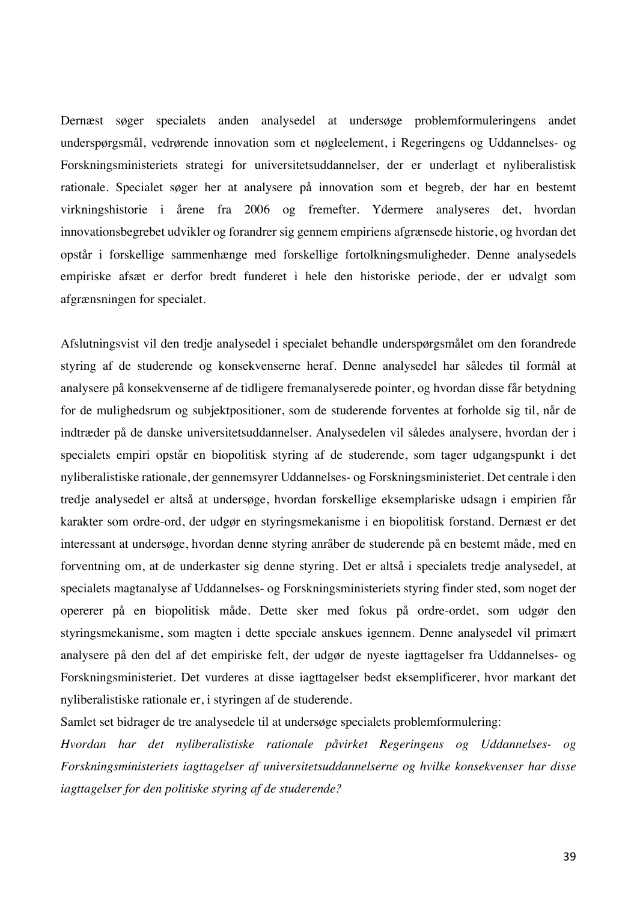Dernæst søger specialets anden analysedel at undersøge problemformuleringens andet underspørgsmål, vedrørende innovation som et nøgleelement, i Regeringens og Uddannelses- og Forskningsministeriets strategi for universitetsuddannelser, der er underlagt et nyliberalistisk rationale. Specialet søger her at analysere på innovation som et begreb, der har en bestemt virkningshistorie i årene fra 2006 og fremefter. Ydermere analyseres det, hvordan innovationsbegrebet udvikler og forandrer sig gennem empiriens afgrænsede historie, og hvordan det opstår i forskellige sammenhænge med forskellige fortolkningsmuligheder. Denne analysedels empiriske afsæt er derfor bredt funderet i hele den historiske periode, der er udvalgt som afgrænsningen for specialet.

Afslutningsvist vil den tredje analysedel i specialet behandle underspørgsmålet om den forandrede styring af de studerende og konsekvenserne heraf. Denne analysedel har således til formål at analysere på konsekvenserne af de tidligere fremanalyserede pointer, og hvordan disse får betydning for de mulighedsrum og subjektpositioner, som de studerende forventes at forholde sig til, når de indtræder på de danske universitetsuddannelser. Analysedelen vil således analysere, hvordan der i specialets empiri opstår en biopolitisk styring af de studerende, som tager udgangspunkt i det nyliberalistiske rationale, der gennemsyrer Uddannelses- og Forskningsministeriet. Det centrale i den tredje analysedel er altså at undersøge, hvordan forskellige eksemplariske udsagn i empirien får karakter som ordre-ord, der udgør en styringsmekanisme i en biopolitisk forstand. Dernæst er det interessant at undersøge, hvordan denne styring anråber de studerende på en bestemt måde, med en forventning om, at de underkaster sig denne styring. Det er altså i specialets tredje analysedel, at specialets magtanalyse af Uddannelses- og Forskningsministeriets styring finder sted, som noget der opererer på en biopolitisk måde. Dette sker med fokus på ordre-ordet, som udgør den styringsmekanisme, som magten i dette speciale anskues igennem. Denne analysedel vil primært analysere på den del af det empiriske felt, der udgør de nyeste iagttagelser fra Uddannelses- og Forskningsministeriet. Det vurderes at disse iagttagelser bedst eksemplificerer, hvor markant det nyliberalistiske rationale er, i styringen af de studerende.

Samlet set bidrager de tre analysedele til at undersøge specialets problemformulering:

*Hvordan har det nyliberalistiske rationale påvirket Regeringens og Uddannelses- og Forskningsministeriets iagttagelser af universitetsuddannelserne og hvilke konsekvenser har disse iagttagelser for den politiske styring af de studerende?*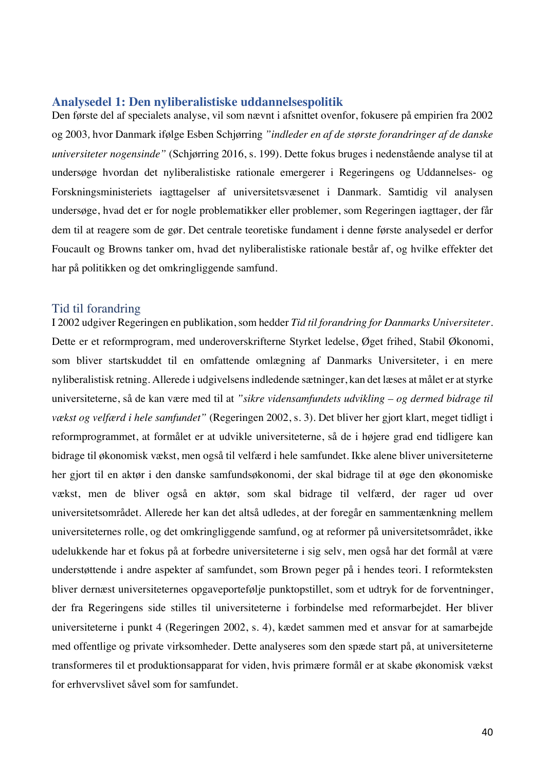## Analysedel 1: Den nyliberalistiske uddannelsespolitik

Den første del af specialets analyse, vil som nævnt i afsnittet ovenfor, fokusere på empirien fra 2002 og 2003, hvor Danmark ifølge Esben Schjørring *"indleder en af de største forandringer af de danske universiteter nogensinde"* (Schjørring 2016, s. 199). Dette fokus bruges i nedenstående analyse til at undersøge hvordan det nyliberalistiske rationale emergerer i Regeringens og Uddannelses- og Forskningsministeriets iagttagelser af universitetsvæsenet i Danmark. Samtidig vil analysen undersøge, hvad det er for nogle problematikker eller problemer, som Regeringen iagttager, der får dem til at reagere som de gør. Det centrale teoretiske fundament i denne første analysedel er derfor Foucault og Browns tanker om, hvad det nyliberalistiske rationale består af, og hvilke effekter det har på politikken og det omkringliggende samfund.

### Tid til forandring

I 2002 udgiver Regeringen en publikation, som hedder *Tid til forandring for Danmarks Universiteter*. Dette er et reformprogram, med underoverskrifterne Styrket ledelse, Øget frihed, Stabil Økonomi, som bliver startskuddet til en omfattende omlægning af Danmarks Universiteter, i en mere nyliberalistisk retning. Allerede i udgivelsens indledende sætninger, kan det læses at målet er at styrke universiteterne, så de kan være med til at *"sikre vidensamfundets udvikling – og dermed bidrage til vækst og velfærd i hele samfundet"* (Regeringen 2002, s. 3). Det bliver her gjort klart, meget tidligt i reformprogrammet, at formålet er at udvikle universiteterne, så de i højere grad end tidligere kan bidrage til økonomisk vækst, men også til velfærd i hele samfundet. Ikke alene bliver universiteterne her gjort til en aktør i den danske samfundsøkonomi, der skal bidrage til at øge den økonomiske vækst, men de bliver også en aktør, som skal bidrage til velfærd, der rager ud over universitetsområdet. Allerede her kan det altså udledes, at der foregår en sammentænkning mellem universiteternes rolle, og det omkringliggende samfund, og at reformer på universitetsområdet, ikke udelukkende har et fokus på at forbedre universiteterne i sig selv, men også har det formål at være understøttende i andre aspekter af samfundet, som Brown peger på i hendes teori. I reformteksten bliver dernæst universiteternes opgaveportefølje punktopstillet, som et udtryk for de forventninger, der fra Regeringens side stilles til universiteterne i forbindelse med reformarbejdet. Her bliver universiteterne i punkt 4 (Regeringen 2002, s. 4), kædet sammen med et ansvar for at samarbejde med offentlige og private virksomheder. Dette analyseres som den spæde start på, at universiteterne transformeres til et produktionsapparat for viden, hvis primære formål er at skabe økonomisk vækst for erhvervslivet såvel som for samfundet.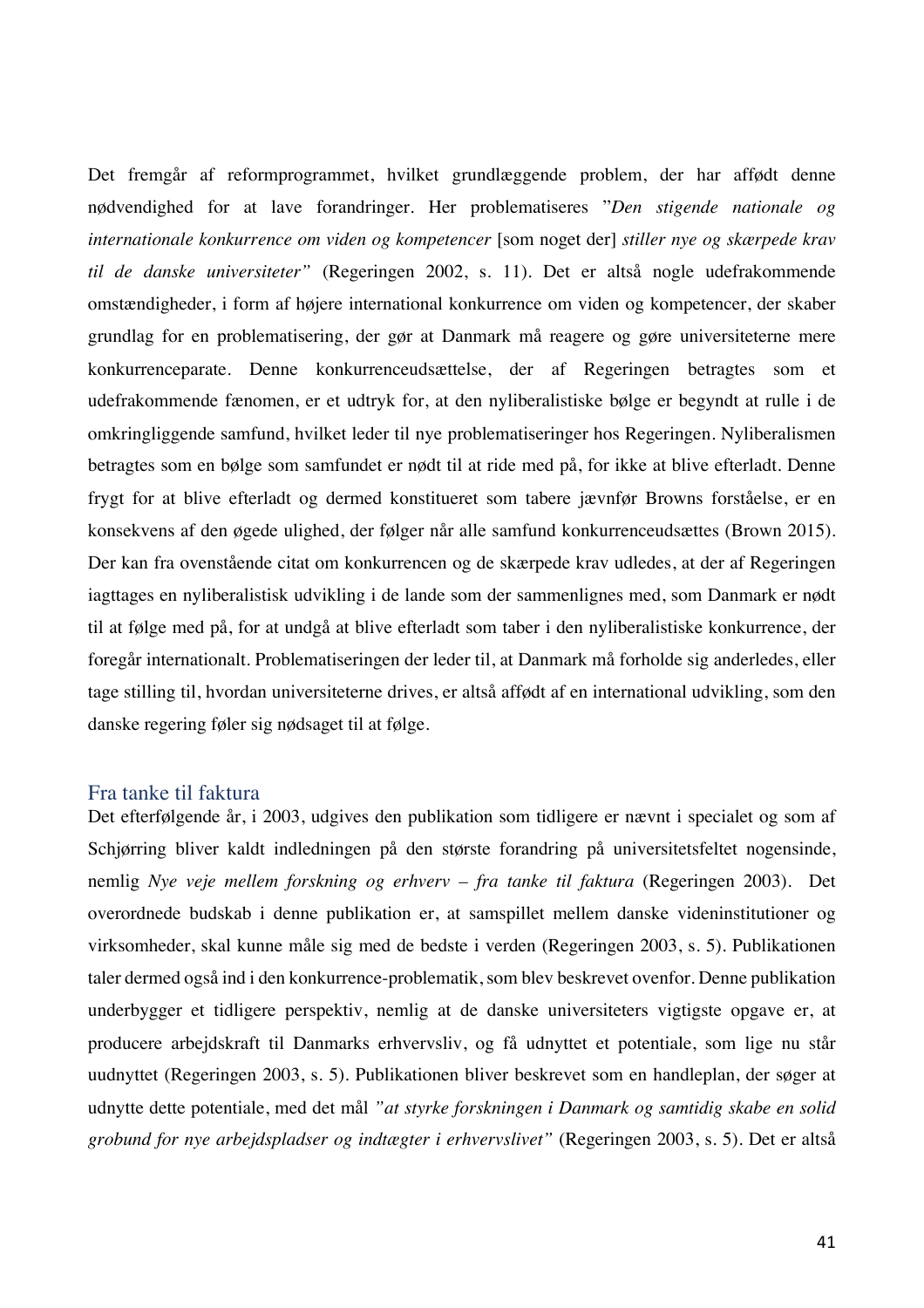Det fremgår af reformprogrammet, hvilket grundlæggende problem, der har affødt denne nødvendighed for at lave forandringer. Her problematiseres ”*Den stigende nationale og internationale konkurrence om viden og kompetencer* [som noget der] *stiller nye og skærpede krav til de danske universiteter”* (Regeringen 2002, s. 11). Det er altså nogle udefrakommende omstændigheder, i form af højere international konkurrence om viden og kompetencer, der skaber grundlag for en problematisering, der gør at Danmark må reagere og gøre universiteterne mere konkurrenceparate. Denne konkurrenceudsættelse, der af Regeringen betragtes som et udefrakommende fænomen, er et udtryk for, at den nyliberalistiske bølge er begyndt at rulle i de omkringliggende samfund, hvilket leder til nye problematiseringer hos Regeringen. Nyliberalismen betragtes som en bølge som samfundet er nødt til at ride med på, for ikke at blive efterladt. Denne frygt for at blive efterladt og dermed konstitueret som tabere jævnfør Browns forståelse, er en konsekvens af den øgede ulighed, der følger når alle samfund konkurrenceudsættes (Brown 2015). Der kan fra ovenstående citat om konkurrencen og de skærpede krav udledes, at der af Regeringen iagttages en nyliberalistisk udvikling i de lande som der sammenlignes med, som Danmark er nødt til at følge med på, for at undgå at blive efterladt som taber i den nyliberalistiske konkurrence, der foregår internationalt. Problematiseringen der leder til, at Danmark må forholde sig anderledes, eller tage stilling til, hvordan universiteterne drives, er altså affødt af en international udvikling, som den danske regering føler sig nødsaget til at følge.

## Fra tanke til faktura

Det efterfølgende år, i 2003, udgives den publikation som tidligere er nævnt i specialet og som af Schjørring bliver kaldt indledningen på den største forandring på universitetsfeltet nogensinde, nemlig *Nye veje mellem forskning og erhverv – fra tanke til faktura* (Regeringen 2003). Det overordnede budskab i denne publikation er, at samspillet mellem danske videninstitutioner og virksomheder, skal kunne måle sig med de bedste i verden (Regeringen 2003, s. 5). Publikationen taler dermed også ind i den konkurrence-problematik, som blev beskrevet ovenfor. Denne publikation underbygger et tidligere perspektiv, nemlig at de danske universiteters vigtigste opgave er, at producere arbejdskraft til Danmarks erhvervsliv, og få udnyttet et potentiale, som lige nu står uudnyttet (Regeringen 2003, s. 5). Publikationen bliver beskrevet som en handleplan, der søger at udnytte dette potentiale, med det mål *”at styrke forskningen i Danmark og samtidig skabe en solid grobund for nye arbejdspladser og indtægter i erhvervslivet”* (Regeringen 2003, s. 5). Det er altså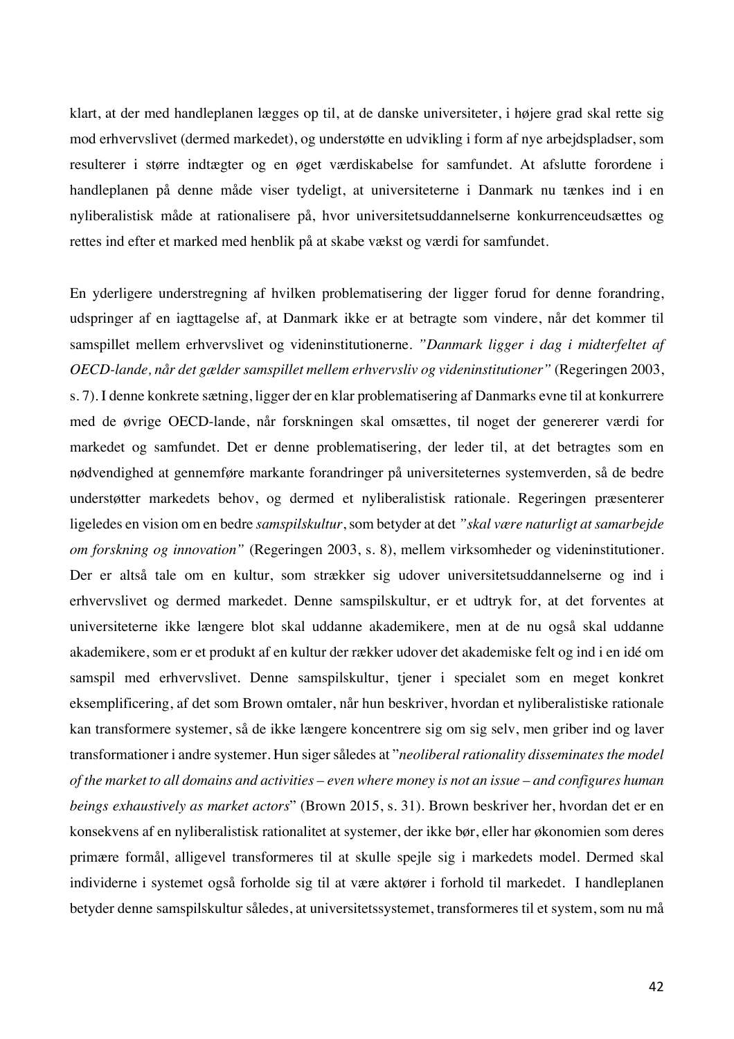klart, at der med handleplanen lægges op til, at de danske universiteter, i højere grad skal rette sig mod erhvervslivet (dermed markedet), og understøtte en udvikling i form af nye arbejdspladser, som resulterer i større indtægter og en øget værdiskabelse for samfundet. At afslutte forordene i handleplanen på denne måde viser tydeligt, at universiteterne i Danmark nu tænkes ind i en nyliberalistisk måde at rationalisere på, hvor universitetsuddannelserne konkurrenceudsættes og rettes ind efter et marked med henblik på at skabe vækst og værdi for samfundet.

En yderligere understregning af hvilken problematisering der ligger forud for denne forandring, udspringer af en iagttagelse af, at Danmark ikke er at betragte som vindere, når det kommer til samspillet mellem erhvervslivet og videninstitutionerne. *"Danmark ligger i dag i midterfeltet af OECD-lande, når det gælder samspillet mellem erhvervsliv og videninstitutioner"* (Regeringen 2003, s. 7). I denne konkrete sætning, ligger der en klar problematisering af Danmarks evne til at konkurrere med de øvrige OECD-lande, når forskningen skal omsættes, til noget der genererer værdi for markedet og samfundet. Det er denne problematisering, der leder til, at det betragtes som en nødvendighed at gennemføre markante forandringer på universiteternes systemverden, så de bedre understøtter markedets behov, og dermed et nyliberalistisk rationale. Regeringen præsenterer ligeledes en vision om en bedre *samspilskultur*, som betyder at det *"skal være naturligt at samarbejde om forskning og innovation"* (Regeringen 2003, s. 8), mellem virksomheder og videninstitutioner. Der er altså tale om en kultur, som strækker sig udover universitetsuddannelserne og ind i erhvervslivet og dermed markedet. Denne samspilskultur, er et udtryk for, at det forventes at universiteterne ikke længere blot skal uddanne akademikere, men at de nu også skal uddanne akademikere, som er et produkt af en kultur der rækker udover det akademiske felt og ind i en idé om samspil med erhvervslivet. Denne samspilskultur, tjener i specialet som en meget konkret eksemplificering, af det som Brown omtaler, når hun beskriver, hvordan et nyliberalistiske rationale kan transformere systemer, så de ikke længere koncentrere sig om sig selv, men griber ind og laver transformationer i andre systemer. Hun siger således at "*neoliberal rationality disseminates the model of the market to all domains and activities – even where money is not an issue – and configures human beings exhaustively as market actors*" (Brown 2015, s. 31). Brown beskriver her, hvordan det er en konsekvens af en nyliberalistisk rationalitet at systemer, der ikke bør, eller har økonomien som deres primære formål, alligevel transformeres til at skulle spejle sig i markedets model. Dermed skal individerne i systemet også forholde sig til at være aktører i forhold til markedet. I handleplanen betyder denne samspilskultur således, at universitetssystemet, transformeres til et system, som nu må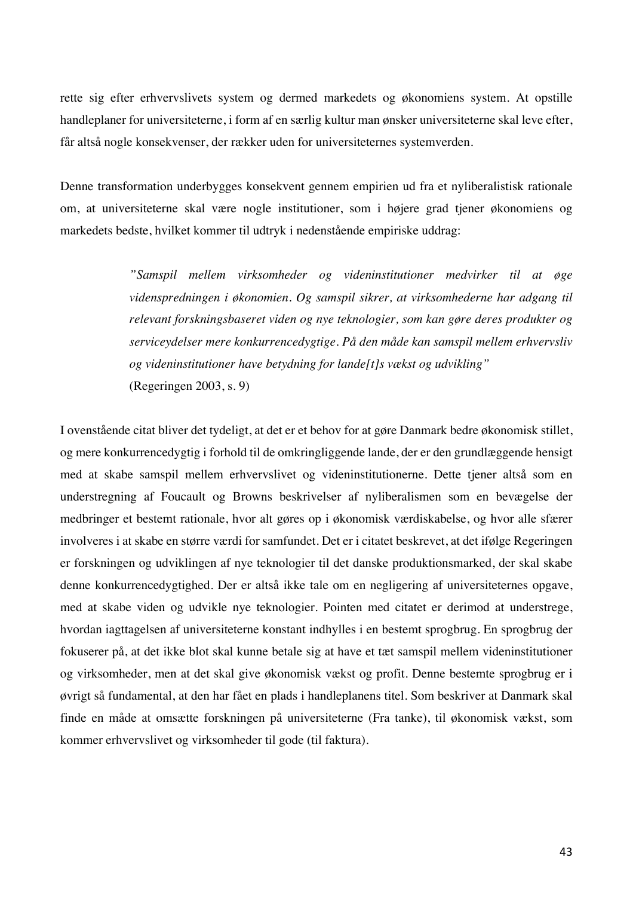rette sig efter erhvervslivets system og dermed markedets og økonomiens system. At opstille handleplaner for universiteterne, i form af en særlig kultur man ønsker universiteterne skal leve efter, får altså nogle konsekvenser, der rækker uden for universiteternes systemverden.

Denne transformation underbygges konsekvent gennem empirien ud fra et nyliberalistisk rationale om, at universiteterne skal være nogle institutioner, som i højere grad tjener økonomiens og markedets bedste, hvilket kommer til udtryk i nedenstående empiriske uddrag:

> *"Samspil mellem virksomheder og videninstitutioner medvirker til at øge vidensspredningen i økonomien. Og samspil sikrer, at virksomhederne har adgang til relevant forskningsbaseret viden og nye teknologier, som kan gøre deres produkter og serviceydelser mere konkurrencedygtige. På den måde kan samspil mellem erhvervsliv og videninstitutioner have betydning for lande[t]s vækst og udvikling"*
> (Regeringen 2003, s. 9)

I ovenstående citat bliver det tydeligt, at det er et behov for at gøre Danmark bedre økonomisk stillet, og mere konkurrencedygtig i forhold til de omkringliggende lande, der er den grundlæggende hensigt med at skabe samspil mellem erhvervslivet og videninstitutionerne. Dette tjener altså som en understregning af Foucault og Browns beskrivelser af nyliberalismen som en bevægelse der medbringer et bestemt rationale, hvor alt gøres op i økonomisk værdiskabelse, og hvor alle sfærer involveres i at skabe en større værdi for samfundet. Det er i citatet beskrevet, at det ifølge Regeringen er forskningen og udviklingen af nye teknologier til det danske produktionsmarked, der skal skabe denne konkurrencedygtighed. Der er altså ikke tale om en negligering af universiteternes opgave, med at skabe viden og udvikle nye teknologier. Pointen med citatet er derimod at understrege, hvordan iagttagelsen af universiteterne konstant indhylles i en bestemt sprogbrug. En sprogbrug der fokuserer på, at det ikke blot skal kunne betale sig at have et tæt samspil mellem videninstitutioner og virksomheder, men at det skal give økonomisk vækst og profit. Denne bestemte sprogbrug er i øvrigt så fundamental, at den har fået en plads i handleplanens titel. Som beskriver at Danmark skal finde en måde at omsætte forskningen på universiteterne (Fra tanke), til økonomisk vækst, som kommer erhvervslivet og virksomheder til gode (til faktura).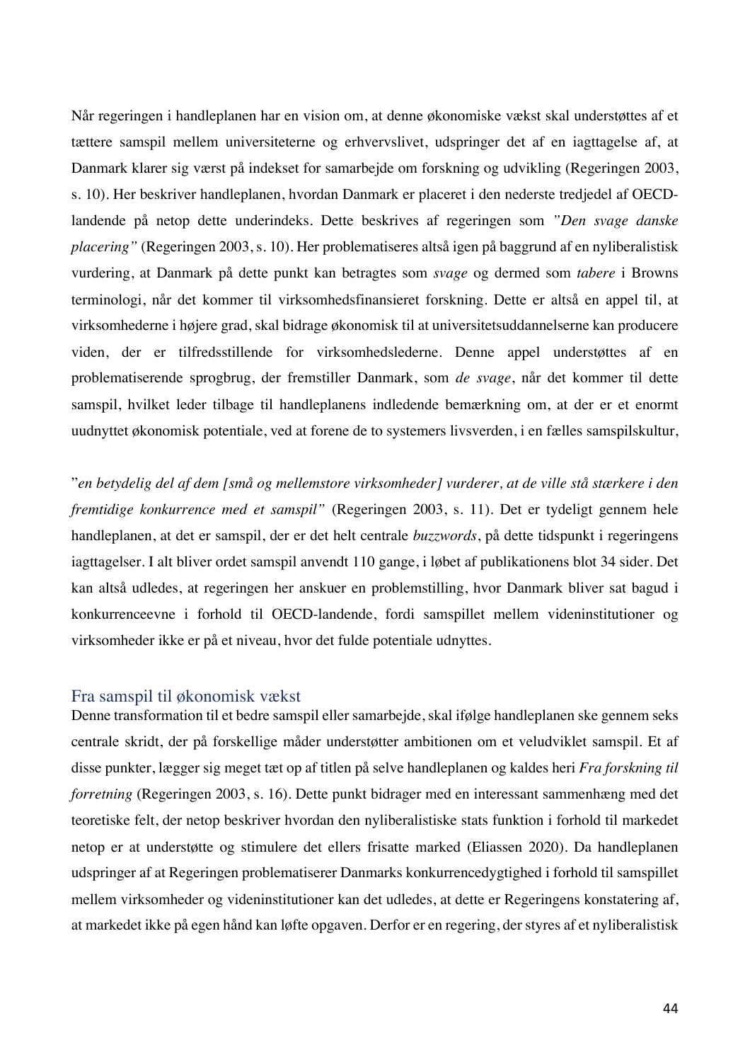Når regeringen i handleplanen har en vision om, at denne økonomiske vækst skal understøttes af et tættere samspil mellem universiteterne og erhvervslivet, udspringer det af en iagttagelse af, at Danmark klarer sig værst på indekset for samarbejde om forskning og udvikling (Regeringen 2003, s. 10). Her beskriver handleplanen, hvordan Danmark er placeret i den nederste tredjedel af OECD-landende på netop dette underindeks. Dette beskrives af regeringen som *"Den svage danske placering"* (Regeringen 2003, s. 10). Her problematiseres altså igen på baggrund af en nyliberalistisk vurdering, at Danmark på dette punkt kan betragtes som *svage* og dermed som *tabere* i Browns terminologi, når det kommer til virksomhedsfinansieret forskning. Dette er altså en appel til, at virksomhederne i højere grad, skal bidrage økonomisk til at universitetsuddannelserne kan producere viden, der er tilfredsstillende for virksomhedslederne. Denne appel understøttes af en problematiserende sprogbrug, der fremstiller Danmark, som *de svage*, når det kommer til dette samspil, hvilket leder tilbage til handleplanens indledende bemærkning om, at der er et enormt uudnyttet økonomisk potentiale, ved at forene de to systemers livsverden, i en fælles samspilskultur,

*"en betydelig del af dem [små og mellemstore virksomheder] vurderer, at de ville stå stærkere i den fremtidige konkurrence med et samspil"* (Regeringen 2003, s. 11). Det er tydeligt gennem hele handleplanen, at det er samspil, der er det helt centrale *buzzwords*, på dette tidspunkt i regeringens iagttagelser. I alt bliver ordet samspil anvendt 110 gange, i løbet af publikationens blot 34 sider. Det kan altså udledes, at regeringen her anskuer en problemstilling, hvor Danmark bliver sat bagud i konkurrenceevne i forhold til OECD-landende, fordi samspillet mellem videninstitutioner og virksomheder ikke er på et niveau, hvor det fulde potentiale udnyttes.

## Fra samspil til økonomisk vækst

Denne transformation til et bedre samspil eller samarbejde, skal ifølge handleplanen ske gennem seks centrale skridt, der på forskellige måder understøtter ambitionen om et veludviklet samspil. Et af disse punkter, lægger sig meget tæt op af titlen på selve handleplanen og kaldes heri *Fra forskning til forretning* (Regeringen 2003, s. 16). Dette punkt bidrager med en interessant sammenhæng med det teoretiske felt, der netop beskriver hvordan den nyliberalistiske stats funktion i forhold til markedet netop er at understøtte og stimulere det ellers frisatte marked (Eliassen 2020). Da handleplanen udspringer af at Regeringen problematiserer Danmarks konkurrencedygtighed i forhold til samspillet mellem virksomheder og videninstitutioner kan det udledes, at dette er Regeringens konstatering af, at markedet ikke på egen hånd kan løfte opgaven. Derfor er en regering, der styres af et nyliberalistisk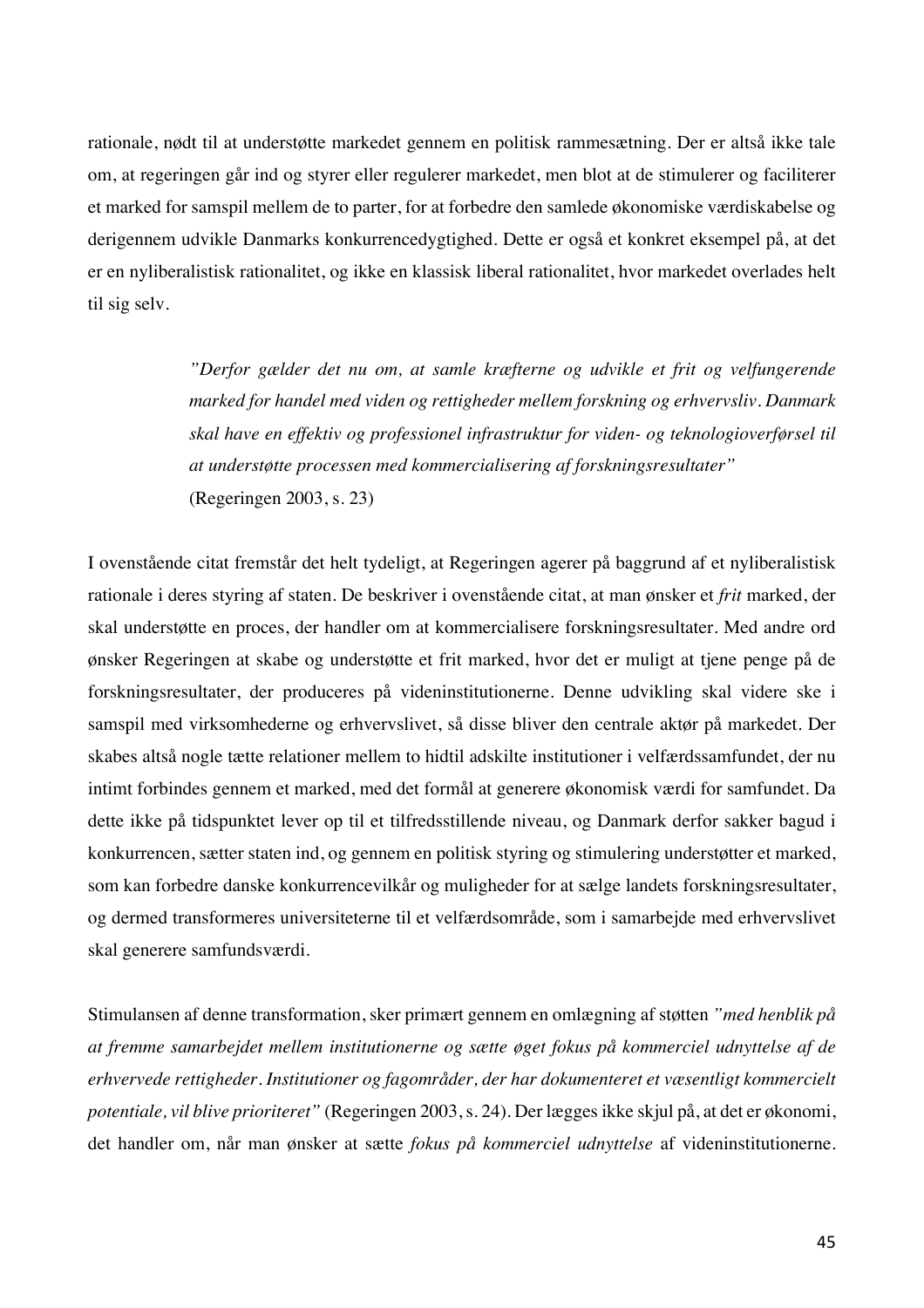rationale, nødt til at understøtte markedet gennem en politisk rammesætning. Der er altså ikke tale om, at regeringen går ind og styrer eller regulerer markedet, men blot at de stimulerer og faciliterer et marked for samspil mellem de to parter, for at forbedre den samlede økonomiske værdiskabelse og derigennem udvikle Danmarks konkurrencedygtighed. Dette er også et konkret eksempel på, at det er en nyliberalistisk rationalitet, og ikke en klassisk liberal rationalitet, hvor markedet overlades helt til sig selv.

> *"Derfor gælder det nu om, at samle kræfterne og udvikle et frit og velfungerende marked for handel med viden og rettigheder mellem forskning og erhvervsliv. Danmark skal have en effektiv og professionel infrastruktur for viden- og teknologioverførsel til at understøtte processen med kommercialisering af forskningsresultater"*
> (Regeringen 2003, s. 23)

I ovenstående citat fremstår det helt tydeligt, at Regeringen agerer på baggrund af et nyliberalistisk rationale i deres styring af staten. De beskriver i ovenstående citat, at man ønsker et *frit* marked, der skal understøtte en proces, der handler om at kommercialisere forskningsresultater. Med andre ord ønsker Regeringen at skabe og understøtte et frit marked, hvor det er muligt at tjene penge på de forskningsresultater, der produceres på videninstitutionerne. Denne udvikling skal videre ske i samspil med virksomhederne og erhvervslivet, så disse bliver den centrale aktør på markedet. Der skabes altså nogle tætte relationer mellem to hidtil adskilte institutioner i velfærdssamfundet, der nu intimt forbindes gennem et marked, med det formål at generere økonomisk værdi for samfundet. Da dette ikke på tidspunktet lever op til et tilfredsstillende niveau, og Danmark derfor sakker bagud i konkurrencen, sætter staten ind, og gennem en politisk styring og stimulering understøtter et marked, som kan forbedre danske konkurrencevilkår og muligheder for at sælge landets forskningsresultater, og dermed transformeres universiteterne til et velfærdsområde, som i samarbejde med erhvervslivet skal generere samfundsværdi.

Stimulansen af denne transformation, sker primært gennem en omlægning af støtten *"med henblik på at fremme samarbejdet mellem institutionerne og sætte øget fokus på kommerciel udnyttelse af de erhvervede rettigheder. Institutioner og fagområder, der har dokumenteret et væsentligt kommercielt potentiale, vil blive prioriteret"* (Regeringen 2003, s. 24). Der lægges ikke skjul på, at det er økonomi, det handler om, når man ønsker at sætte *fokus på kommerciel udnyttelse* af videninstitutionerne.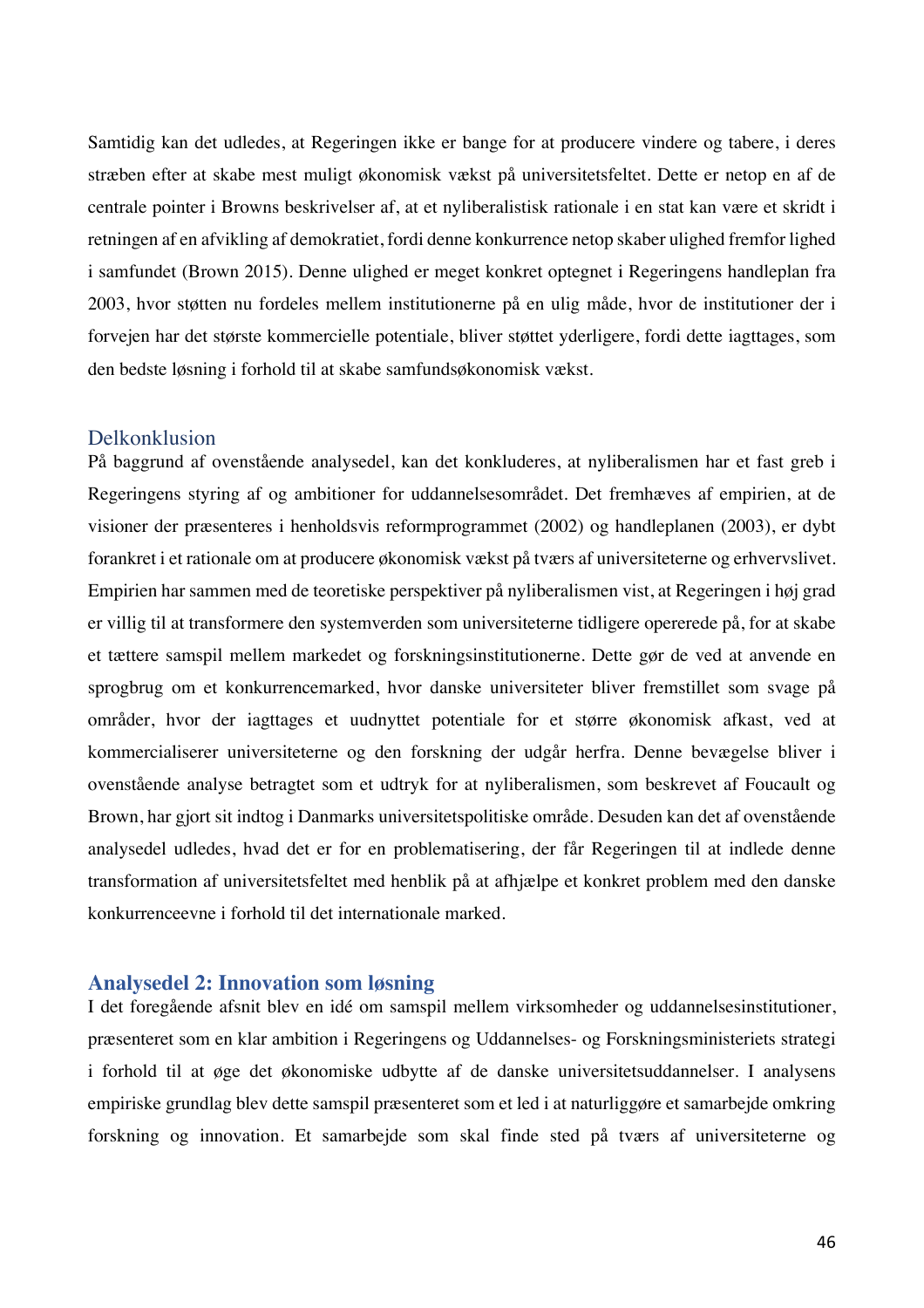Samtidig kan det udledes, at Regeringen ikke er bange for at producere vindere og tabere, i deres stræben efter at skabe mest muligt økonomisk vækst på universitetsfeltet. Dette er netop en af de centrale pointer i Browns beskrivelser af, at et nyliberalistisk rationale i en stat kan være et skridt i retningen af en afvikling af demokratiet, fordi denne konkurrence netop skaber ulighed fremfor lighed i samfundet (Brown 2015). Denne ulighed er meget konkret optegnet i Regeringens handleplan fra 2003, hvor støtten nu fordeles mellem institutionerne på en ulig måde, hvor de institutioner der i forvejen har det største kommercielle potentiale, bliver støttet yderligere, fordi dette iagttages, som den bedste løsning i forhold til at skabe samfundsøkonomisk vækst.

### Delkonklusion

På baggrund af ovenstående analysedel, kan det konkluderes, at nyliberalismen har et fast greb i Regeringens styring af og ambitioner for uddannelsesområdet. Det fremhæves af empirien, at de visioner der præsenteres i henholdsvis reformprogrammet (2002) og handleplanen (2003), er dybt forankret i et rationale om at producere økonomisk vækst på tværs af universiteterne og erhvervslivet. Empirien har sammen med de teoretiske perspektiver på nyliberalismen vist, at Regeringen i høj grad er villig til at transformere den systemverden som universiteterne tidligere opererede på, for at skabe et tættere samspil mellem markedet og forskningsinstitutionerne. Dette gør de ved at anvende en sprogbrug om et konkurrencemarked, hvor danske universiteter bliver fremstillet som svage på områder, hvor der iagttages et uudnyttet potentiale for et større økonomisk afkast, ved at kommercialiserer universiteterne og den forskning der udgår herfra. Denne bevægelse bliver i ovenstående analyse betragtet som et udtryk for at nyliberalismen, som beskrevet af Foucault og Brown, har gjort sit indtog i Danmarks universitetspolitiske område. Desuden kan det af ovenstående analysedel udledes, hvad det er for en problematisering, der får Regeringen til at indlede denne transformation af universitetsfeltet med henblik på at afhjælpe et konkret problem med den danske konkurrenceevne i forhold til det internationale marked.

## Analysedel 2: Innovation som løsning

I det foregående afsnit blev en idé om samspil mellem virksomheder og uddannelsesinstitutioner, præsenteret som en klar ambition i Regeringens og Uddannelses- og Forskningsministeriets strategi i forhold til at øge det økonomiske udbytte af de danske universitetsuddannelser. I analysens empiriske grundlag blev dette samspil præsenteret som et led i at naturliggøre et samarbejde omkring forskning og innovation. Et samarbejde som skal finde sted på tværs af universiteterne og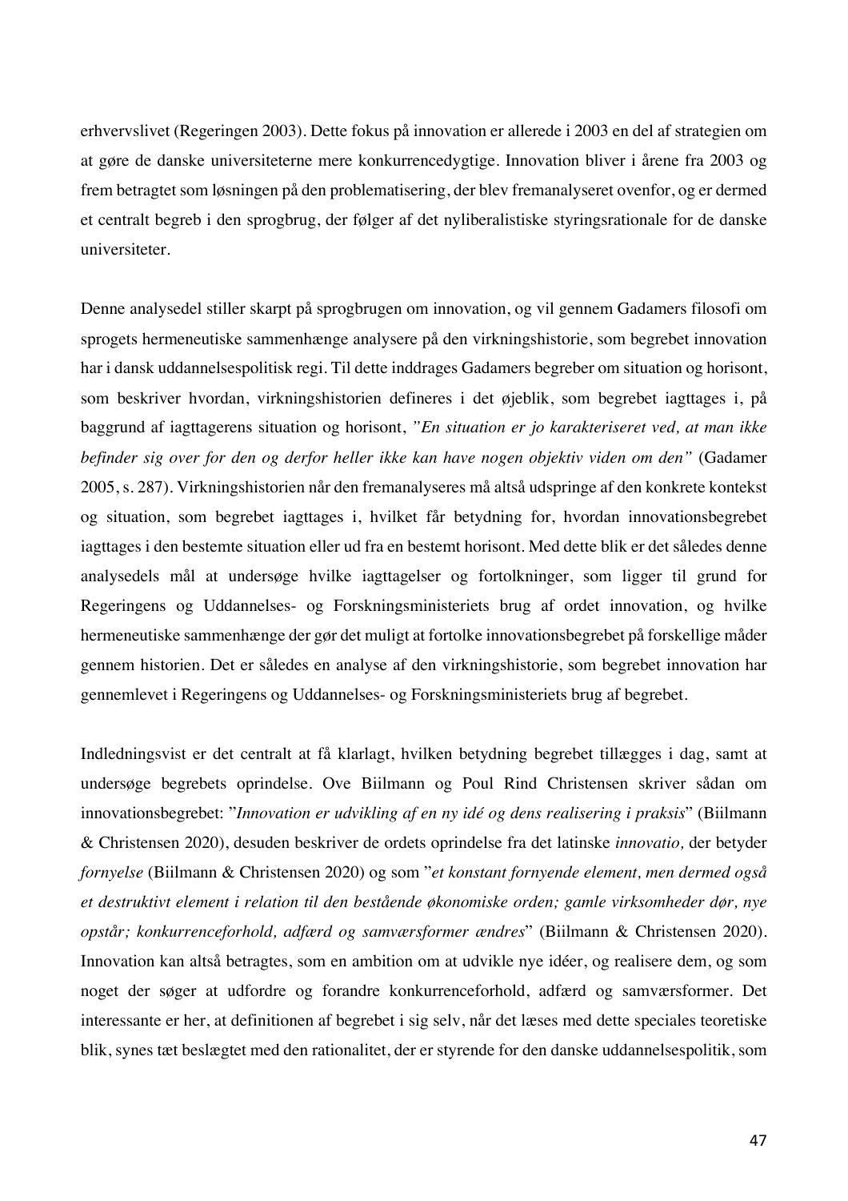erhvervslivet (Regeringen 2003). Dette fokus på innovation er allerede i 2003 en del af strategien om at gøre de danske universiteterne mere konkurrencedygtige. Innovation bliver i årene fra 2003 og frem betragtet som løsningen på den problematisering, der blev fremanalyseret ovenfor, og er dermed et centralt begreb i den sprogbrug, der følger af det nyliberalistiske styringsrationale for de danske universiteter.

Denne analysedel stiller skarpt på sprogbrugen om innovation, og vil gennem Gadamers filosofi om sprogets hermeneutiske sammenhænge analysere på den virkningshistorie, som begrebet innovation har i dansk uddannelsespolitisk regi. Til dette inddrages Gadamers begreber om situation og horisont, som beskriver hvordan, virkningshistorien defineres i det øjeblik, som begrebet iagttages i, på baggrund af iagttagerens situation og horisont, *"En situation er jo karakteriseret ved, at man ikke befinder sig over for den og derfor heller ikke kan have nogen objektiv viden om den"* (Gadamer 2005, s. 287). Virkningshistorien når den fremanalyseres må altså udspringe af den konkrete kontekst og situation, som begrebet iagttages i, hvilket får betydning for, hvordan innovationsbegrebet iagttages i den bestemte situation eller ud fra en bestemt horisont. Med dette blik er det således denne analysedels mål at undersøge hvilke iagttagelser og fortolkninger, som ligger til grund for Regeringens og Uddannelses- og Forskningsministeriets brug af ordet innovation, og hvilke hermeneutiske sammenhænge der gør det muligt at fortolke innovationsbegrebet på forskellige måder gennem historien. Det er således en analyse af den virkningshistorie, som begrebet innovation har gennemlevet i Regeringens og Uddannelses- og Forskningsministeriets brug af begrebet.

Indledningsvist er det centralt at få klarlagt, hvilken betydning begrebet tillægges i dag, samt at undersøge begrebets oprindelse. Ove Biilmann og Poul Rind Christensen skriver sådan om innovationsbegrebet: "*Innovation er udvikling af en ny idé og dens realisering i praksis*" (Biilmann & Christensen 2020), desuden beskriver de ordets oprindelse fra det latinske *innovatio,* der betyder *fornyelse* (Biilmann & Christensen 2020) og som "*et konstant fornyende element, men dermed også et destruktivt element i relation til den bestående økonomiske orden; gamle virksomheder dør, nye opstår; konkurrenceforhold, adfærd og samværsformer ændres*" (Biilmann & Christensen 2020). Innovation kan altså betragtes, som en ambition om at udvikle nye idéer, og realisere dem, og som noget der søger at udfordre og forandre konkurrenceforhold, adfærd og samværsformer. Det interessante er her, at definitionen af begrebet i sig selv, når det læses med dette speciales teoretiske blik, synes tæt beslægtet med den rationalitet, der er styrende for den danske uddannelsespolitik, som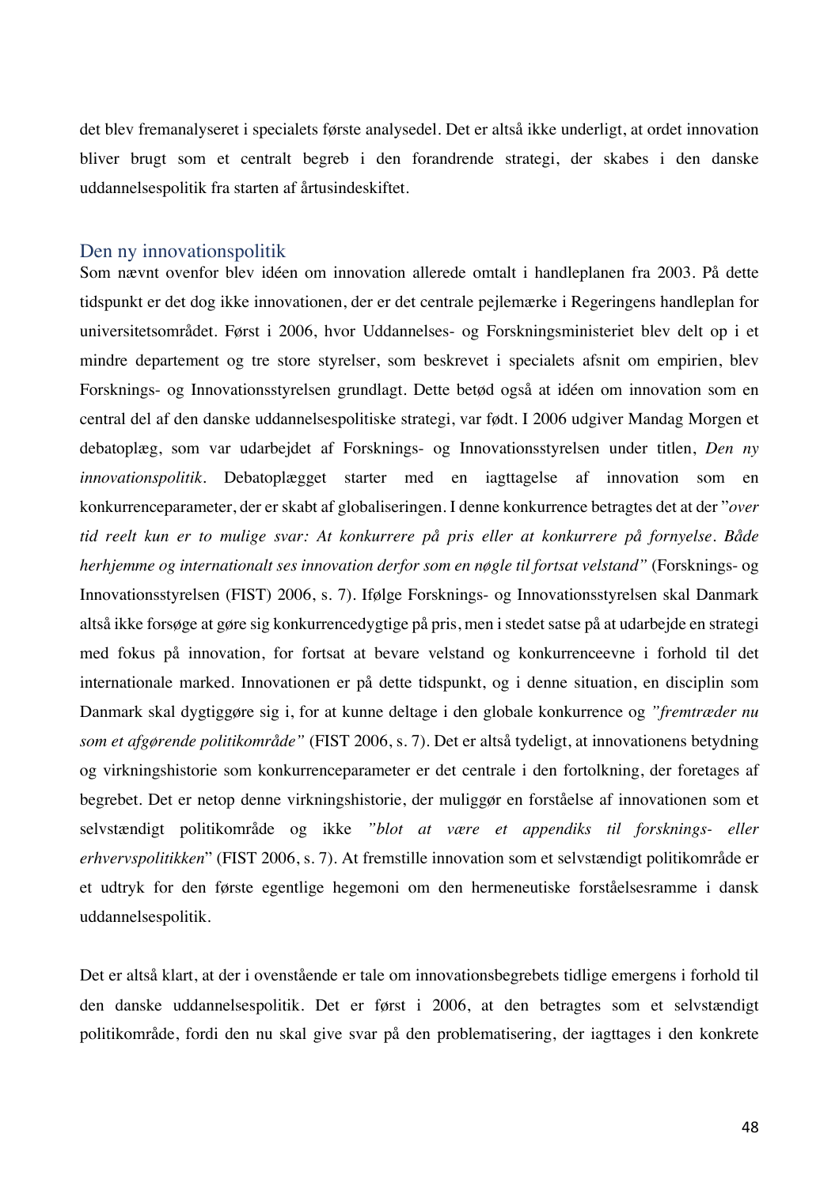det blev fremanalyseret i specialets første analysedel. Det er altså ikke underligt, at ordet innovation bliver brugt som et centralt begreb i den forandrende strategi, der skabes i den danske uddannelsespolitik fra starten af årtusindeskiftet.

## Den ny innovationspolitik

Som nævnt ovenfor blev idéen om innovation allerede omtalt i handleplanen fra 2003. På dette tidspunkt er det dog ikke innovationen, der er det centrale pejlemærke i Regeringens handleplan for universitetsområdet. Først i 2006, hvor Uddannelses- og Forskningsministeriet blev delt op i et mindre departement og tre store styrelser, som beskrevet i specialets afsnit om empirien, blev Forsknings- og Innovationsstyrelsen grundlagt. Dette betød også at idéen om innovation som en central del af den danske uddannelsespolitiske strategi, var født. I 2006 udgiver Mandag Morgen et debatoplæg, som var udarbejdet af Forsknings- og Innovationsstyrelsen under titlen, *Den ny innovationspolitik*. Debatoplægget starter med en iagttagelse af innovation som en konkurrenceparameter, der er skabt af globaliseringen. I denne konkurrence betragtes det at der "*over tid reelt kun er to mulige svar: At konkurrere på pris eller at konkurrere på fornyelse. Både herhjemme og internationalt ses innovation derfor som en nøgle til fortsat velstand"* (Forsknings- og Innovationsstyrelsen (FIST) 2006, s. 7). Ifølge Forsknings- og Innovationsstyrelsen skal Danmark altså ikke forsøge at gøre sig konkurrencedygtige på pris, men i stedet satse på at udarbejde en strategi med fokus på innovation, for fortsat at bevare velstand og konkurrenceevne i forhold til det internationale marked. Innovationen er på dette tidspunkt, og i denne situation, en disciplin som Danmark skal dygtiggøre sig i, for at kunne deltage i den globale konkurrence og *"fremtræder nu som et afgørende politikområde"* (FIST 2006, s. 7). Det er altså tydeligt, at innovationens betydning og virkningshistorie som konkurrenceparameter er det centrale i den fortolkning, der foretages af begrebet. Det er netop denne virkningshistorie, der muliggør en forståelse af innovationen som et selvstændigt politikområde og ikke *"blot at være et appendiks til forsknings- eller erhvervspolitikken*" (FIST 2006, s. 7). At fremstille innovation som et selvstændigt politikområde er et udtryk for den første egentlige hegemoni om den hermeneutiske forståelsesramme i dansk uddannelsespolitik.

Det er altså klart, at der i ovenstående er tale om innovationsbegrebets tidlige emergens i forhold til den danske uddannelsespolitik. Det er først i 2006, at den betragtes som et selvstændigt politikområde, fordi den nu skal give svar på den problematisering, der iagttages i den konkrete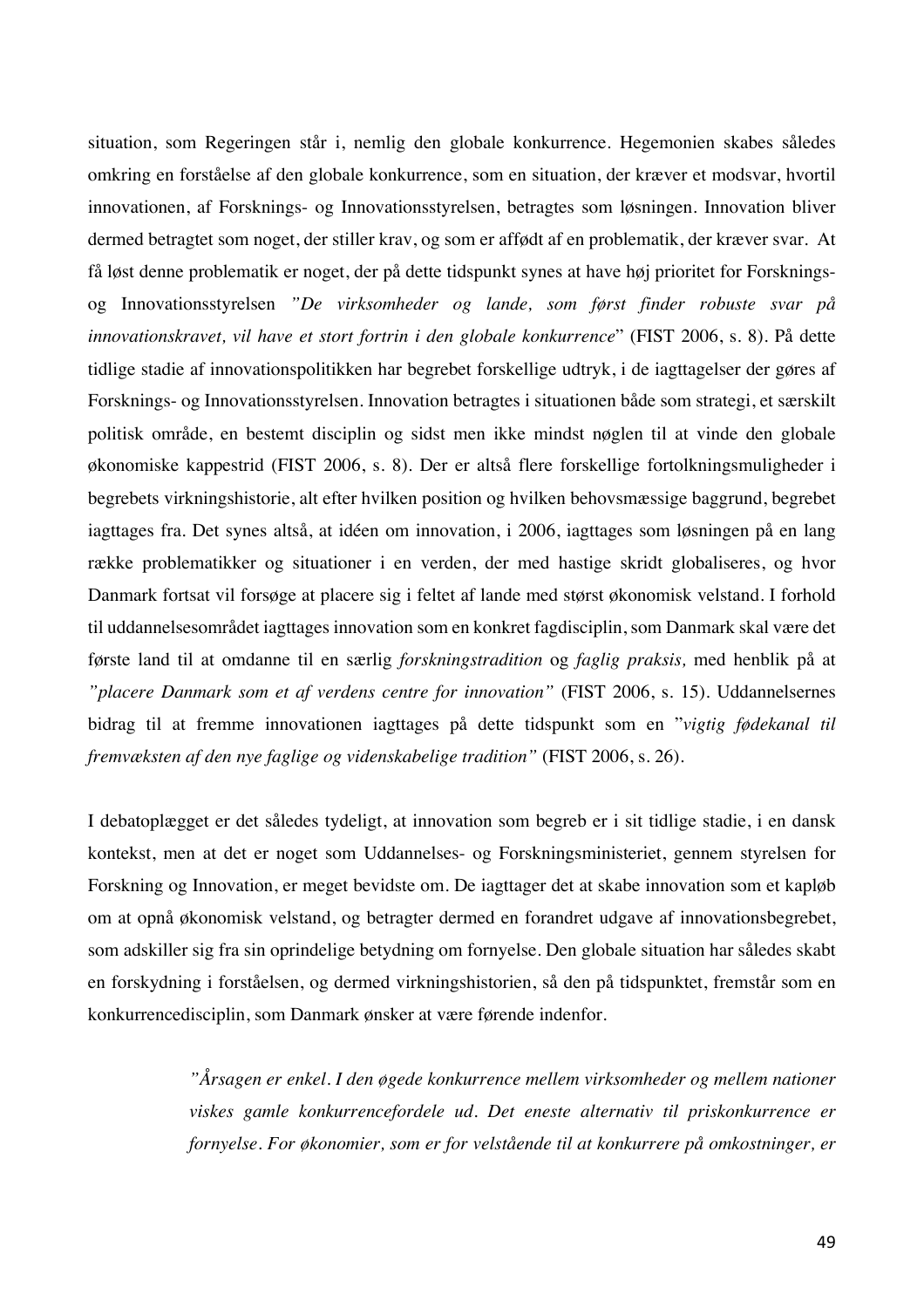situation, som Regeringen står i, nemlig den globale konkurrence. Hegemonien skabes således omkring en forståelse af den globale konkurrence, som en situation, der kræver et modsvar, hvortil innovationen, af Forsknings- og Innovationsstyrelsen, betragtes som løsningen. Innovation bliver dermed betragtet som noget, der stiller krav, og som er affødt af en problematik, der kræver svar. At få løst denne problematik er noget, der på dette tidspunkt synes at have høj prioritet for Forsknings- og Innovationsstyrelsen *"De virksomheder og lande, som først finder robuste svar på innovationskravet, vil have et stort fortrin i den globale konkurrence*" (FIST 2006, s. 8). På dette tidlige stadie af innovationspolitikken har begrebet forskellige udtryk, i de iagttagelser der gøres af Forsknings- og Innovationsstyrelsen. Innovation betragtes i situationen både som strategi, et særskilt politisk område, en bestemt disciplin og sidst men ikke mindst nøglen til at vinde den globale økonomiske kappestrid (FIST 2006, s. 8). Der er altså flere forskellige fortolkningsmuligheder i begrebets virkningshistorie, alt efter hvilken position og hvilken behovsmæssige baggrund, begrebet iagttages fra. Det synes altså, at idéen om innovation, i 2006, iagttages som løsningen på en lang række problematikker og situationer i en verden, der med hastige skridt globaliseres, og hvor Danmark fortsat vil forsøge at placere sig i feltet af lande med størst økonomisk velstand. I forhold til uddannelsesområdet iagttages innovation som en konkret fagdisciplin, som Danmark skal være det første land til at omdanne til en særlig *forskningstradition* og *faglig praksis,* med henblik på at *"placere Danmark som et af verdens centre for innovation"* (FIST 2006, s. 15). Uddannelsernes bidrag til at fremme innovationen iagttages på dette tidspunkt som en "*vigtig fødekanal til fremvæksten af den nye faglige og videnskabelige tradition"* (FIST 2006, s. 26).

I debatoplægget er det således tydeligt, at innovation som begreb er i sit tidlige stadie, i en dansk kontekst, men at det er noget som Uddannelses- og Forskningsministeriet, gennem styrelsen for Forskning og Innovation, er meget bevidste om. De iagttager det at skabe innovation som et kapløb om at opnå økonomisk velstand, og betragter dermed en forandret udgave af innovationsbegrebet, som adskiller sig fra sin oprindelige betydning om fornyelse. Den globale situation har således skabt en forskydning i forståelsen, og dermed virkningshistorien, så den på tidspunktet, fremstår som en konkurrencedisciplin, som Danmark ønsker at være førende indenfor.

> *"Årsagen er enkel. I den øgede konkurrence mellem virksomheder og mellem nationer viskes gamle konkurrencefordele ud. Det eneste alternativ til priskonkurrence er fornyelse. For økonomier, som er for velstående til at konkurrere på omkostninger, er*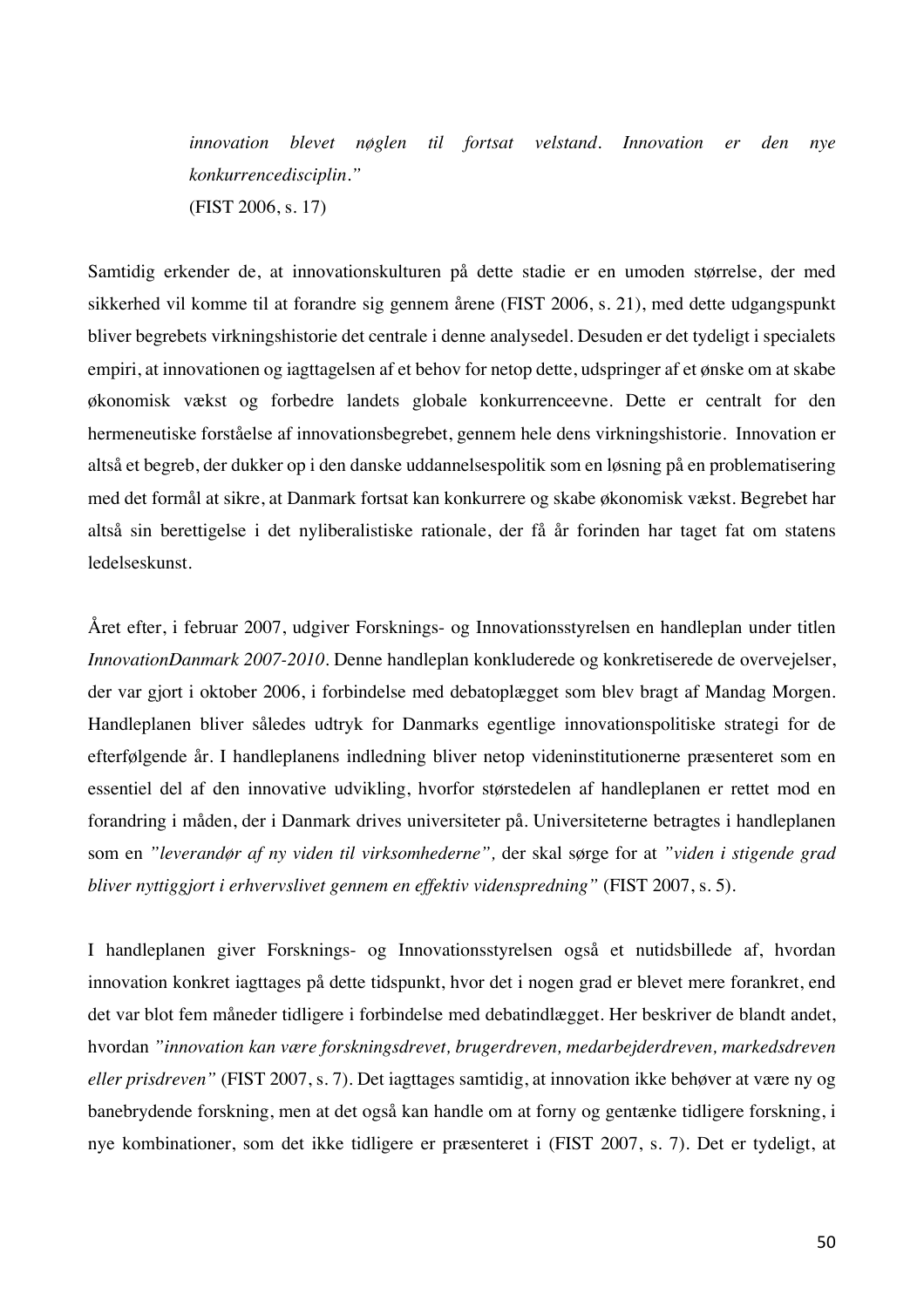> *innovation blevet nøglen til fortsat velstand. Innovation er den nye konkurrencedisciplin."*
> (FIST 2006, s. 17)

Samtidig erkender de, at innovationskulturen på dette stadie er en umoden størrelse, der med sikkerhed vil komme til at forandre sig gennem årene (FIST 2006, s. 21), med dette udgangspunkt bliver begrebets virkningshistorie det centrale i denne analysedel. Desuden er det tydeligt i specialets empiri, at innovationen og iagttagelsen af et behov for netop dette, udspringer af et ønske om at skabe økonomisk vækst og forbedre landets globale konkurrenceevne. Dette er centralt for den hermeneutiske forståelse af innovationsbegrebet, gennem hele dens virkningshistorie. Innovation er altså et begreb, der dukker op i den danske uddannelsespolitik som en løsning på en problematisering med det formål at sikre, at Danmark fortsat kan konkurrere og skabe økonomisk vækst. Begrebet har altså sin berettigelse i det nyliberalistiske rationale, der få år forinden har taget fat om statens ledelseskunst.

Året efter, i februar 2007, udgiver Forsknings- og Innovationsstyrelsen en handleplan under titlen *InnovationDanmark 2007-2010*. Denne handleplan konkluderede og konkretiserede de overvejelser, der var gjort i oktober 2006, i forbindelse med debatoplægget som blev bragt af Mandag Morgen. Handleplanen bliver således udtryk for Danmarks egentlige innovationspolitiske strategi for de efterfølgende år. I handleplanens indledning bliver netop videninstitutionerne præsenteret som en essentiel del af den innovative udvikling, hvorfor størstedelen af handleplanen er rettet mod en forandring i måden, der i Danmark drives universiteter på. Universiteterne betragtes i handleplanen som en *"leverandør af ny viden til virksomhederne",* der skal sørge for at *"viden i stigende grad bliver nyttiggjort i erhvervslivet gennem en effektiv videnspredning"* (FIST 2007, s. 5).

I handleplanen giver Forsknings- og Innovationsstyrelsen også et nutidsbillede af, hvordan innovation konkret iagttages på dette tidspunkt, hvor det i nogen grad er blevet mere forankret, end det var blot fem måneder tidligere i forbindelse med debatindlægget. Her beskriver de blandt andet, hvordan *"innovation kan være forskningsdrevet, brugerdreven, medarbejderdreven, markedsdreven eller prisdreven"* (FIST 2007, s. 7). Det iagttages samtidig, at innovation ikke behøver at være ny og banebrydende forskning, men at det også kan handle om at forny og gentænke tidligere forskning, i nye kombinationer, som det ikke tidligere er præsenteret i (FIST 2007, s. 7). Det er tydeligt, at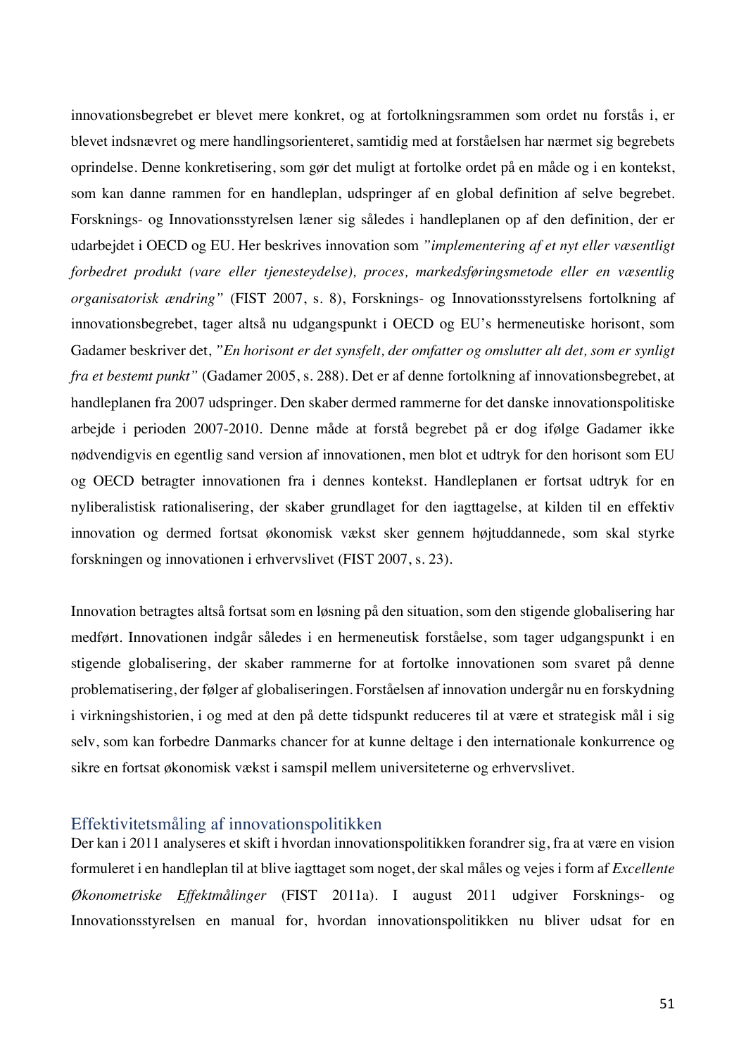innovationsbegrebet er blevet mere konkret, og at fortolkningsrammen som ordet nu forstås i, er blevet indsnævret og mere handlingsorienteret, samtidig med at forståelsen har nærmet sig begrebets oprindelse. Denne konkretisering, som gør det muligt at fortolke ordet på en måde og i en kontekst, som kan danne rammen for en handleplan, udspringer af en global definition af selve begrebet. Forsknings- og Innovationsstyrelsen læner sig således i handleplanen op af den definition, der er udarbejdet i OECD og EU. Her beskrives innovation som *"implementering af et nyt eller væsentligt forbedret produkt (vare eller tjenesteydelse), proces, markedsføringsmetode eller en væsentlig organisatorisk ændring"* (FIST 2007, s. 8), Forsknings- og Innovationsstyrelsens fortolkning af innovationsbegrebet, tager altså nu udgangspunkt i OECD og EU's hermeneutiske horisont, som Gadamer beskriver det, *"En horisont er det synsfelt, der omfatter og omslutter alt det, som er synligt fra et bestemt punkt"* (Gadamer 2005, s. 288). Det er af denne fortolkning af innovationsbegrebet, at handleplanen fra 2007 udspringer. Den skaber dermed rammerne for det danske innovationspolitiske arbejde i perioden 2007-2010. Denne måde at forstå begrebet på er dog ifølge Gadamer ikke nødvendigvis en egentlig sand version af innovationen, men blot et udtryk for den horisont som EU og OECD betragter innovationen fra i dennes kontekst. Handleplanen er fortsat udtryk for en nyliberalistisk rationalisering, der skaber grundlaget for den iagttagelse, at kilden til en effektiv innovation og dermed fortsat økonomisk vækst sker gennem højtuddannede, som skal styrke forskningen og innovationen i erhvervslivet (FIST 2007, s. 23).

Innovation betragtes altså fortsat som en løsning på den situation, som den stigende globalisering har medført. Innovationen indgår således i en hermeneutisk forståelse, som tager udgangspunkt i en stigende globalisering, der skaber rammerne for at fortolke innovationen som svaret på denne problematisering, der følger af globaliseringen. Forståelsen af innovation undergår nu en forskydning i virkningshistorien, i og med at den på dette tidspunkt reduceres til at være et strategisk mål i sig selv, som kan forbedre Danmarks chancer for at kunne deltage i den internationale konkurrence og sikre en fortsat økonomisk vækst i samspil mellem universiteterne og erhvervslivet.

## Effektivitetsmåling af innovationspolitikken

Der kan i 2011 analyseres et skift i hvordan innovationspolitikken forandrer sig, fra at være en vision formuleret i en handleplan til at blive iagttaget som noget, der skal måles og vejes i form af *Excellente Økonometriske Effektmålinger* (FIST 2011a). I august 2011 udgiver Forsknings- og Innovationsstyrelsen en manual for, hvordan innovationspolitikken nu bliver udsat for en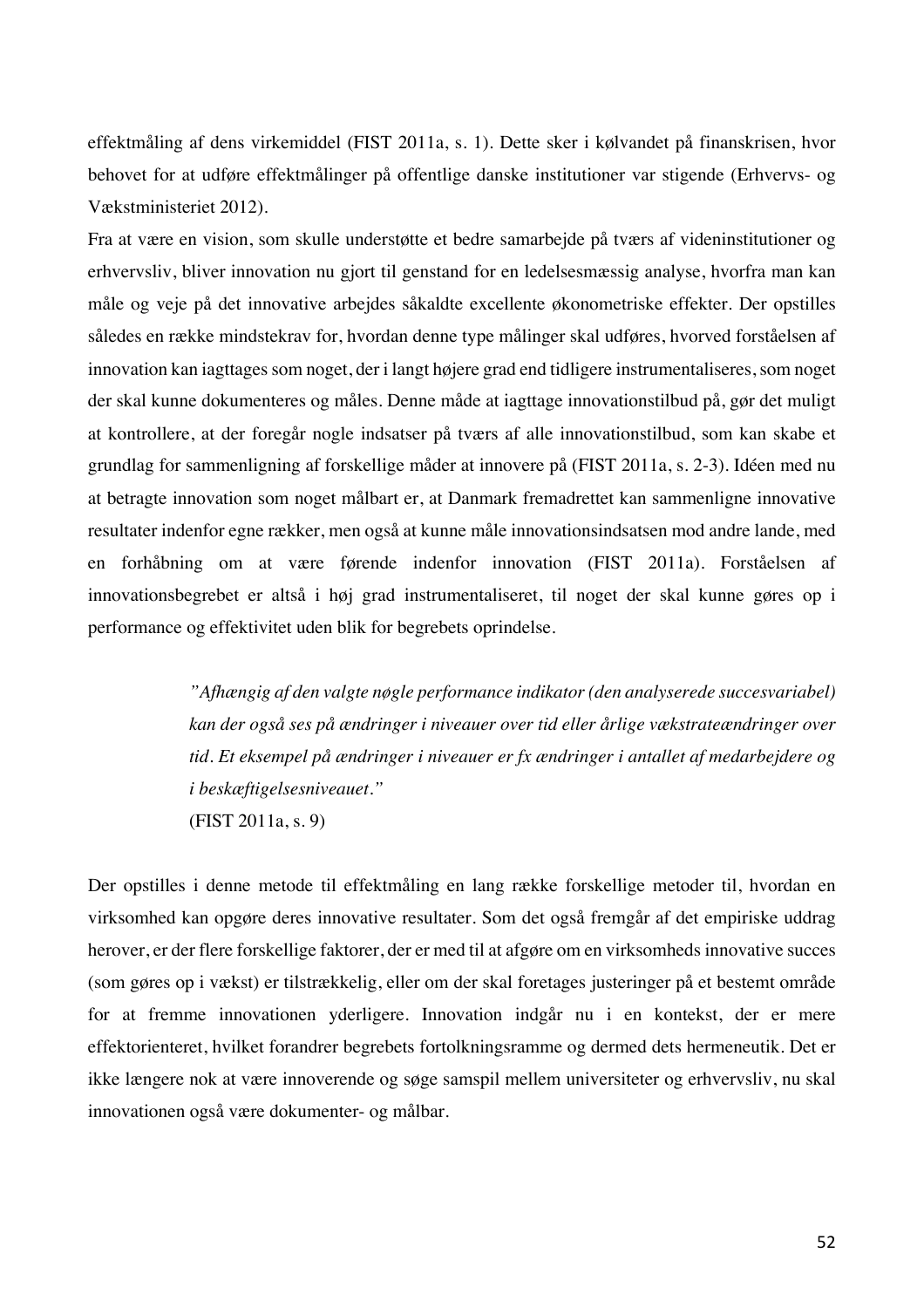effektmåling af dens virkemiddel (FIST 2011a, s. 1). Dette sker i kølvandet på finanskrisen, hvor behovet for at udføre effektmålinger på offentlige danske institutioner var stigende (Erhvervs- og Vækstministeriet 2012).

Fra at være en vision, som skulle understøtte et bedre samarbejde på tværs af videninstitutioner og erhvervsliv, bliver innovation nu gjort til genstand for en ledelsesmæssig analyse, hvorfra man kan måle og veje på det innovative arbejdes såkaldte excellente økonometriske effekter. Der opstilles således en række mindstekrav for, hvordan denne type målinger skal udføres, hvorved forståelsen af innovation kan iagttages som noget, der i langt højere grad end tidligere instrumentaliseres, som noget der skal kunne dokumenteres og måles. Denne måde at iagttage innovationstilbud på, gør det muligt at kontrollere, at der foregår nogle indsatser på tværs af alle innovationstilbud, som kan skabe et grundlag for sammenligning af forskellige måder at innovere på (FIST 2011a, s. 2-3). Idéen med nu at betragte innovation som noget målbart er, at Danmark fremadrettet kan sammenligne innovative resultater indenfor egne rækker, men også at kunne måle innovationsindsatsen mod andre lande, med en forhåbning om at være førende indenfor innovation (FIST 2011a). Forståelsen af innovationsbegrebet er altså i høj grad instrumentaliseret, til noget der skal kunne gøres op i performance og effektivitet uden blik for begrebets oprindelse.

> *"Afhængig af den valgte nøgle performance indikator (den analyserede succesvariabel) kan der også ses på ændringer i niveauer over tid eller årlige vækstrateændringer over tid. Et eksempel på ændringer i niveauer er fx ændringer i antallet af medarbejdere og i beskæftigelsesniveauet."*
> (FIST 2011a, s. 9)

Der opstilles i denne metode til effektmåling en lang række forskellige metoder til, hvordan en virksomhed kan opgøre deres innovative resultater. Som det også fremgår af det empiriske uddrag herover, er der flere forskellige faktorer, der er med til at afgøre om en virksomheds innovative succes (som gøres op i vækst) er tilstrækkelig, eller om der skal foretages justeringer på et bestemt område for at fremme innovationen yderligere. Innovation indgår nu i en kontekst, der er mere effektorienteret, hvilket forandrer begrebets fortolkningsramme og dermed dets hermeneutik. Det er ikke længere nok at være innoverende og søge samspil mellem universiteter og erhvervsliv, nu skal innovationen også være dokumenter- og målbar.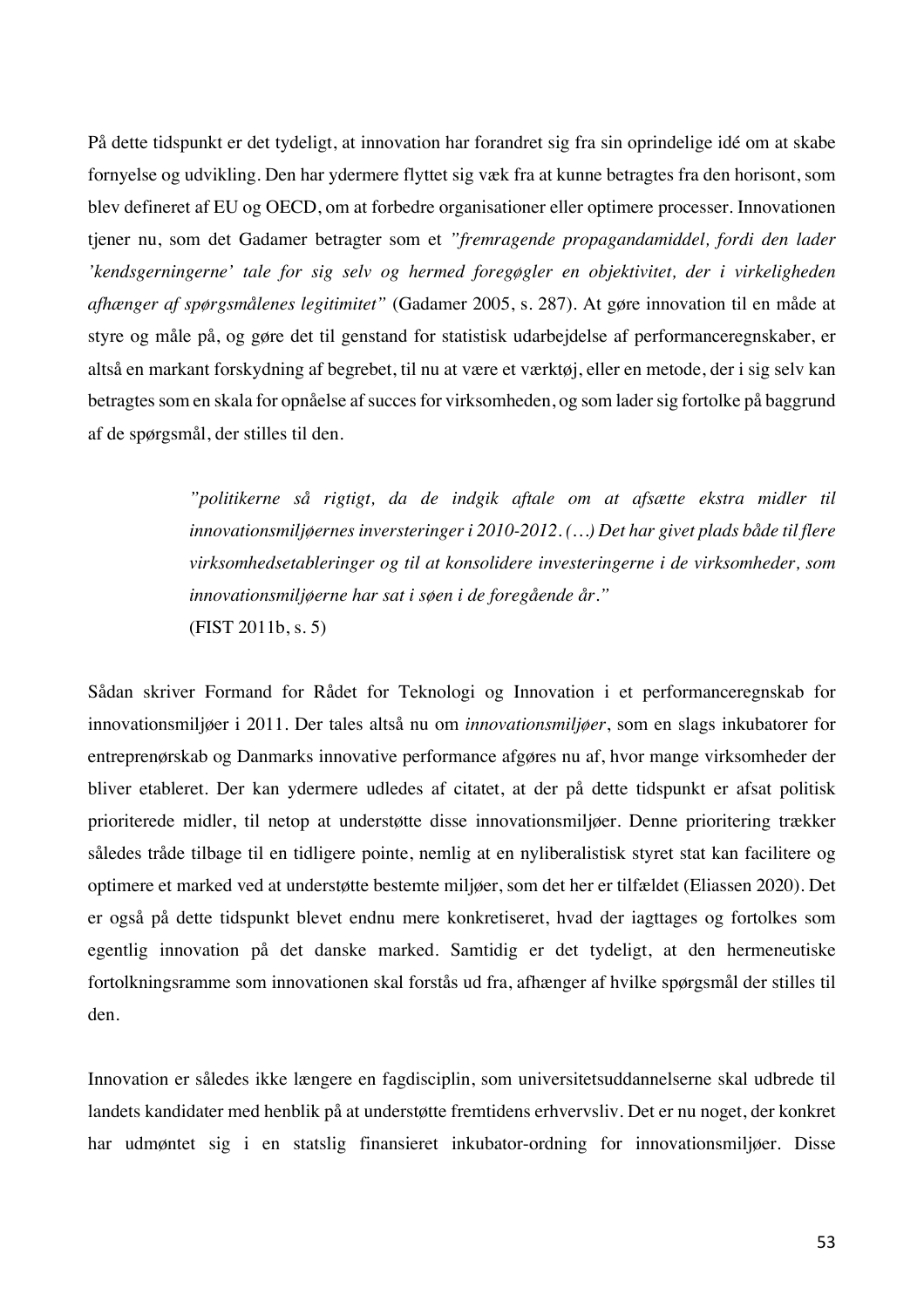På dette tidspunkt er det tydeligt, at innovation har forandret sig fra sin oprindelige idé om at skabe fornyelse og udvikling. Den har ydermere flyttet sig væk fra at kunne betragtes fra den horisont, som blev defineret af EU og OECD, om at forbedre organisationer eller optimere processer. Innovationen tjener nu, som det Gadamer betragter som et *"fremragende propagandamiddel, fordi den lader 'kendsgerningerne' tale for sig selv og hermed foregøgler en objektivitet, der i virkeligheden afhænger af spørgsmålenes legitimitet"* (Gadamer 2005, s. 287). At gøre innovation til en måde at styre og måle på, og gøre det til genstand for statistisk udarbejdelse af performanceregnskaber, er altså en markant forskydning af begrebet, til nu at være et værktøj, eller en metode, der i sig selv kan betragtes som en skala for opnåelse af succes for virksomheden, og som lader sig fortolke på baggrund af de spørgsmål, der stilles til den.

> *"politikerne så rigtigt, da de indgik aftale om at afsætte ekstra midler til innovationsmiljøernes inversteringer i 2010-2012. (…) Det har givet plads både til flere virksomhedsetableringer og til at konsolidere investeringerne i de virksomheder, som innovationsmiljøerne har sat i søen i de foregående år."*
> (FIST 2011b, s. 5)

Sådan skriver Formand for Rådet for Teknologi og Innovation i et performanceregnskab for innovationsmiljøer i 2011. Der tales altså nu om *innovationsmiljøer*, som en slags inkubatorer for entreprenørskab og Danmarks innovative performance afgøres nu af, hvor mange virksomheder der bliver etableret. Der kan ydermere udledes af citatet, at der på dette tidspunkt er afsat politisk prioriterede midler, til netop at understøtte disse innovationsmiljøer. Denne prioritering trækker således tråde tilbage til en tidligere pointe, nemlig at en nyliberalistisk styret stat kan facilitere og optimere et marked ved at understøtte bestemte miljøer, som det her er tilfældet (Eliassen 2020). Det er også på dette tidspunkt blevet endnu mere konkretiseret, hvad der iagttages og fortolkes som egentlig innovation på det danske marked. Samtidig er det tydeligt, at den hermeneutiske fortolkningsramme som innovationen skal forstås ud fra, afhænger af hvilke spørgsmål der stilles til den.

Innovation er således ikke længere en fagdisciplin, som universitetsuddannelserne skal udbrede til landets kandidater med henblik på at understøtte fremtidens erhvervsliv. Det er nu noget, der konkret har udmøntet sig i en statslig finansieret inkubator-ordning for innovationsmiljøer. Disse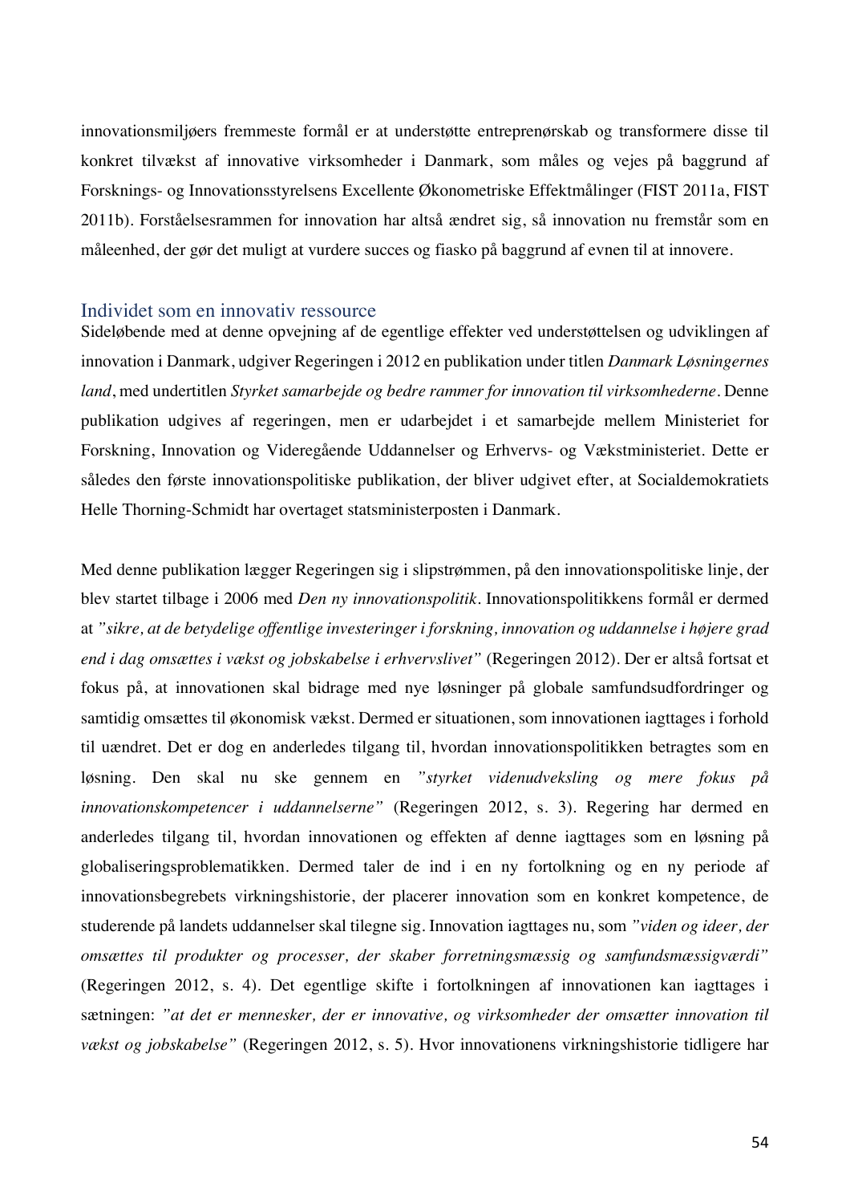innovationsmiljøers fremmeste formål er at understøtte entreprenørskab og transformere disse til konkret tilvækst af innovative virksomheder i Danmark, som måles og vejes på baggrund af Forsknings- og Innovationsstyrelsens Excellente Økonometriske Effektmålinger (FIST 2011a, FIST 2011b). Forståelsesrammen for innovation har altså ændret sig, så innovation nu fremstår som en måleenhed, der gør det muligt at vurdere succes og fiasko på baggrund af evnen til at innovere.

## Individet som en innovativ ressource

Sideløbende med at denne opvejning af de egentlige effekter ved understøttelsen og udviklingen af innovation i Danmark, udgiver Regeringen i 2012 en publikation under titlen *Danmark Løsningernes land*, med undertitlen *Styrket samarbejde og bedre rammer for innovation til virksomhederne*. Denne publikation udgives af regeringen, men er udarbejdet i et samarbejde mellem Ministeriet for Forskning, Innovation og Videregående Uddannelser og Erhvervs- og Vækstministeriet. Dette er således den første innovationspolitiske publikation, der bliver udgivet efter, at Socialdemokratiets Helle Thorning-Schmidt har overtaget statsministerposten i Danmark.

Med denne publikation lægger Regeringen sig i slipstrømmen, på den innovationspolitiske linje, der blev startet tilbage i 2006 med *Den ny innovationspolitik*. Innovationspolitikkens formål er dermed at *"sikre, at de betydelige offentlige investeringer i forskning, innovation og uddannelse i højere grad end i dag omsættes i vækst og jobskabelse i erhvervslivet"* (Regeringen 2012). Der er altså fortsat et fokus på, at innovationen skal bidrage med nye løsninger på globale samfundsudfordringer og samtidig omsættes til økonomisk vækst. Dermed er situationen, som innovationen iagttages i forhold til uændret. Det er dog en anderledes tilgang til, hvordan innovationspolitikken betragtes som en løsning. Den skal nu ske gennem en *"styrket videnudveksling og mere fokus på innovationskompetencer i uddannelserne"* (Regeringen 2012, s. 3). Regering har dermed en anderledes tilgang til, hvordan innovationen og effekten af denne iagttages som en løsning på globaliseringsproblematikken. Dermed taler de ind i en ny fortolkning og en ny periode af innovationsbegrebets virkningshistorie, der placerer innovation som en konkret kompetence, de studerende på landets uddannelser skal tilegne sig. Innovation iagttages nu, som *"viden og ideer, der omsættes til produkter og processer, der skaber forretningsmæssig og samfundsmæssigværdi"* (Regeringen 2012, s. 4). Det egentlige skifte i fortolkningen af innovationen kan iagttages i sætningen: *"at det er mennesker, der er innovative, og virksomheder der omsætter innovation til vækst og jobskabelse"* (Regeringen 2012, s. 5). Hvor innovationens virkningshistorie tidligere har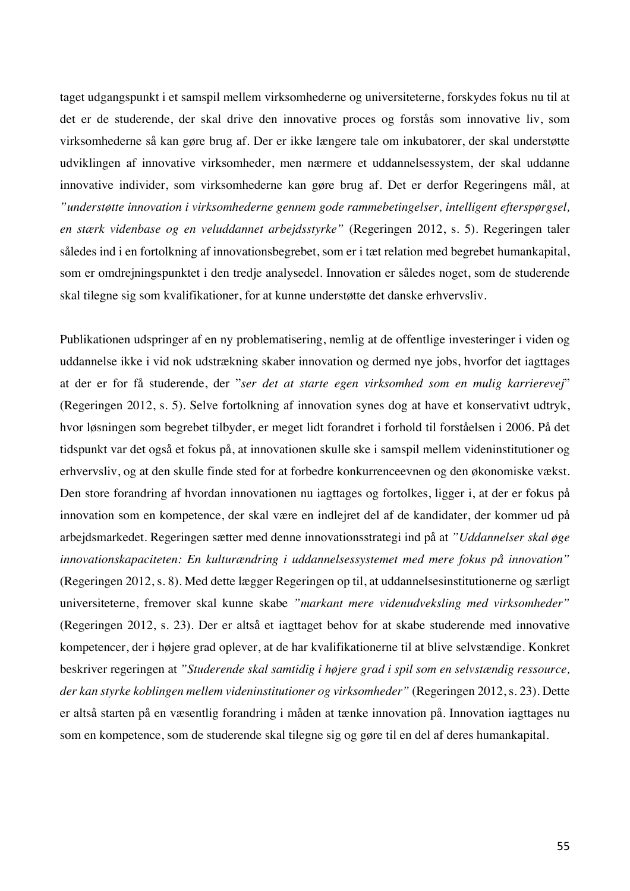taget udgangspunkt i et samspil mellem virksomhederne og universiteterne, forskydes fokus nu til at det er de studerende, der skal drive den innovative proces og forstås som innovative liv, som virksomhederne så kan gøre brug af. Der er ikke længere tale om inkubatorer, der skal understøtte udviklingen af innovative virksomheder, men nærmere et uddannelsessystem, der skal uddanne innovative individer, som virksomhederne kan gøre brug af. Det er derfor Regeringens mål, at *"understøtte innovation i virksomhederne gennem gode rammebetingelser, intelligent efterspørgsel, en stærk videnbase og en veluddannet arbejdsstyrke"* (Regeringen 2012, s. 5). Regeringen taler således ind i en fortolkning af innovationsbegrebet, som er i tæt relation med begrebet humankapital, som er omdrejningspunktet i den tredje analysedel. Innovation er således noget, som de studerende skal tilegne sig som kvalifikationer, for at kunne understøtte det danske erhvervsliv.

Publikationen udspringer af en ny problematisering, nemlig at de offentlige investeringer i viden og uddannelse ikke i vid nok udstrækning skaber innovation og dermed nye jobs, hvorfor det iagttages at der er for få studerende, der "*ser det at starte egen virksomhed som en mulig karrierevej*" (Regeringen 2012, s. 5). Selve fortolkning af innovation synes dog at have et konservativt udtryk, hvor løsningen som begrebet tilbyder, er meget lidt forandret i forhold til forståelsen i 2006. På det tidspunkt var det også et fokus på, at innovationen skulle ske i samspil mellem videninstitutioner og erhvervsliv, og at den skulle finde sted for at forbedre konkurrenceevnen og den økonomiske vækst. Den store forandring af hvordan innovationen nu iagttages og fortolkes, ligger i, at der er fokus på innovation som en kompetence, der skal være en indlejret del af de kandidater, der kommer ud på arbejdsmarkedet. Regeringen sætter med denne innovationsstrategi ind på at *"Uddannelser skal øge innovationskapaciteten: En kulturændring i uddannelsessystemet med mere fokus på innovation"* (Regeringen 2012, s. 8). Med dette lægger Regeringen op til, at uddannelsesinstitutionerne og særligt universiteterne, fremover skal kunne skabe *"markant mere videnudveksling med virksomheder"* (Regeringen 2012, s. 23). Der er altså et iagttaget behov for at skabe studerende med innovative kompetencer, der i højere grad oplever, at de har kvalifikationerne til at blive selvstændige. Konkret beskriver regeringen at *"Studerende skal samtidig i højere grad i spil som en selvstændig ressource, der kan styrke koblingen mellem videninstitutioner og virksomheder"* (Regeringen 2012, s. 23). Dette er altså starten på en væsentlig forandring i måden at tænke innovation på. Innovation iagttages nu som en kompetence, som de studerende skal tilegne sig og gøre til en del af deres humankapital.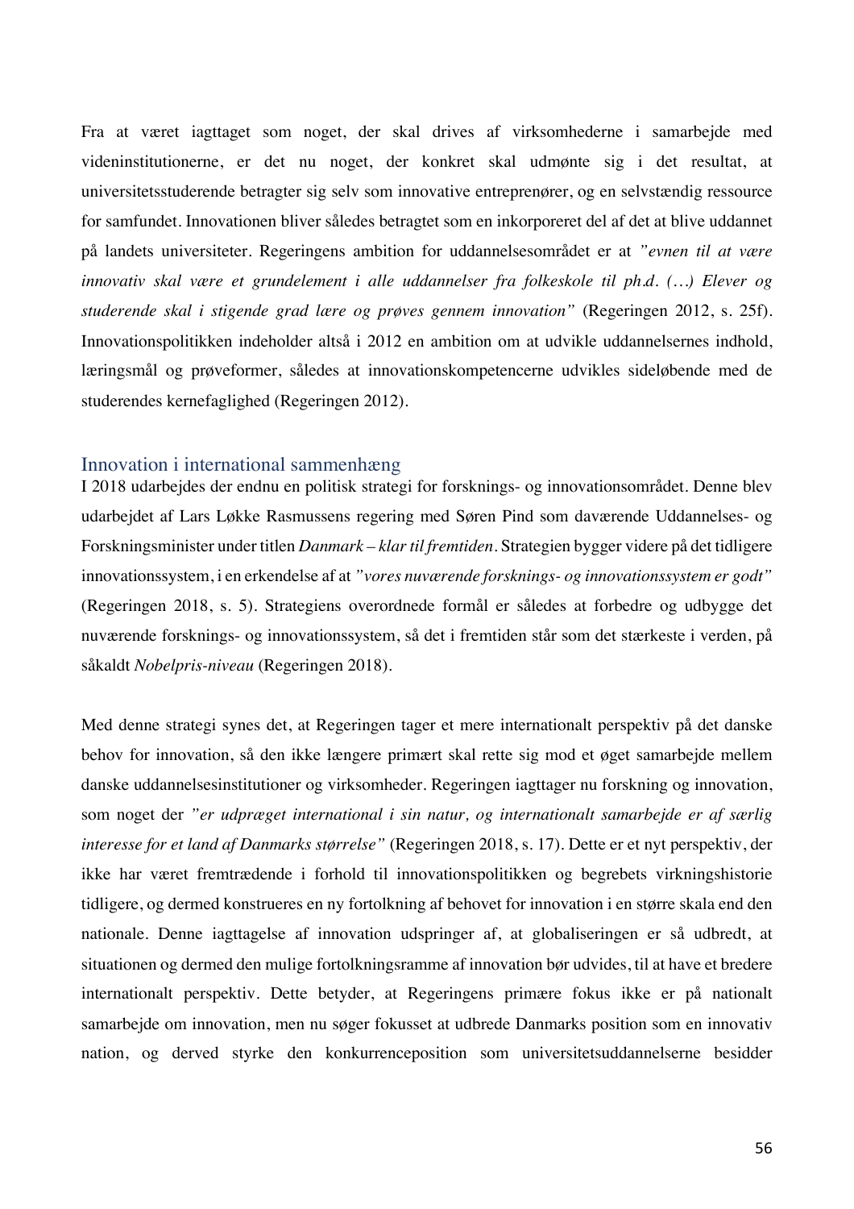Fra at været iagttaget som noget, der skal drives af virksomhederne i samarbejde med videninstitutionerne, er det nu noget, der konkret skal udmønte sig i det resultat, at universitetsstuderende betragter sig selv som innovative entreprenører, og en selvstændig ressource for samfundet. Innovationen bliver således betragtet som en inkorporeret del af det at blive uddannet på landets universiteter. Regeringens ambition for uddannelsesområdet er at *"evnen til at være innovativ skal være et grundelement i alle uddannelser fra folkeskole til ph.d. (…) Elever og studerende skal i stigende grad lære og prøves gennem innovation"* (Regeringen 2012, s. 25f). Innovationspolitikken indeholder altså i 2012 en ambition om at udvikle uddannelsernes indhold, læringsmål og prøveformer, således at innovationskompetencerne udvikles sideløbende med de studerendes kernefaglighed (Regeringen 2012).

## Innovation i international sammenhæng

I 2018 udarbejdes der endnu en politisk strategi for forsknings- og innovationsområdet. Denne blev udarbejdet af Lars Løkke Rasmussens regering med Søren Pind som daværende Uddannelses- og Forskningsminister under titlen *Danmark – klar til fremtiden*. Strategien bygger videre på det tidligere innovationssystem, i en erkendelse af at *"vores nuværende forsknings- og innovationssystem er godt"* (Regeringen 2018, s. 5). Strategiens overordnede formål er således at forbedre og udbygge det nuværende forsknings- og innovationssystem, så det i fremtiden står som det stærkeste i verden, på såkaldt *Nobelpris-niveau* (Regeringen 2018).

Med denne strategi synes det, at Regeringen tager et mere internationalt perspektiv på det danske behov for innovation, så den ikke længere primært skal rette sig mod et øget samarbejde mellem danske uddannelsesinstitutioner og virksomheder. Regeringen iagttager nu forskning og innovation, som noget der *"er udpræget international i sin natur, og internationalt samarbejde er af særlig interesse for et land af Danmarks størrelse"* (Regeringen 2018, s. 17). Dette er et nyt perspektiv, der ikke har været fremtrædende i forhold til innovationspolitikken og begrebets virkningshistorie tidligere, og dermed konstrueres en ny fortolkning af behovet for innovation i en større skala end den nationale. Denne iagttagelse af innovation udspringer af, at globaliseringen er så udbredt, at situationen og dermed den mulige fortolkningsramme af innovation bør udvides, til at have et bredere internationalt perspektiv. Dette betyder, at Regeringens primære fokus ikke er på nationalt samarbejde om innovation, men nu søger fokusset at udbrede Danmarks position som en innovativ nation, og derved styrke den konkurrenceposition som universitetsuddannelserne besidder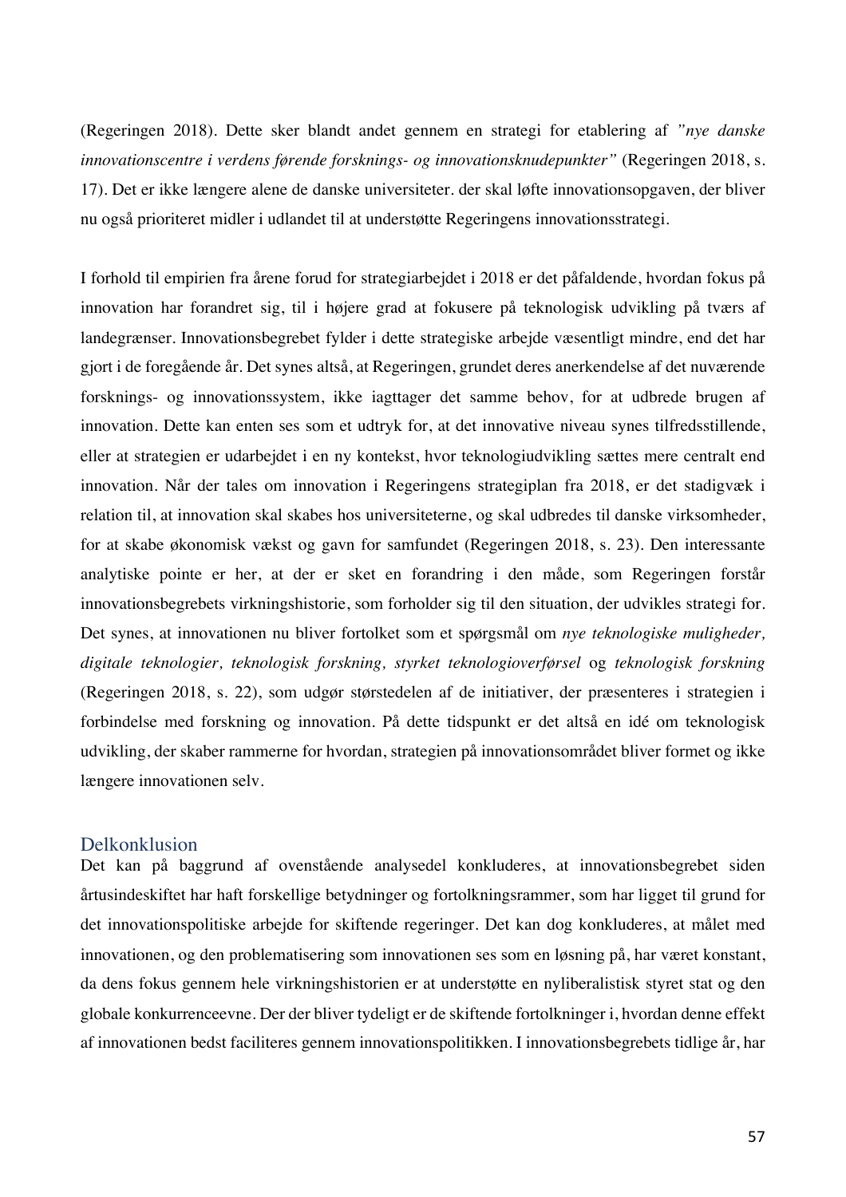(Regeringen 2018). Dette sker blandt andet gennem en strategi for etablering af *"nye danske innovationscentre i verdens førende forsknings- og innovationsknudepunkter"* (Regeringen 2018, s. 17). Det er ikke længere alene de danske universiteter. der skal løfte innovationsopgaven, der bliver nu også prioriteret midler i udlandet til at understøtte Regeringens innovationsstrategi.

I forhold til empirien fra årene forud for strategiarbejdet i 2018 er det påfaldende, hvordan fokus på innovation har forandret sig, til i højere grad at fokusere på teknologisk udvikling på tværs af landegrænser. Innovationsbegrebet fylder i dette strategiske arbejde væsentligt mindre, end det har gjort i de foregående år. Det synes altså, at Regeringen, grundet deres anerkendelse af det nuværende forsknings- og innovationssystem, ikke iagttager det samme behov, for at udbrede brugen af innovation. Dette kan enten ses som et udtryk for, at det innovative niveau synes tilfredsstillende, eller at strategien er udarbejdet i en ny kontekst, hvor teknologiudvikling sættes mere centralt end innovation. Når der tales om innovation i Regeringens strategiplan fra 2018, er det stadigvæk i relation til, at innovation skal skabes hos universiteterne, og skal udbredes til danske virksomheder, for at skabe økonomisk vækst og gavn for samfundet (Regeringen 2018, s. 23). Den interessante analytiske pointe er her, at der er sket en forandring i den måde, som Regeringen forstår innovationsbegrebets virkningshistorie, som forholder sig til den situation, der udvikles strategi for. Det synes, at innovationen nu bliver fortolket som et spørgsmål om *nye teknologiske muligheder, digitale teknologier, teknologisk forskning, styrket teknologioverførsel* og *teknologisk forskning* (Regeringen 2018, s. 22), som udgør størstedelen af de initiativer, der præsenteres i strategien i forbindelse med forskning og innovation. På dette tidspunkt er det altså en idé om teknologisk udvikling, der skaber rammerne for hvordan, strategien på innovationsområdet bliver formet og ikke længere innovationen selv.

## Delkonklusion

Det kan på baggrund af ovenstående analysedel konkluderes, at innovationsbegrebet siden årtusindeskiftet har haft forskellige betydninger og fortolkningsrammer, som har ligget til grund for det innovationspolitiske arbejde for skiftende regeringer. Det kan dog konkluderes, at målet med innovationen, og den problematisering som innovationen ses som en løsning på, har været konstant, da dens fokus gennem hele virkningshistorien er at understøtte en nyliberalistisk styret stat og den globale konkurrenceevne. Der der bliver tydeligt er de skiftende fortolkninger i, hvordan denne effekt af innovationen bedst faciliteres gennem innovationspolitikken. I innovationsbegrebets tidlige år, har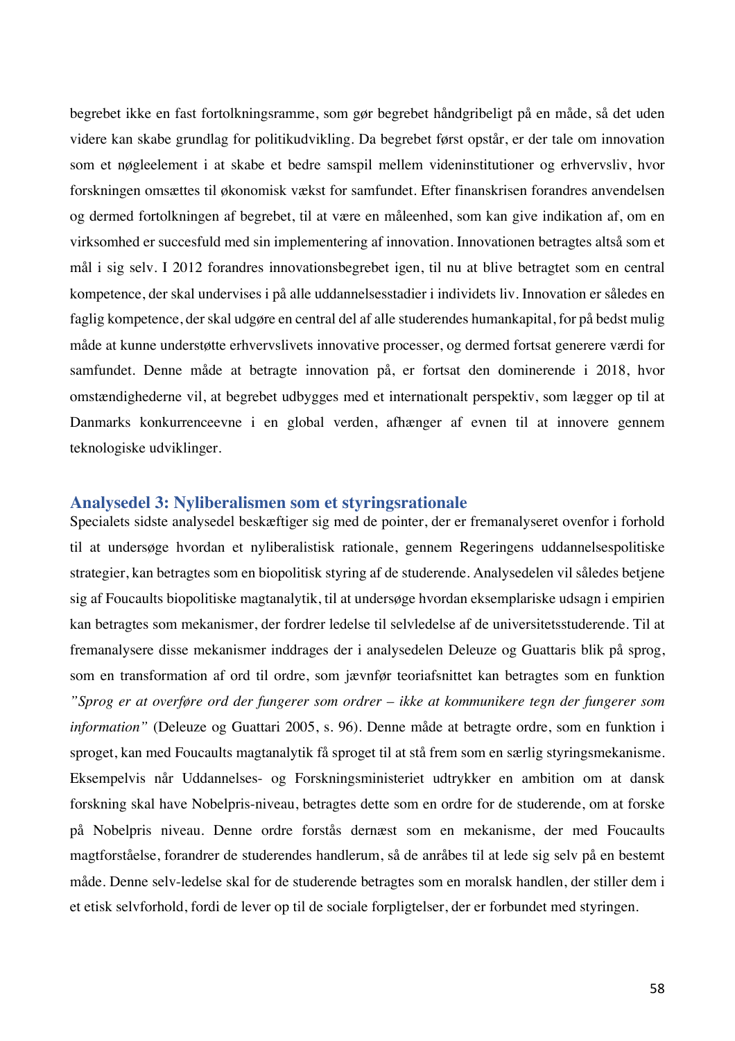begrebet ikke en fast fortolkningsramme, som gør begrebet håndgribeligt på en måde, så det uden videre kan skabe grundlag for politikudvikling. Da begrebet først opstår, er der tale om innovation som et nøgleelement i at skabe et bedre samspil mellem videninstitutioner og erhvervsliv, hvor forskningen omsættes til økonomisk vækst for samfundet. Efter finanskrisen forandres anvendelsen og dermed fortolkningen af begrebet, til at være en måleenhed, som kan give indikation af, om en virksomhed er succesfuld med sin implementering af innovation. Innovationen betragtes altså som et mål i sig selv. I 2012 forandres innovationsbegrebet igen, til nu at blive betragtet som en central kompetence, der skal undervises i på alle uddannelsesstadier i individets liv. Innovation er således en faglig kompetence, der skal udgøre en central del af alle studerendes humankapital, for på bedst mulig måde at kunne understøtte erhvervslivets innovative processer, og dermed fortsat generere værdi for samfundet. Denne måde at betragte innovation på, er fortsat den dominerende i 2018, hvor omstændighederne vil, at begrebet udbygges med et internationalt perspektiv, som lægger op til at Danmarks konkurrenceevne i en global verden, afhænger af evnen til at innovere gennem teknologiske udviklinger.

## Analysedel 3: Nyliberalismen som et styringsrationale

Specialets sidste analysedel beskæftiger sig med de pointer, der er fremanalyseret ovenfor i forhold til at undersøge hvordan et nyliberalistisk rationale, gennem Regeringens uddannelsespolitiske strategier, kan betragtes som en biopolitisk styring af de studerende. Analysedelen vil således betjene sig af Foucaults biopolitiske magtanalytik, til at undersøge hvordan eksemplariske udsagn i empirien kan betragtes som mekanismer, der fordrer ledelse til selvledelse af de universitetsstuderende. Til at fremanalysere disse mekanismer inddrages der i analysedelen Deleuze og Guattaris blik på sprog, som en transformation af ord til ordre, som jævnfør teoriafsnittet kan betragtes som en funktion *"Sprog er at overføre ord der fungerer som ordrer – ikke at kommunikere tegn der fungerer som information"* (Deleuze og Guattari 2005, s. 96). Denne måde at betragte ordre, som en funktion i sproget, kan med Foucaults magtanalytik få sproget til at stå frem som en særlig styringsmekanisme. Eksempelvis når Uddannelses- og Forskningsministeriet udtrykker en ambition om at dansk forskning skal have Nobelpris-niveau, betragtes dette som en ordre for de studerende, om at forske på Nobelpris niveau. Denne ordre forstås dernæst som en mekanisme, der med Foucaults magtforståelse, forandrer de studerendes handlerum, så de anråbes til at lede sig selv på en bestemt måde. Denne selv-ledelse skal for de studerende betragtes som en moralsk handlen, der stiller dem i et etisk selvforhold, fordi de lever op til de sociale forpligtelser, der er forbundet med styringen.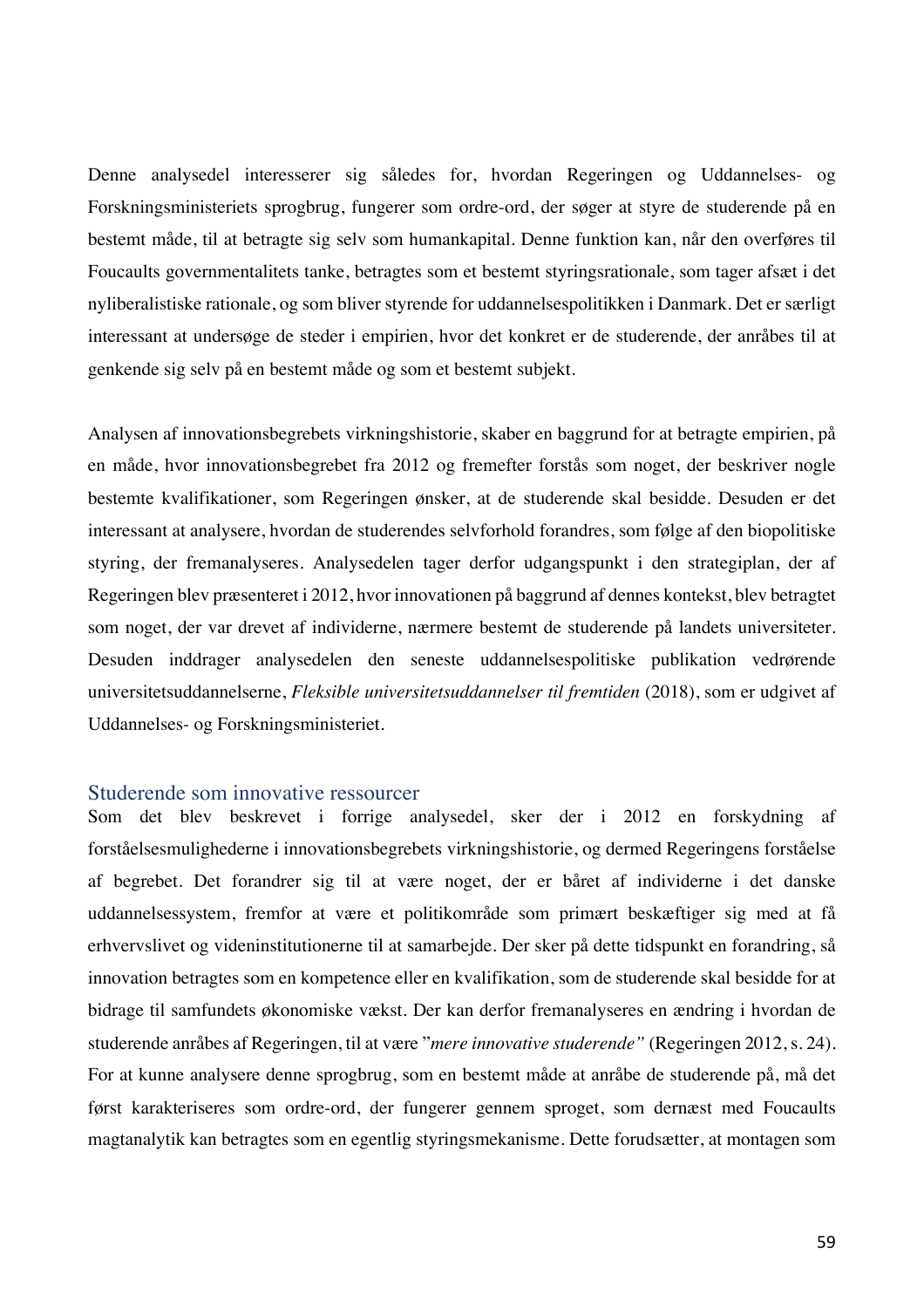Denne analysedel interesserer sig således for, hvordan Regeringen og Uddannelses- og Forskningsministeriets sprogbrug, fungerer som ordre-ord, der søger at styre de studerende på en bestemt måde, til at betragte sig selv som humankapital. Denne funktion kan, når den overføres til Foucaults governmentalitets tanke, betragtes som et bestemt styringsrationale, som tager afsæt i det nyliberalistiske rationale, og som bliver styrende for uddannelsespolitikken i Danmark. Det er særligt interessant at undersøge de steder i empirien, hvor det konkret er de studerende, der anråbes til at genkende sig selv på en bestemt måde og som et bestemt subjekt.

Analysen af innovationsbegrebets virkningshistorie, skaber en baggrund for at betragte empirien, på en måde, hvor innovationsbegrebet fra 2012 og fremefter forstås som noget, der beskriver nogle bestemte kvalifikationer, som Regeringen ønsker, at de studerende skal besidde. Desuden er det interessant at analysere, hvordan de studerendes selvforhold forandres, som følge af den biopolitiske styring, der fremanalyseres. Analysedelen tager derfor udgangspunkt i den strategiplan, der af Regeringen blev præsenteret i 2012, hvor innovationen på baggrund af dennes kontekst, blev betragtet som noget, der var drevet af individerne, nærmere bestemt de studerende på landets universiteter. Desuden inddrager analysedelen den seneste uddannelsespolitiske publikation vedrørende universitetsuddannelserne, *Fleksible universitetsuddannelser til fremtiden* (2018), som er udgivet af Uddannelses- og Forskningsministeriet.

## Studerende som innovative ressourcer

Som det blev beskrevet i forrige analysedel, sker der i 2012 en forskydning af forståelsesmulighederne i innovationsbegrebets virkningshistorie, og dermed Regeringens forståelse af begrebet. Det forandrer sig til at være noget, der er båret af individerne i det danske uddannelsessystem, fremfor at være et politikområde som primært beskæftiger sig med at få erhvervslivet og videninstitutionerne til at samarbejde. Der sker på dette tidspunkt en forandring, så innovation betragtes som en kompetence eller en kvalifikation, som de studerende skal besidde for at bidrage til samfundets økonomiske vækst. Der kan derfor fremanalyseres en ændring i hvordan de studerende anråbes af Regeringen, til at være "*mere innovative studerende"* (Regeringen 2012, s. 24). For at kunne analysere denne sprogbrug, som en bestemt måde at anråbe de studerende på, må det først karakteriseres som ordre-ord, der fungerer gennem sproget, som dernæst med Foucaults magtanalytik kan betragtes som en egentlig styringsmekanisme. Dette forudsætter, at montagen som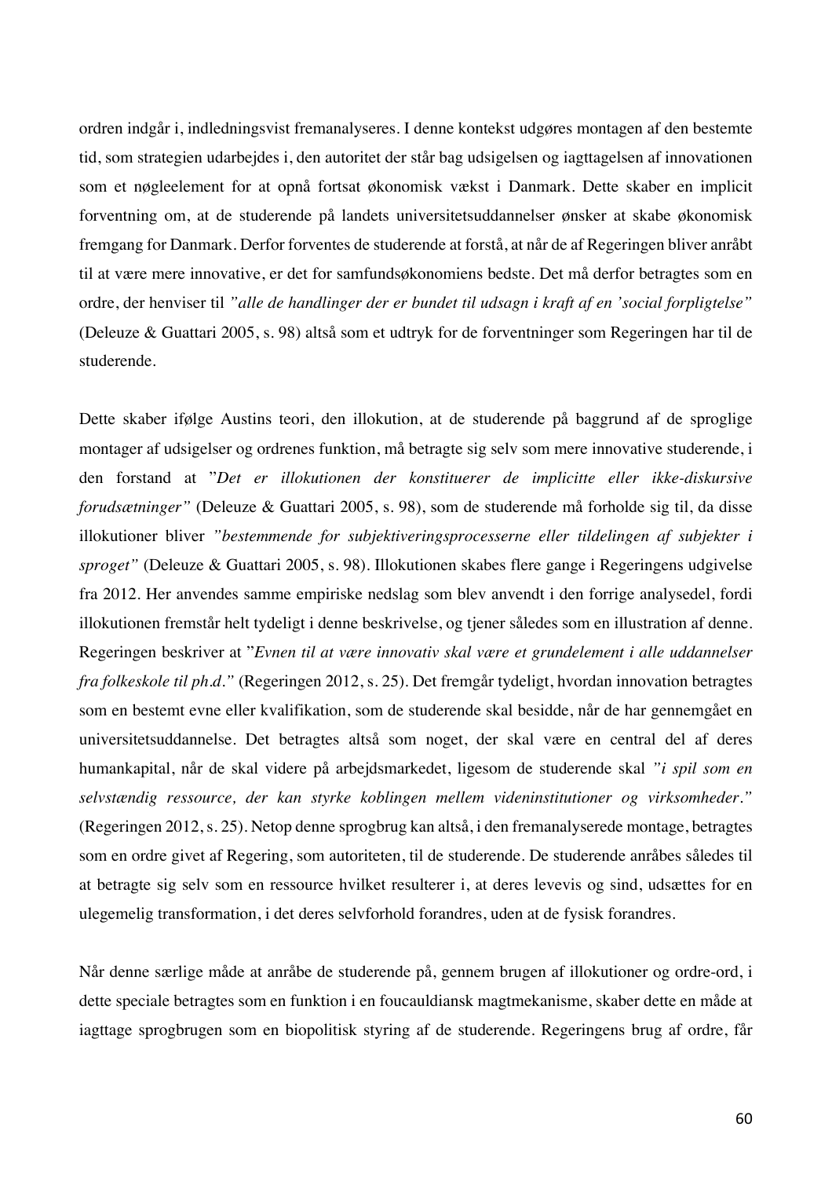ordren indgår i, indledningsvist fremanalyseres. I denne kontekst udgøres montagen af den bestemte tid, som strategien udarbejdes i, den autoritet der står bag udsigelsen og iagttagelsen af innovationen som et nøgleelement for at opnå fortsat økonomisk vækst i Danmark. Dette skaber en implicit forventning om, at de studerende på landets universitetsuddannelser ønsker at skabe økonomisk fremgang for Danmark. Derfor forventes de studerende at forstå, at når de af Regeringen bliver anråbt til at være mere innovative, er det for samfundsøkonomiens bedste. Det må derfor betragtes som en ordre, der henviser til *"alle de handlinger der er bundet til udsagn i kraft af en 'social forpligtelse"* (Deleuze & Guattari 2005, s. 98) altså som et udtryk for de forventninger som Regeringen har til de studerende.

Dette skaber ifølge Austins teori, den illokution, at de studerende på baggrund af de sproglige montager af udsigelser og ordrenes funktion, må betragte sig selv som mere innovative studerende, i den forstand at "*Det er illokutionen der konstituerer de implicitte eller ikke-diskursive forudsætninger"* (Deleuze & Guattari 2005, s. 98), som de studerende må forholde sig til, da disse illokutioner bliver *"bestemmende for subjektiveringsprocesserne eller tildelingen af subjekter i sproget"* (Deleuze & Guattari 2005, s. 98). Illokutionen skabes flere gange i Regeringens udgivelse fra 2012. Her anvendes samme empiriske nedslag som blev anvendt i den forrige analysedel, fordi illokutionen fremstår helt tydeligt i denne beskrivelse, og tjener således som en illustration af denne. Regeringen beskriver at "*Evnen til at være innovativ skal være et grundelement i alle uddannelser fra folkeskole til ph.d."* (Regeringen 2012, s. 25). Det fremgår tydeligt, hvordan innovation betragtes som en bestemt evne eller kvalifikation, som de studerende skal besidde, når de har gennemgået en universitetsuddannelse. Det betragtes altså som noget, der skal være en central del af deres humankapital, når de skal videre på arbejdsmarkedet, ligesom de studerende skal *"i spil som en selvstændig ressource, der kan styrke koblingen mellem videninstitutioner og virksomheder."* (Regeringen 2012, s. 25). Netop denne sprogbrug kan altså, i den fremanalyserede montage, betragtes som en ordre givet af Regering, som autoriteten, til de studerende. De studerende anråbes således til at betragte sig selv som en ressource hvilket resulterer i, at deres levevis og sind, udsættes for en ulegemelig transformation, i det deres selvforhold forandres, uden at de fysisk forandres.

Når denne særlige måde at anråbe de studerende på, gennem brugen af illokutioner og ordre-ord, i dette speciale betragtes som en funktion i en foucauldiansk magtmekanisme, skaber dette en måde at iagttage sprogbrugen som en biopolitisk styring af de studerende. Regeringens brug af ordre, får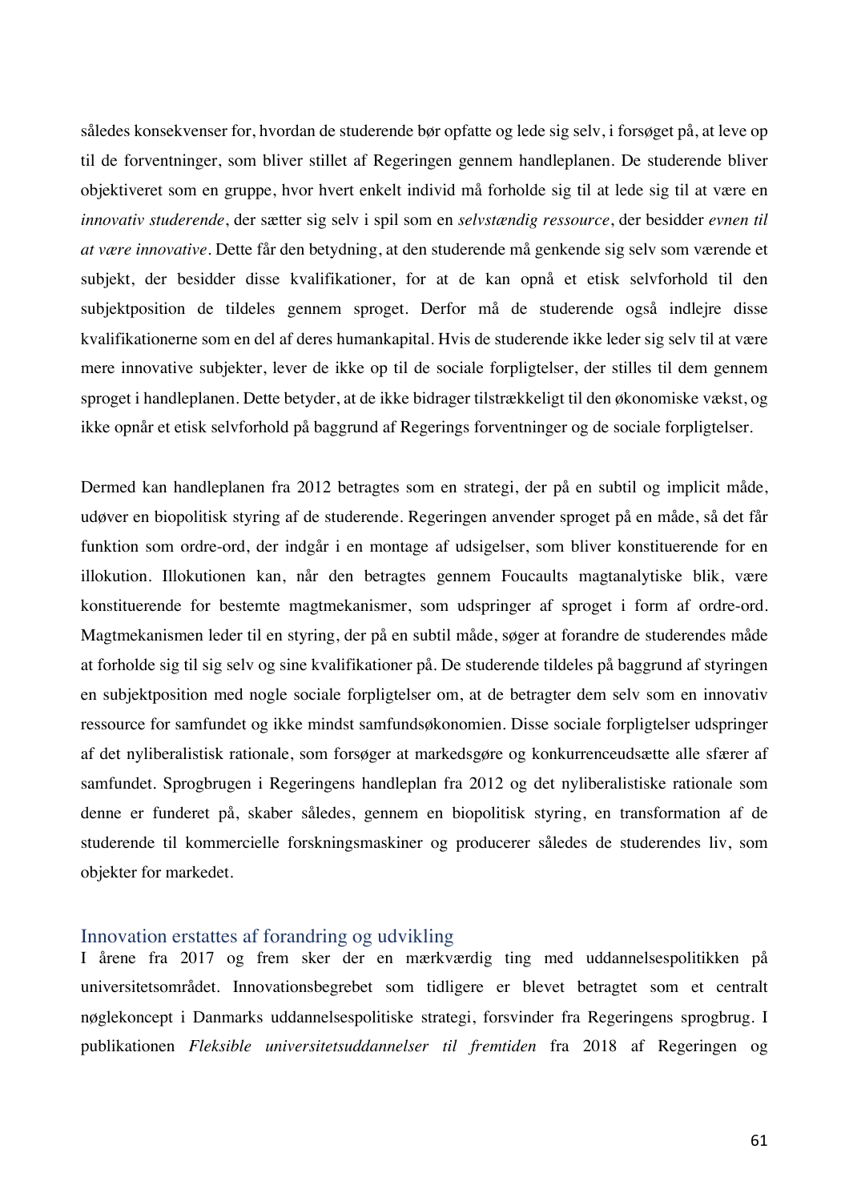således konsekvenser for, hvordan de studerende bør opfatte og lede sig selv, i forsøget på, at leve op til de forventninger, som bliver stillet af Regeringen gennem handleplanen. De studerende bliver objektiveret som en gruppe, hvor hvert enkelt individ må forholde sig til at lede sig til at være en *innovativ studerende*, der sætter sig selv i spil som en *selvstændig ressource*, der besidder *evnen til at være innovative*. Dette får den betydning, at den studerende må genkende sig selv som værende et subjekt, der besidder disse kvalifikationer, for at de kan opnå et etisk selvforhold til den subjektposition de tildeles gennem sproget. Derfor må de studerende også indlejre disse kvalifikationerne som en del af deres humankapital. Hvis de studerende ikke leder sig selv til at være mere innovative subjekter, lever de ikke op til de sociale forpligtelser, der stilles til dem gennem sproget i handleplanen. Dette betyder, at de ikke bidrager tilstrækkeligt til den økonomiske vækst, og ikke opnår et etisk selvforhold på baggrund af Regerings forventninger og de sociale forpligtelser.

Dermed kan handleplanen fra 2012 betragtes som en strategi, der på en subtil og implicit måde, udøver en biopolitisk styring af de studerende. Regeringen anvender sproget på en måde, så det får funktion som ordre-ord, der indgår i en montage af udsigelser, som bliver konstituerende for en illokution. Illokutionen kan, når den betragtes gennem Foucaults magtanalytiske blik, være konstituerende for bestemte magtmekanismer, som udspringer af sproget i form af ordre-ord. Magtmekanismen leder til en styring, der på en subtil måde, søger at forandre de studerendes måde at forholde sig til sig selv og sine kvalifikationer på. De studerende tildeles på baggrund af styringen en subjektposition med nogle sociale forpligtelser om, at de betragter dem selv som en innovativ ressource for samfundet og ikke mindst samfundsøkonomien. Disse sociale forpligtelser udspringer af det nyliberalistisk rationale, som forsøger at markedsgøre og konkurrenceudsætte alle sfærer af samfundet. Sprogbrugen i Regeringens handleplan fra 2012 og det nyliberalistiske rationale som denne er funderet på, skaber således, gennem en biopolitisk styring, en transformation af de studerende til kommercielle forskningsmaskiner og producerer således de studerendes liv, som objekter for markedet.

## Innovation erstattes af forandring og udvikling

I årene fra 2017 og frem sker der en mærkværdig ting med uddannelsespolitikken på universitetsområdet. Innovationsbegrebet som tidligere er blevet betragtet som et centralt nøglekoncept i Danmarks uddannelsespolitiske strategi, forsvinder fra Regeringens sprogbrug. I publikationen *Fleksible universitetsuddannelser til fremtiden* fra 2018 af Regeringen og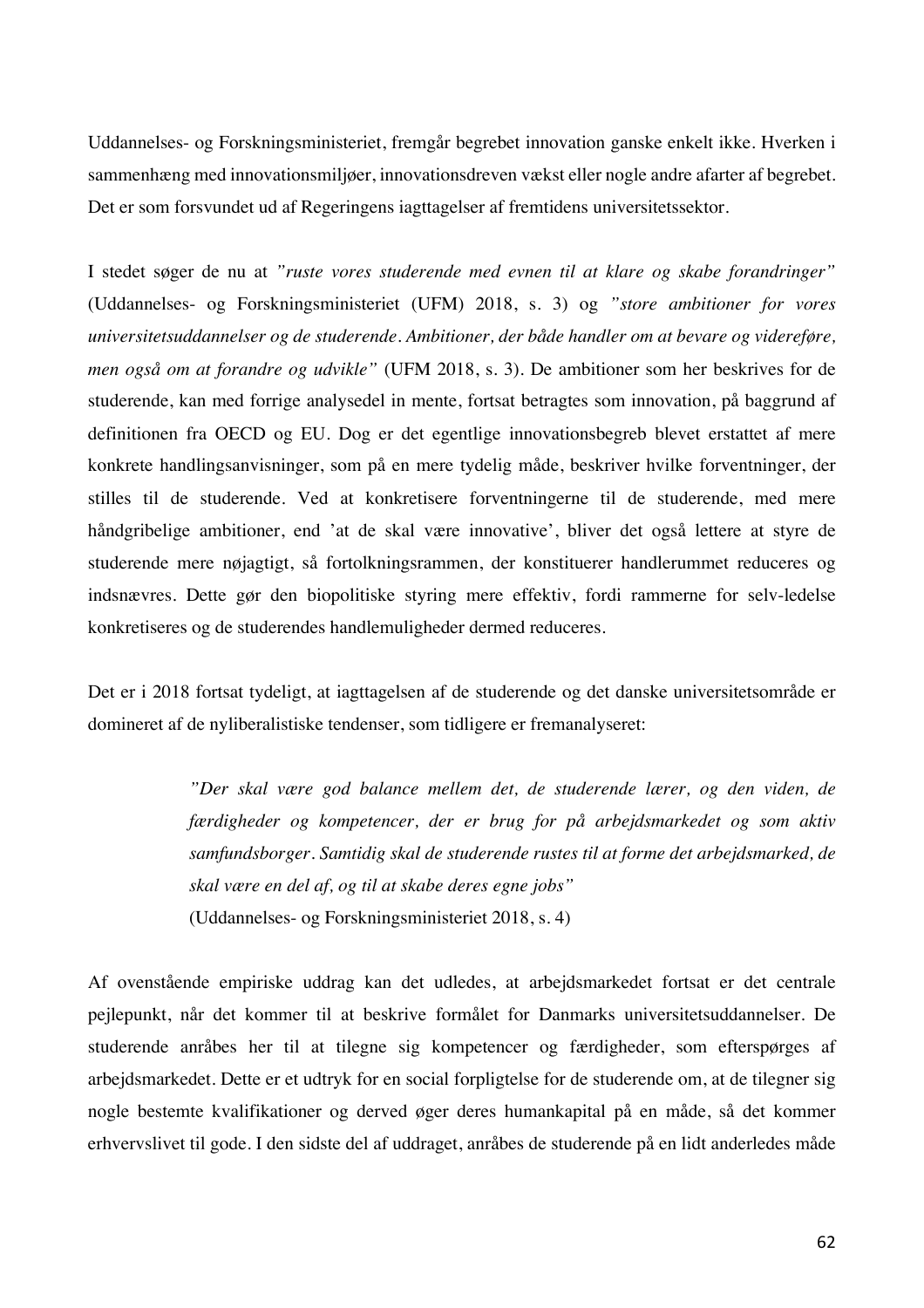Uddannelses- og Forskningsministeriet, fremgår begrebet innovation ganske enkelt ikke. Hverken i sammenhæng med innovationsmiljøer, innovationsdreven vækst eller nogle andre afarter af begrebet. Det er som forsvundet ud af Regeringens iagttagelser af fremtidens universitetssektor.

I stedet søger de nu at *"ruste vores studerende med evnen til at klare og skabe forandringer"* (Uddannelses- og Forskningsministeriet (UFM) 2018, s. 3) og *"store ambitioner for vores universitetsuddannelser og de studerende. Ambitioner, der både handler om at bevare og videreføre, men også om at forandre og udvikle"* (UFM 2018, s. 3). De ambitioner som her beskrives for de studerende, kan med forrige analysedel in mente, fortsat betragtes som innovation, på baggrund af definitionen fra OECD og EU. Dog er det egentlige innovationsbegreb blevet erstattet af mere konkrete handlingsanvisninger, som på en mere tydelig måde, beskriver hvilke forventninger, der stilles til de studerende. Ved at konkretisere forventningerne til de studerende, med mere håndgribelige ambitioner, end 'at de skal være innovative', bliver det også lettere at styre de studerende mere nøjagtigt, så fortolkningsrammen, der konstituerer handlerummet reduceres og indsnævres. Dette gør den biopolitiske styring mere effektiv, fordi rammerne for selv-ledelse konkretiseres og de studerendes handlemuligheder dermed reduceres.

Det er i 2018 fortsat tydeligt, at iagttagelsen af de studerende og det danske universitetsområde er domineret af de nyliberalistiske tendenser, som tidligere er fremanalyseret:

> *"Der skal være god balance mellem det, de studerende lærer, og den viden, de færdigheder og kompetencer, der er brug for på arbejdsmarkedet og som aktiv samfundsborger. Samtidig skal de studerende rustes til at forme det arbejdsmarked, de skal være en del af, og til at skabe deres egne jobs"*
> (Uddannelses- og Forskningsministeriet 2018, s. 4)

Af ovenstående empiriske uddrag kan det udledes, at arbejdsmarkedet fortsat er det centrale pejlepunkt, når det kommer til at beskrive formålet for Danmarks universitetsuddannelser. De studerende anråbes her til at tilegne sig kompetencer og færdigheder, som efterspørges af arbejdsmarkedet. Dette er et udtryk for en social forpligtelse for de studerende om, at de tilegner sig nogle bestemte kvalifikationer og derved øger deres humankapital på en måde, så det kommer erhvervslivet til gode. I den sidste del af uddraget, anråbes de studerende på en lidt anderledes måde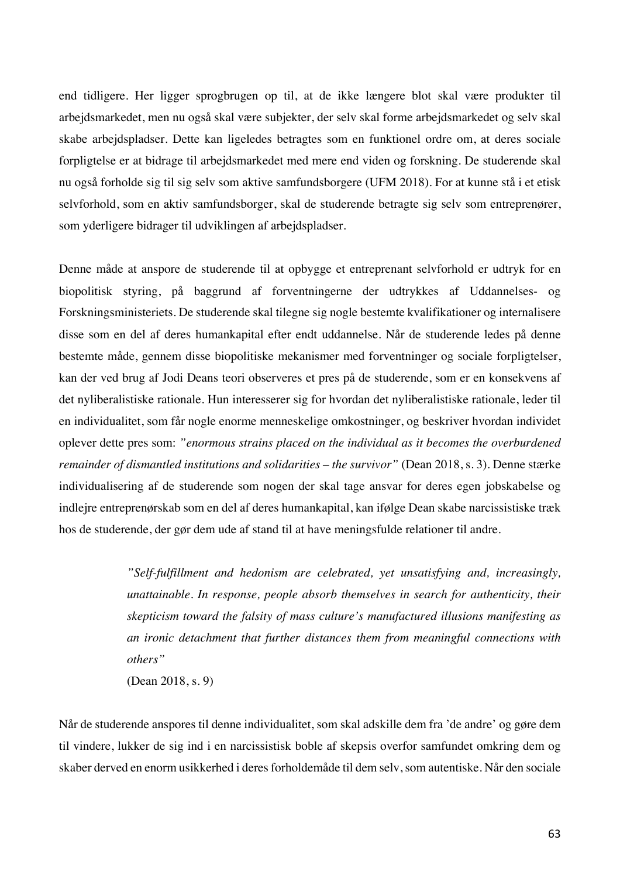end tidligere. Her ligger sprogbrugen op til, at de ikke længere blot skal være produkter til arbejdsmarkedet, men nu også skal være subjekter, der selv skal forme arbejdsmarkedet og selv skal skabe arbejdspladser. Dette kan ligeledes betragtes som en funktionel ordre om, at deres sociale forpligtelse er at bidrage til arbejdsmarkedet med mere end viden og forskning. De studerende skal nu også forholde sig til sig selv som aktive samfundsborgere (UFM 2018). For at kunne stå i et etisk selvforhold, som en aktiv samfundsborger, skal de studerende betragte sig selv som entreprenører, som yderligere bidrager til udviklingen af arbejdspladser.

Denne måde at anspore de studerende til at opbygge et entreprenant selvforhold er udtryk for en biopolitisk styring, på baggrund af forventningerne der udtrykkes af Uddannelses- og Forskningsministeriets. De studerende skal tilegne sig nogle bestemte kvalifikationer og internalisere disse som en del af deres humankapital efter endt uddannelse. Når de studerende ledes på denne bestemte måde, gennem disse biopolitiske mekanismer med forventninger og sociale forpligtelser, kan der ved brug af Jodi Deans teori observeres et pres på de studerende, som er en konsekvens af det nyliberalistiske rationale. Hun interesserer sig for hvordan det nyliberalistiske rationale, leder til en individualitet, som får nogle enorme menneskelige omkostninger, og beskriver hvordan individet oplever dette pres som: *"enormous strains placed on the individual as it becomes the overburdened remainder of dismantled institutions and solidarities – the survivor"* (Dean 2018, s. 3). Denne stærke individualisering af de studerende som nogen der skal tage ansvar for deres egen jobskabelse og indlejre entreprenørskab som en del af deres humankapital, kan ifølge Dean skabe narcissistiske træk hos de studerende, der gør dem ude af stand til at have meningsfulde relationer til andre.

> *"Self-fulfillment and hedonism are celebrated, yet unsatisfying and, increasingly, unattainable. In response, people absorb themselves in search for authenticity, their skepticism toward the falsity of mass culture's manufactured illusions manifesting as an ironic detachment that further distances them from meaningful connections with others"*
> (Dean 2018, s. 9)

Når de studerende anspores til denne individualitet, som skal adskille dem fra 'de andre' og gøre dem til vindere, lukker de sig ind i en narcissistisk boble af skepsis overfor samfundet omkring dem og skaber derved en enorm usikkerhed i deres forholdemåde til dem selv, som autentiske. Når den sociale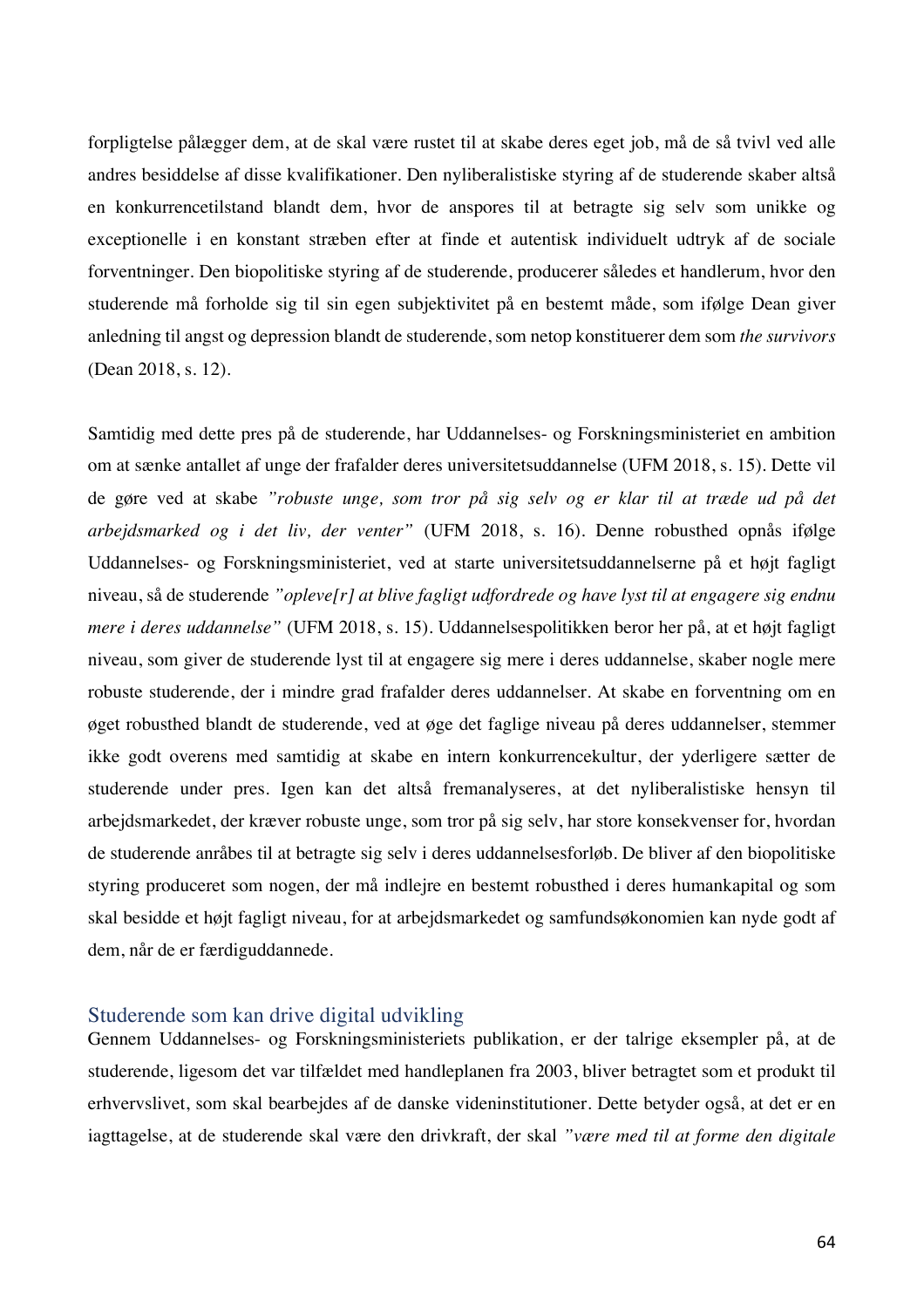forpligtelse pålægger dem, at de skal være rustet til at skabe deres eget job, må de så tvivl ved alle andres besiddelse af disse kvalifikationer. Den nyliberalistiske styring af de studerende skaber altså en konkurrencetilstand blandt dem, hvor de anspores til at betragte sig selv som unikke og exceptionelle i en konstant stræben efter at finde et autentisk individuelt udtryk af de sociale forventninger. Den biopolitiske styring af de studerende, producerer således et handlerum, hvor den studerende må forholde sig til sin egen subjektivitet på en bestemt måde, som ifølge Dean giver anledning til angst og depression blandt de studerende, som netop konstituerer dem som *the survivors* (Dean 2018, s. 12).

Samtidig med dette pres på de studerende, har Uddannelses- og Forskningsministeriet en ambition om at sænke antallet af unge der frafalder deres universitetsuddannelse (UFM 2018, s. 15). Dette vil de gøre ved at skabe *"robuste unge, som tror på sig selv og er klar til at træde ud på det arbejdsmarked og i det liv, der venter"* (UFM 2018, s. 16). Denne robusthed opnås ifølge Uddannelses- og Forskningsministeriet, ved at starte universitetsuddannelserne på et højt fagligt niveau, så de studerende *"oplever[r] at blive fagligt udfordrede og have lyst til at engagere sig endnu mere i deres uddannelse"* (UFM 2018, s. 15). Uddannelsespolitikken beror her på, at et højt fagligt niveau, som giver de studerende lyst til at engagere sig mere i deres uddannelse, skaber nogle mere robuste studerende, der i mindre grad frafalder deres uddannelser. At skabe en forventning om en øget robusthed blandt de studerende, ved at øge det faglige niveau på deres uddannelser, stemmer ikke godt overens med samtidig at skabe en intern konkurrencekultur, der yderligere sætter de studerende under pres. Igen kan det altså fremanalyseres, at det nyliberalistiske hensyn til arbejdsmarkedet, der kræver robuste unge, som tror på sig selv, har store konsekvenser for, hvordan de studerende anråbes til at betragte sig selv i deres uddannelsesforløb. De bliver af den biopolitiske styring produceret som nogen, der må indlejre en bestemt robusthed i deres humankapital og som skal besidde et højt fagligt niveau, for at arbejdsmarkedet og samfundsøkonomien kan nyde godt af dem, når de er færdiguddannede.

## Studerende som kan drive digital udvikling

Gennem Uddannelses- og Forskningsministeriets publikation, er der talrige eksempler på, at de studerende, ligesom det var tilfældet med handleplanen fra 2003, bliver betragtet som et produkt til erhvervslivet, som skal bearbejdes af de danske videninstitutioner. Dette betyder også, at det er en iagttagelse, at de studerende skal være den drivkraft, der skal *"være med til at forme den digitale*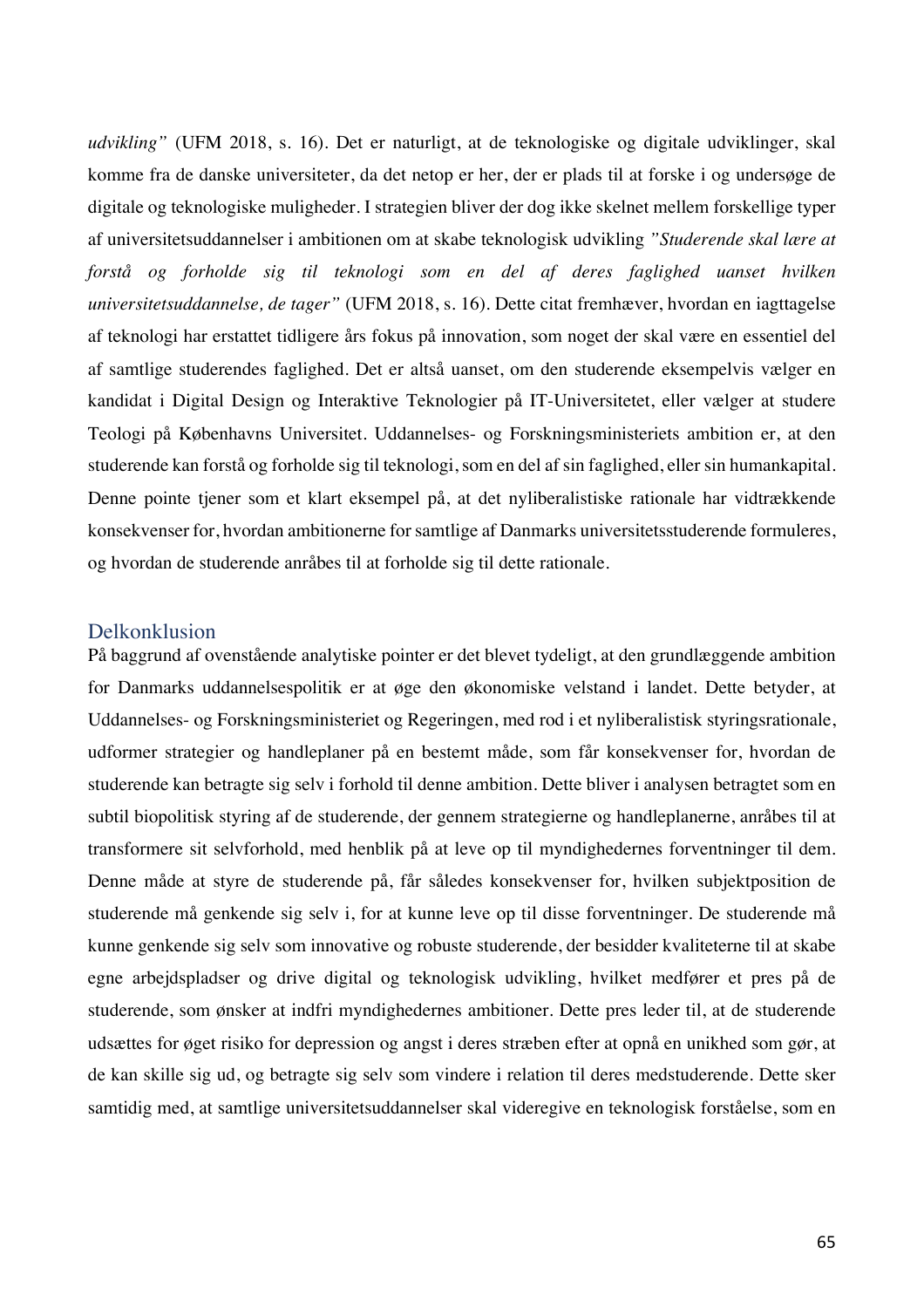*udvikling"* (UFM 2018, s. 16). Det er naturligt, at de teknologiske og digitale udviklinger, skal komme fra de danske universiteter, da det netop er her, der er plads til at forske i og undersøge de digitale og teknologiske muligheder. I strategien bliver der dog ikke skelnet mellem forskellige typer af universitetsuddannelser i ambitionen om at skabe teknologisk udvikling *"Studerende skal lære at forstå og forholde sig til teknologi som en del af deres faglighed uanset hvilken universitetsuddannelse, de tager"* (UFM 2018, s. 16). Dette citat fremhæver, hvordan en iagttagelse af teknologi har erstattet tidligere års fokus på innovation, som noget der skal være en essentiel del af samtlige studerendes faglighed. Det er altså uanset, om den studerende eksempelvis vælger en kandidat i Digital Design og Interaktive Teknologier på IT-Universitetet, eller vælger at studere Teologi på Københavns Universitet. Uddannelses- og Forskningsministeriets ambition er, at den studerende kan forstå og forholde sig til teknologi, som en del af sin faglighed, eller sin humankapital. Denne pointe tjener som et klart eksempel på, at det nyliberalistiske rationale har vidtrækkende konsekvenser for, hvordan ambitionerne for samtlige af Danmarks universitetsstuderende formuleres, og hvordan de studerende anråbes til at forholde sig til dette rationale.

## Delkonklusion

På baggrund af ovenstående analytiske pointer er det blevet tydeligt, at den grundlæggende ambition for Danmarks uddannelsespolitik er at øge den økonomiske velstand i landet. Dette betyder, at Uddannelses- og Forskningsministeriet og Regeringen, med rod i et nyliberalistisk styringsrationale, udformer strategier og handleplaner på en bestemt måde, som får konsekvenser for, hvordan de studerende kan betragte sig selv i forhold til denne ambition. Dette bliver i analysen betragtet som en subtil biopolitisk styring af de studerende, der gennem strategierne og handleplanerne, anråbes til at transformere sit selvforhold, med henblik på at leve op til myndighedernes forventninger til dem. Denne måde at styre de studerende på, får således konsekvenser for, hvilken subjektposition de studerende må genkende sig selv i, for at kunne leve op til disse forventninger. De studerende må kunne genkende sig selv som innovative og robuste studerende, der besidder kvaliteterne til at skabe egne arbejdspladser og drive digital og teknologisk udvikling, hvilket medfører et pres på de studerende, som ønsker at indfri myndighedernes ambitioner. Dette pres leder til, at de studerende udsættes for øget risiko for depression og angst i deres stræben efter at opnå en unikhed som gør, at de kan skille sig ud, og betragte sig selv som vindere i relation til deres medstuderende. Dette sker samtidig med, at samtlige universitetsuddannelser skal videregive en teknologisk forståelse, som en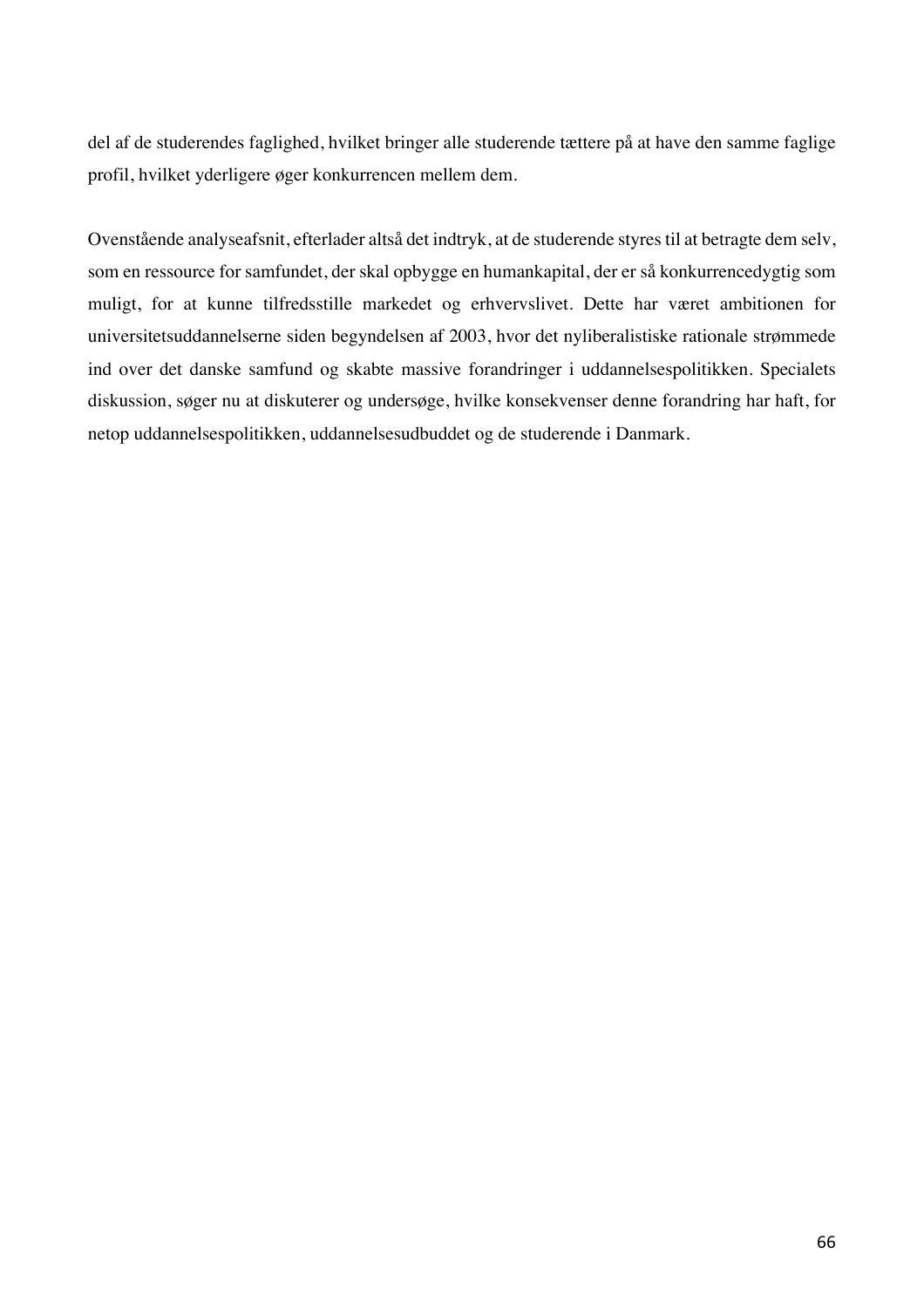del af de studerendes faglighed, hvilket bringer alle studerende tættere på at have den samme faglige profil, hvilket yderligere øger konkurrencen mellem dem.

Ovenstående analyseafsnit, efterlader altså det indtryk, at de studerende styres til at betragte dem selv, som en ressource for samfundet, der skal opbygge en humankapital, der er så konkurrencedygtig som muligt, for at kunne tilfredsstille markedet og erhvervslivet. Dette har været ambitionen for universitetsuddannelserne siden begyndelsen af 2003, hvor det nyliberalistiske rationale strømmede ind over det danske samfund og skabte massive forandringer i uddannelsespolitikken. Specialets diskussion, søger nu at diskuterer og undersøge, hvilke konsekvenser denne forandring har haft, for netop uddannelsespolitikken, uddannelsesudbuddet og de studerende i Danmark.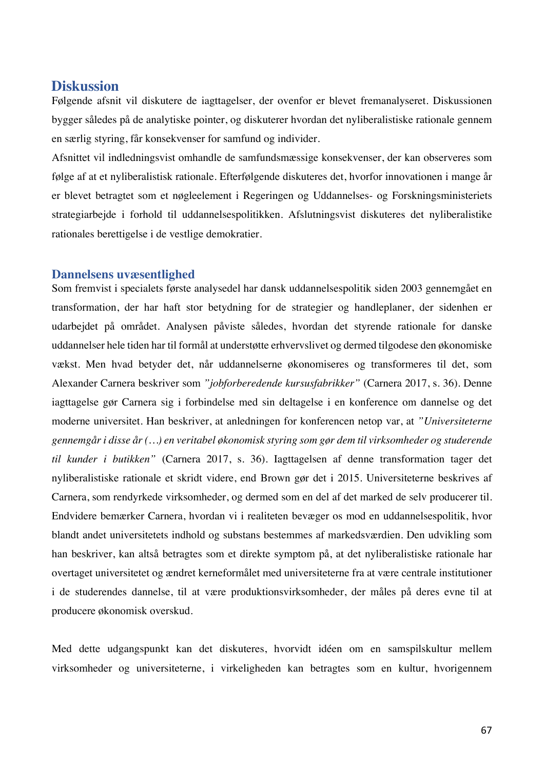# Diskussion

Følgende afsnit vil diskutere de iagttagelser, der ovenfor er blevet fremanalyseret. Diskussionen bygger således på de analytiske pointer, og diskuterer hvordan det nyliberalistiske rationale gennem en særlig styring, får konsekvenser for samfund og individer.

Afsnittet vil indledningsvist omhandle de samfundsmæssige konsekvenser, der kan observeres som følge af at et nyliberalistisk rationale. Efterfølgende diskuteres det, hvorfor innovationen i mange år er blevet betragtet som et nøgleelement i Regeringen og Uddannelses- og Forskningsministeriets strategiarbejde i forhold til uddannelsespolitikken. Afslutningsvist diskuteres det nyliberalistike rationales berettigelse i de vestlige demokratier.

## Dannelsens uvæsentlighed

Som fremvist i specialets første analysedel har dansk uddannelsespolitik siden 2003 gennemgået en transformation, der har haft stor betydning for de strategier og handleplaner, der sidenhen er udarbejdet på området. Analysen påviste således, hvordan det styrende rationale for danske uddannelser hele tiden har til formål at understøtte erhvervslivet og dermed tilgodese den økonomiske vækst. Men hvad betyder det, når uddannelserne økonomiseres og transformeres til det, som Alexander Carnera beskriver som *"jobforberedende kursusfabrikker"* (Carnera 2017, s. 36). Denne iagttagelse gør Carnera sig i forbindelse med sin deltagelse i en konference om dannelse og det moderne universitet. Han beskriver, at anledningen for konferencen netop var, at *"Universiteterne gennemgår i disse år (…) en veritabel økonomisk styring som gør dem til virksomheder og studerende til kunder i butikken"* (Carnera 2017, s. 36). Iagttagelsen af denne transformation tager det nyliberalistiske rationale et skridt videre, end Brown gør det i 2015. Universiteterne beskrives af Carnera, som rendyrkede virksomheder, og dermed som en del af det marked de selv producerer til. Endvidere bemærker Carnera, hvordan vi i realiteten bevæger os mod en uddannelsespolitik, hvor blandt andet universitetets indhold og substans bestemmes af markedsværdien. Den udvikling som han beskriver, kan altså betragtes som et direkte symptom på, at det nyliberalistiske rationale har overtaget universitetet og ændret kerneformålet med universiteterne fra at være centrale institutioner i de studerendes dannelse, til at være produktionsvirksomheder, der måles på deres evne til at producere økonomisk overskud.

Med dette udgangspunkt kan det diskuteres, hvorvidt idéen om en samspilskultur mellem virksomheder og universiteterne, i virkeligheden kan betragtes som en kultur, hvorigennem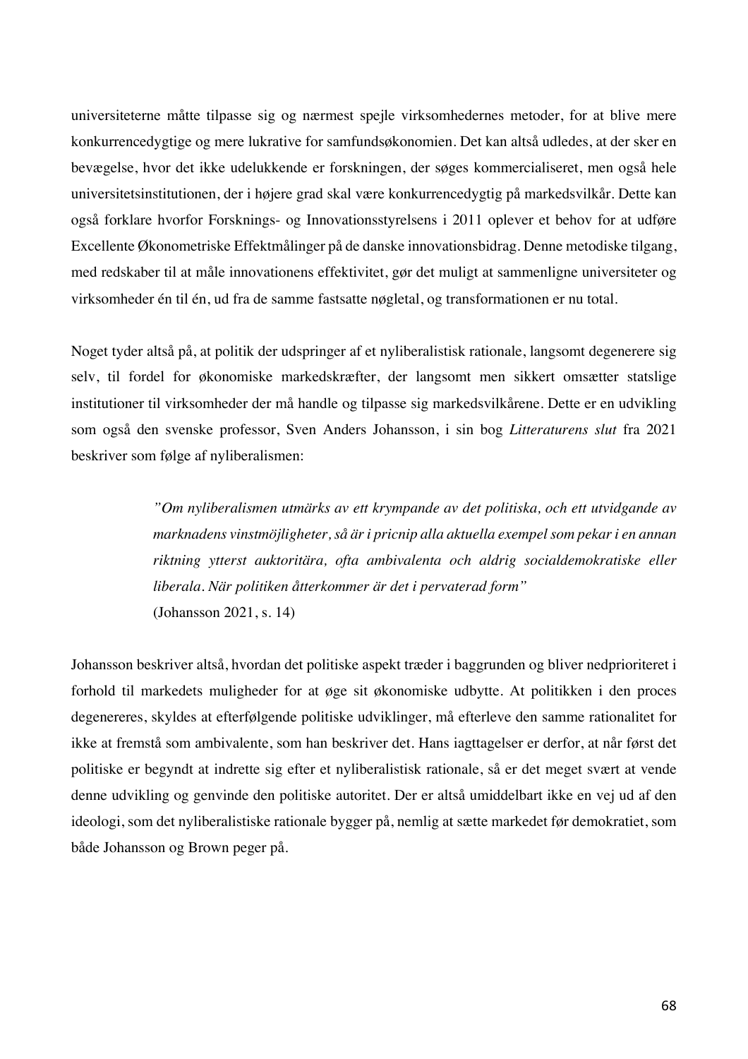universiteterne måtte tilpasse sig og nærmest spejle virksomhedernes metoder, for at blive mere konkurrencedygtige og mere lukrative for samfundsøkonomien. Det kan altså udledes, at der sker en bevægelse, hvor det ikke udelukkende er forskningen, der søges kommercialiseret, men også hele universitetsinstitutionen, der i højere grad skal være konkurrencedygtig på markedsvilkår. Dette kan også forklare hvorfor Forsknings- og Innovationsstyrelsens i 2011 oplever et behov for at udføre Excellente Økonometriske Effektmålinger på de danske innovationsbidrag. Denne metodiske tilgang, med redskaber til at måle innovationens effektivitet, gør det muligt at sammenligne universiteter og virksomheder én til én, ud fra de samme fastsatte nøgletal, og transformationen er nu total.

Noget tyder altså på, at politik der udspringer af et nyliberalistisk rationale, langsomt degenerere sig selv, til fordel for økonomiske markedskræfter, der langsomt men sikkert omsætter statslige institutioner til virksomheder der må handle og tilpasse sig markedsvilkårene. Dette er en udvikling som også den svenske professor, Sven Anders Johansson, i sin bog *Litteraturens slut* fra 2021 beskriver som følge af nyliberalismen:

> *"Om nyliberalismen utmärks av ett krympande av det politiska, och ett utvidgande av marknadens vinstmöjligheter, så är i pricnip alla aktuella exempel som pekar i en annan riktning ytterst auktoritära, ofta ambivalenta och aldrig socialdemokratiske eller liberala. När politiken återkommer är det i pervaterad form"*
> (Johansson 2021, s. 14)

Johansson beskriver altså, hvordan det politiske aspekt træder i baggrunden og bliver nedprioriteret i forhold til markedets muligheder for at øge sit økonomiske udbytte. At politikken i den proces degenereres, skyldes at efterfølgende politiske udviklinger, må efterleve den samme rationalitet for ikke at fremstå som ambivalente, som han beskriver det. Hans iagttagelser er derfor, at når først det politiske er begyndt at indrette sig efter et nyliberalistisk rationale, så er det meget svært at vende denne udvikling og genvinde den politiske autoritet. Der er altså umiddelbart ikke en vej ud af den ideologi, som det nyliberalistiske rationale bygger på, nemlig at sætte markedet før demokratiet, som både Johansson og Brown peger på.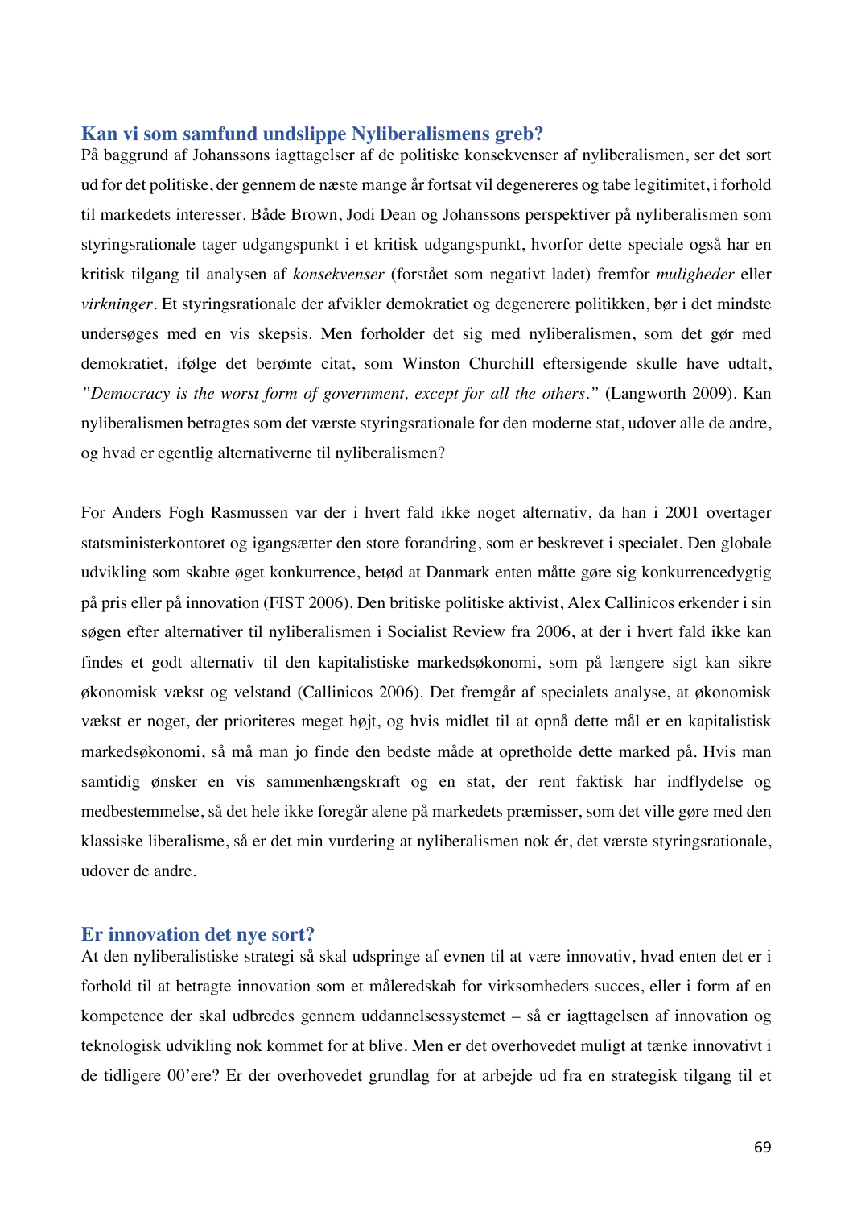## Kan vi som samfund undslippe Nyliberalismens greb?

På baggrund af Johanssons iagttagelser af de politiske konsekvenser af nyliberalismen, ser det sort ud for det politiske, der gennem de næste mange år fortsat vil degenereres og tabe legitimitet, i forhold til markedets interesser. Både Brown, Jodi Dean og Johanssons perspektiver på nyliberalismen som styringsrationale tager udgangspunkt i et kritisk udgangspunkt, hvorfor dette speciale også har en kritisk tilgang til analysen af *konsekvenser* (forstået som negativt ladet) fremfor *muligheder* eller *virkninger*. Et styringsrationale der afvikler demokratiet og degenerere politikken, bør i det mindste undersøges med en vis skepsis. Men forholder det sig med nyliberalismen, som det gør med demokratiet, ifølge det berømte citat, som Winston Churchill eftersigende skulle have udtalt, *"Democracy is the worst form of government, except for all the others."* (Langworth 2009). Kan nyliberalismen betragtes som det værste styringsrationale for den moderne stat, udover alle de andre, og hvad er egentlig alternativerne til nyliberalismen?

For Anders Fogh Rasmussen var der i hvert fald ikke noget alternativ, da han i 2001 overtager statsministerkontoret og igangsætter den store forandring, som er beskrevet i specialet. Den globale udvikling som skabte øget konkurrence, betød at Danmark enten måtte gøre sig konkurrencedygtig på pris eller på innovation (FIST 2006). Den britiske politiske aktivist, Alex Callinicos erkender i sin søgen efter alternativer til nyliberalismen i Socialist Review fra 2006, at der i hvert fald ikke kan findes et godt alternativ til den kapitalistiske markedsøkonomi, som på længere sigt kan sikre økonomisk vækst og velstand (Callinicos 2006). Det fremgår af specialets analyse, at økonomisk vækst er noget, der prioriteres meget højt, og hvis midlet til at opnå dette mål er en kapitalistisk markedsøkonomi, så må man jo finde den bedste måde at opretholde dette marked på. Hvis man samtidig ønsker en vis sammenhængskraft og en stat, der rent faktisk har indflydelse og medbestemmelse, så det hele ikke foregår alene på markedets præmisser, som det ville gøre med den klassiske liberalisme, så er det min vurdering at nyliberalismen nok ér, det værste styringsrationale, udover de andre.

## Er innovation det nye sort?

At den nyliberalistiske strategi så skal udspringe af evnen til at være innovativ, hvad enten det er i forhold til at betragte innovation som et måleredskab for virksomheders succes, eller i form af en kompetence der skal udbredes gennem uddannelsessystemet – så er iagttagelsen af innovation og teknologisk udvikling nok kommet for at blive. Men er det overhovedet muligt at tænke innovativt i de tidligere 00'ere? Er der overhovedet grundlag for at arbejde ud fra en strategisk tilgang til et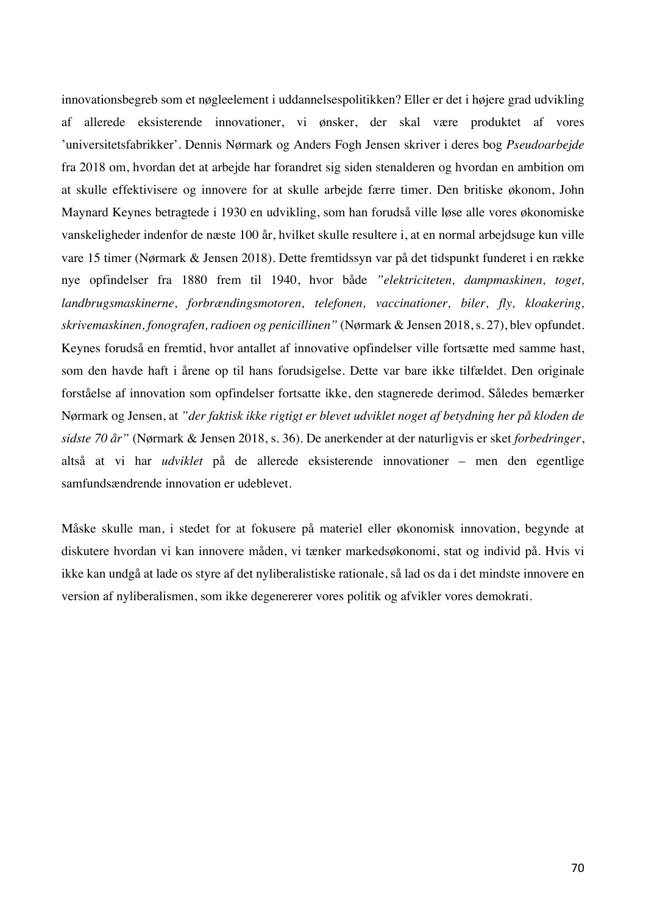innovationsbegreb som et nøgleelement i uddannelsespolitikken? Eller er det i højere grad udvikling af allerede eksisterende innovationer, vi ønsker, der skal være produktet af vores 'universitetsfabrikker'. Dennis Nørmark og Anders Fogh Jensen skriver i deres bog *Pseudoarbejde* fra 2018 om, hvordan det at arbejde har forandret sig siden stenalderen og hvordan en ambition om at skulle effektivisere og innovere for at skulle arbejde færre timer. Den britiske økonom, John Maynard Keynes betragtede i 1930 en udvikling, som han forudså ville løse alle vores økonomiske vanskeligheder indenfor de næste 100 år, hvilket skulle resultere i, at en normal arbejdsuge kun ville vare 15 timer (Nørmark & Jensen 2018). Dette fremtidssyn var på det tidspunkt funderet i en række nye opfindelser fra 1880 frem til 1940, hvor både *"elektriciteten, dampmaskinen, toget, landbrugsmaskinerne, forbrændingsmotoren, telefonen, vaccinationer, biler, fly, kloakering, skrivemaskinen, fonografen, radioen og penicillinen"* (Nørmark & Jensen 2018, s. 27), blev opfundet. Keynes forudså en fremtid, hvor antallet af innovative opfindelser ville fortsætte med samme hast, som den havde haft i årene op til hans forudsigelse. Dette var bare ikke tilfældet. Den originale forståelse af innovation som opfindelser fortsatte ikke, den stagnerede derimod. Således bemærker Nørmark og Jensen, at *"der faktisk ikke rigtigt er blevet udviklet noget af betydning her på kloden de sidste 70 år"* (Nørmark & Jensen 2018, s. 36). De anerkender at der naturligvis er sket *forbedringer*, altså at vi har *udviklet* på de allerede eksisterende innovationer – men den egentlige samfundsændrende innovation er udeblevet.

Måske skulle man, i stedet for at fokusere på materiel eller økonomisk innovation, begynde at diskutere hvordan vi kan innovere måden, vi tænker markedsøkonomi, stat og individ på. Hvis vi ikke kan undgå at lade os styre af det nyliberalistiske rationale, så lad os da i det mindste innovere en version af nyliberalismen, som ikke degenererer vores politik og afvikler vores demokrati.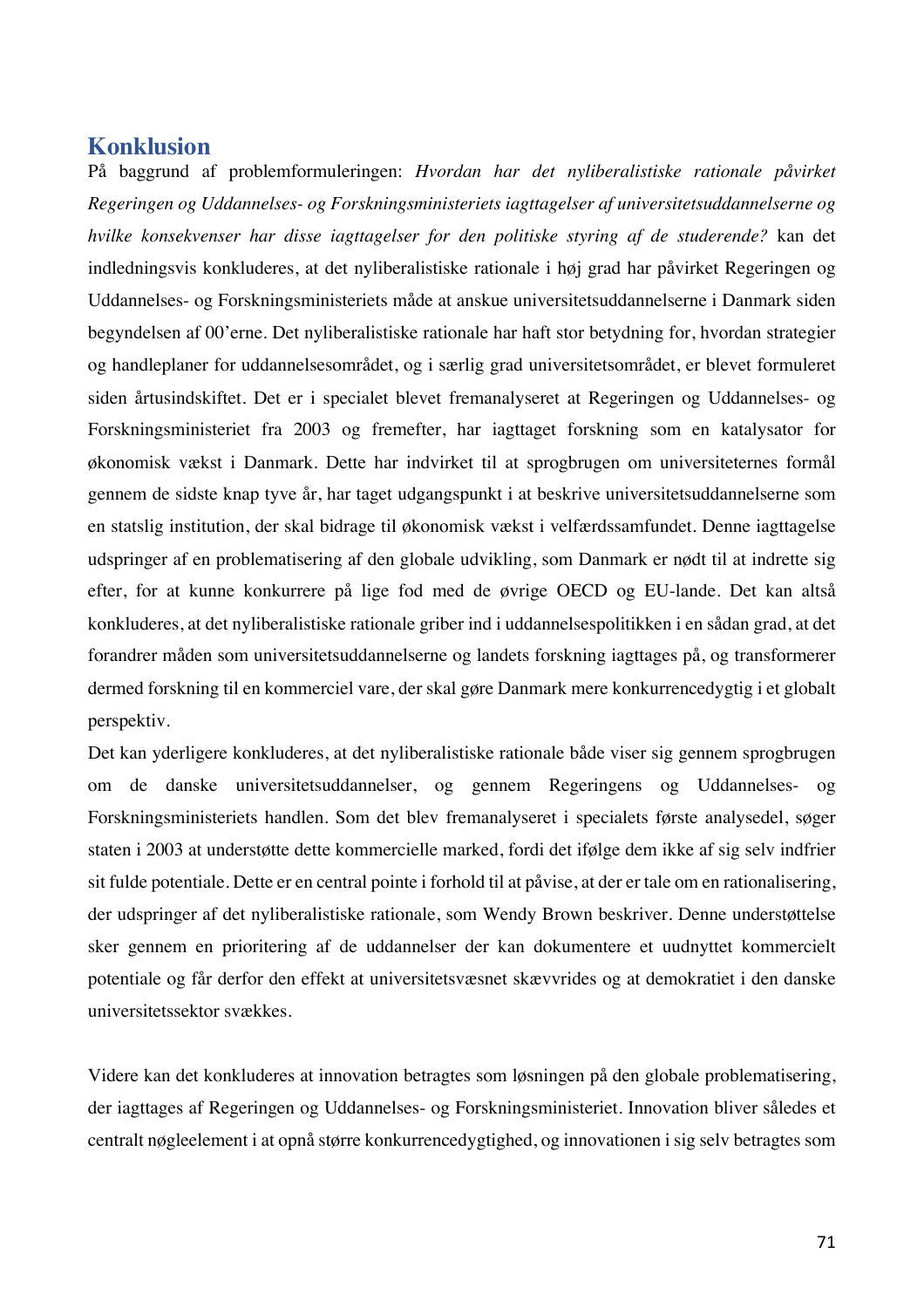# Konklusion

På baggrund af problemformuleringen: *Hvordan har det nyliberalistiske rationale påvirket Regeringen og Uddannelses- og Forskningsministeriets iagttagelser af universitetsuddannelserne og hvilke konsekvenser har disse iagttagelser for den politiske styring af de studerende?* kan det indledningsvis konkluderes, at det nyliberalistiske rationale i høj grad har påvirket Regeringen og Uddannelses- og Forskningsministeriets måde at anskue universitetsuddannelserne i Danmark siden begyndelsen af 00'erne. Det nyliberalistiske rationale har haft stor betydning for, hvordan strategier og handleplaner for uddannelsesområdet, og i særlig grad universitetsområdet, er blevet formuleret siden årtusindskiftet. Det er i specialet blevet fremanalyseret at Regeringen og Uddannelses- og Forskningsministeriet fra 2003 og fremefter, har iagttaget forskning som en katalysator for økonomisk vækst i Danmark. Dette har indvirket til at sprogbrugen om universiteternes formål gennem de sidste knap tyve år, har taget udgangspunkt i at beskrive universitetsuddannelserne som en statslig institution, der skal bidrage til økonomisk vækst i velfærdssamfundet. Denne iagttagelse udspringer af en problematisering af den globale udvikling, som Danmark er nødt til at indrette sig efter, for at kunne konkurrere på lige fod med de øvrige OECD og EU-lande. Det kan altså konkluderes, at det nyliberalistiske rationale griber ind i uddannelsespolitikken i en sådan grad, at det forandrer måden som universitetsuddannelserne og landets forskning iagttages på, og transformerer dermed forskning til en kommerciel vare, der skal gøre Danmark mere konkurrencedygtig i et globalt perspektiv.

Det kan yderligere konkluderes, at det nyliberalistiske rationale både viser sig gennem sprogbrugen om de danske universitetsuddannelser, og gennem Regeringens og Uddannelses- og Forskningsministeriets handlen. Som det blev fremanalyseret i specialets første analysedel, søger staten i 2003 at understøtte dette kommercielle marked, fordi det ifølge dem ikke af sig selv indfrier sit fulde potentiale. Dette er en central pointe i forhold til at påvise, at der er tale om en rationalisering, der udspringer af det nyliberalistiske rationale, som Wendy Brown beskriver. Denne understøttelse sker gennem en prioritering af de uddannelser der kan dokumentere et uudnyttet kommercielt potentiale og får derfor den effekt at universitetsvæsnet skævvrides og at demokratiet i den danske universitetssektor svækkes.

Videre kan det konkluderes at innovation betragtes som løsningen på den globale problematisering, der iagttages af Regeringen og Uddannelses- og Forskningsministeriet. Innovation bliver således et centralt nøgleelement i at opnå større konkurrencedygtighed, og innovationen i sig selv betragtes som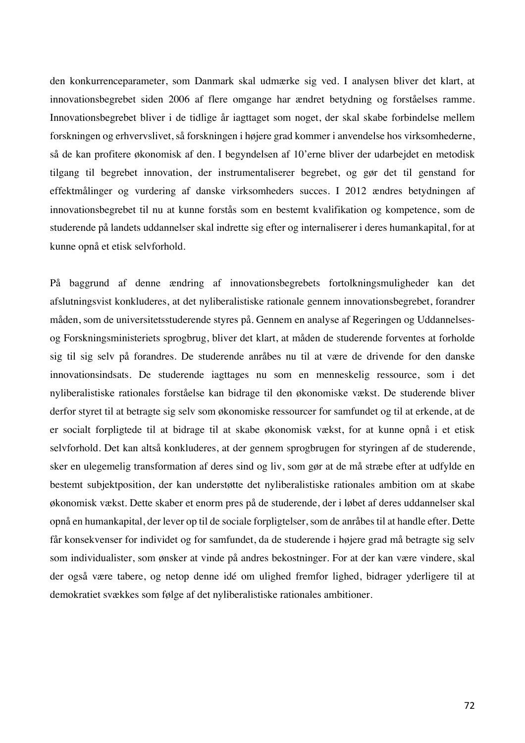den konkurrenceparameter, som Danmark skal udmærke sig ved. I analysen bliver det klart, at innovationsbegrebet siden 2006 af flere omgange har ændret betydning og forståelses ramme. Innovationsbegrebet bliver i de tidlige år iagttaget som noget, der skal skabe forbindelse mellem forskningen og erhvervslivet, så forskningen i højere grad kommer i anvendelse hos virksomhederne, så de kan profitere økonomisk af den. I begyndelsen af 10'erne bliver der udarbejdet en metodisk tilgang til begrebet innovation, der instrumentaliserer begrebet, og gør det til genstand for effektmålinger og vurdering af danske virksomheders succes. I 2012 ændres betydningen af innovationsbegrebet til nu at kunne forstås som en bestemt kvalifikation og kompetence, som de studerende på landets uddannelser skal indrette sig efter og internaliserer i deres humankapital, for at kunne opnå et etisk selvforhold.

På baggrund af denne ændring af innovationsbegrebets fortolkningsmuligheder kan det afslutningsvist konkluderes, at det nyliberalistiske rationale gennem innovationsbegrebet, forandrer måden, som de universitetsstuderende styres på. Gennem en analyse af Regeringen og Uddannelses- og Forskningsministeriets sprogbrug, bliver det klart, at måden de studerende forventes at forholde sig til sig selv på forandres. De studerende anråbes nu til at være de drivende for den danske innovationsindsats. De studerende iagttages nu som en menneskelig ressource, som i det nyliberalistiske rationales forståelse kan bidrage til den økonomiske vækst. De studerende bliver derfor styret til at betragte sig selv som økonomiske ressourcer for samfundet og til at erkende, at de er socialt forpligtede til at bidrage til at skabe økonomisk vækst, for at kunne opnå i et etisk selvforhold. Det kan altså konkluderes, at der gennem sprogbrugen for styringen af de studerende, sker en ulegemelig transformation af deres sind og liv, som gør at de må stræbe efter at udfylde en bestemt subjektposition, der kan understøtte det nyliberalistiske rationales ambition om at skabe økonomisk vækst. Dette skaber et enorm pres på de studerende, der i løbet af deres uddannelser skal opnå en humankapital, der lever op til de sociale forpligtelser, som de anråbes til at handle efter. Dette får konsekvenser for individet og for samfundet, da de studerende i højere grad må betragte sig selv som individualister, som ønsker at vinde på andres bekostninger. For at der kan være vindere, skal der også være tabere, og netop denne idé om ulighed fremfor lighed, bidrager yderligere til at demokratiet svækkes som følge af det nyliberalistiske rationales ambitioner.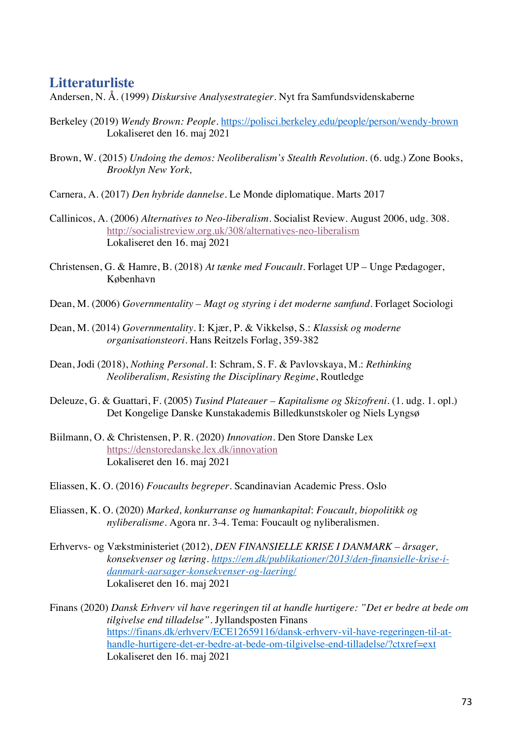# Litteraturliste

Andersen, N. Å. (1999) *Diskursive Analysestrategier*. Nyt fra Samfundsvidenskaberne

Berkeley (2019) *Wendy Brown: People*. https://polisci.berkeley.edu/people/person/wendy-brown Lokaliseret den 16. maj 2021

Brown, W. (2015) *Undoing the demos: Neoliberalism's Stealth Revolution*. (6. udg.) Zone Books, *Brooklyn New York,*

Carnera, A. (2017) *Den hybride dannelse*. Le Monde diplomatique. Marts 2017

Callinicos, A. (2006) *Alternatives to Neo-liberalism*. Socialist Review. August 2006, udg. 308. http://socialistreview.org.uk/308/alternatives-neo-liberalism Lokaliseret den 16. maj 2021

Christensen, G. & Hamre, B. (2018) *At tænke med Foucault*. Forlaget UP – Unge Pædagoger, København

Dean, M. (2006) *Governmentality – Magt og styring i det moderne samfund*. Forlaget Sociologi

Dean, M. (2014) *Governmentality*. I: Kjær, P. & Vikkelsø, S.: *Klassisk og moderne organisationsteori*. Hans Reitzels Forlag, 359-382

Dean, Jodi (2018), *Nothing Personal*. I: Schram, S. F. & Pavlovskaya, M.: *Rethinking Neoliberalism, Resisting the Disciplinary Regime*, Routledge

Deleuze, G. & Guattari, F. (2005) *Tusind Plateauer – Kapitalisme og Skizofreni*. (1. udg. 1. opl.) Det Kongelige Danske Kunstakademis Billedkunstskoler og Niels Lyngsø

Biilmann, O. & Christensen, P. R. (2020) *Innovation*. Den Store Danske Lex https://denstoredanske.lex.dk/innovation Lokaliseret den 16. maj 2021

Eliassen, K. O. (2016) *Foucaults begreper*. Scandinavian Academic Press. Oslo

Eliassen, K. O. (2020) *Marked, konkurranse og humankapital*: *Foucault, biopolitikk og nyliberalisme*. Agora nr. 3-4. Tema: Foucault og nyliberalismen.

Erhvervs- og Vækstministeriet (2012), *DEN FINANSIELLE KRISE I DANMARK – årsager, konsekvenser og læring*. *https://em.dk/publikationer/2013/den-finansielle-krise-i-danmark-aarsager-konsekvenser-og-laering/* Lokaliseret den 16. maj 2021

Finans (2020) *Dansk Erhverv vil have regeringen til at handle hurtigere: "Det er bedre at bede om tilgivelse end tilladelse"*. Jyllandsposten Finans https://finans.dk/erhverv/ECE12659116/dansk-erhverv-vil-have-regeringen-til-at-handle-hurtigere-det-er-bedre-at-bede-om-tilgivelse-end-tilladelse/?ctxref=ext Lokaliseret den 16. maj 2021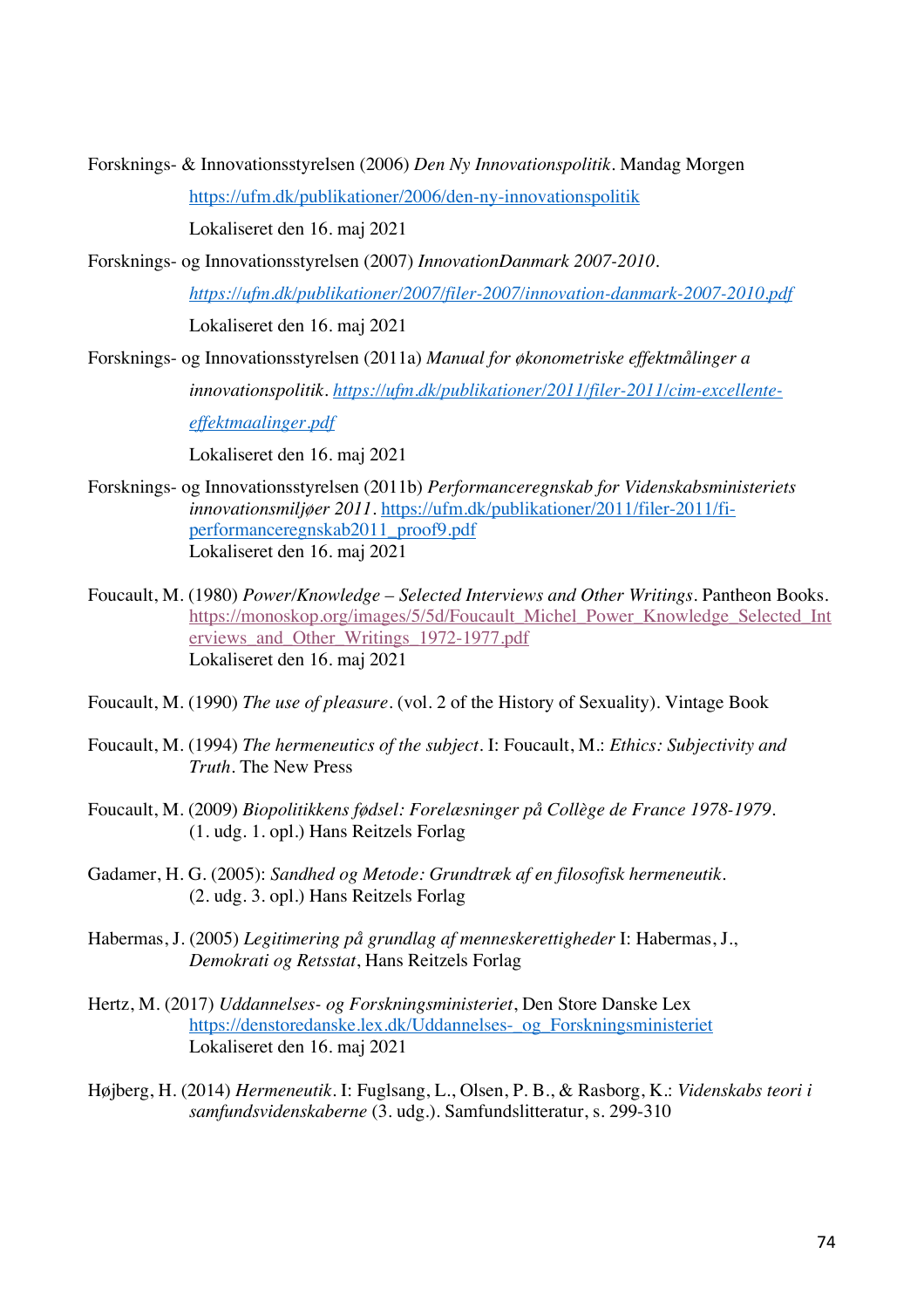Forsknings- & Innovationsstyrelsen (2006) *Den Ny Innovationspolitik*. Mandag Morgen
https://ufm.dk/publikationer/2006/den-ny-innovationspolitik
Lokaliseret den 16. maj 2021

Forsknings- og Innovationsstyrelsen (2007) *InnovationDanmark 2007-2010*.
*https://ufm.dk/publikationer/2007/filer-2007/innovation-danmark-2007-2010.pdf*
Lokaliseret den 16. maj 2021

Forsknings- og Innovationsstyrelsen (2011a) *Manual for økonometriske effektmålinger a innovationspolitik*. *https://ufm.dk/publikationer/2011/filer-2011/cim-excellente-effektmaalinger.pdf*
Lokaliseret den 16. maj 2021

Forsknings- og Innovationsstyrelsen (2011b) *Performanceregnskab for Videnskabsministeriets innovationsmiljøer 2011*. https://ufm.dk/publikationer/2011/filer-2011/fi-performanceregnskab2011_proof9.pdf
Lokaliseret den 16. maj 2021

Foucault, M. (1980) *Power/Knowledge – Selected Interviews and Other Writings*. Pantheon Books. https://monoskop.org/images/5/5d/Foucault_Michel_Power_Knowledge_Selected_Interviews_and_Other_Writings_1972-1977.pdf
Lokaliseret den 16. maj 2021

Foucault, M. (1990) *The use of pleasure*. (vol. 2 of the History of Sexuality). Vintage Book

Foucault, M. (1994) *The hermeneutics of the subject*. I: Foucault, M.: *Ethics: Subjectivity and Truth*. The New Press

Foucault, M. (2009) *Biopolitikkens fødsel: Forelæsninger på Collège de France 1978-1979*. (1. udg. 1. opl.) Hans Reitzels Forlag

Gadamer, H. G. (2005): *Sandhed og Metode: Grundtræk af en filosofisk hermeneutik*. (2. udg. 3. opl.) Hans Reitzels Forlag

Habermas, J. (2005) *Legitimering på grundlag af menneskerettigheder* I: Habermas, J., *Demokrati og Retsstat*, Hans Reitzels Forlag

Hertz, M. (2017) *Uddannelses- og Forskningsministeriet*, Den Store Danske Lex
https://denstoredanske.lex.dk/Uddannelses-_og_Forskningsministeriet
Lokaliseret den 16. maj 2021

Højberg, H. (2014) *Hermeneutik*. I: Fuglsang, L., Olsen, P. B., & Rasborg, K.: *Videnskabs teori i samfundsvidenskaberne* (3. udg.). Samfundslitteratur, s. 299-310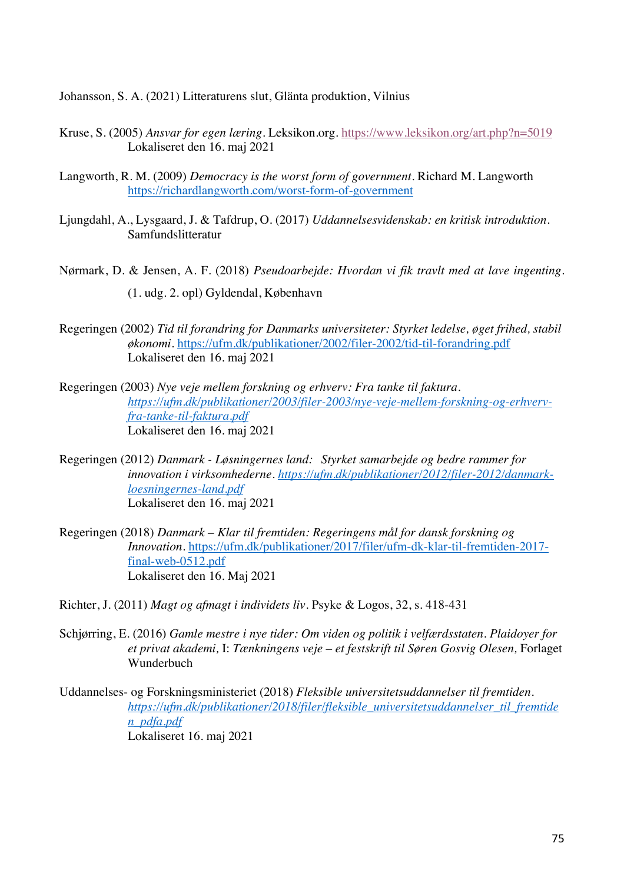Johansson, S. A. (2021) Litteraturens slut, Glänta produktion, Vilnius

Kruse, S. (2005) *Ansvar for egen læring*. Leksikon.org. https://www.leksikon.org/art.php?n=5019 Lokaliseret den 16. maj 2021

Langworth, R. M. (2009) *Democracy is the worst form of government*. Richard M. Langworth https://richardlangworth.com/worst-form-of-government

Ljungdahl, A., Lysgaard, J. & Tafdrup, O. (2017) *Uddannelsesvidenskab: en kritisk introduktion*. Samfundslitteratur

Nørmark, D. & Jensen, A. F. (2018) *Pseudoarbejde: Hvordan vi fik travlt med at lave ingenting*. (1. udg. 2. opl) Gyldendal, København

Regeringen (2002) *Tid til forandring for Danmarks universiteter: Styrket ledelse, øget frihed, stabil økonomi*. https://ufm.dk/publikationer/2002/filer-2002/tid-til-forandring.pdf Lokaliseret den 16. maj 2021

Regeringen (2003) *Nye veje mellem forskning og erhverv: Fra tanke til faktura*. *https://ufm.dk/publikationer/2003/filer-2003/nye-veje-mellem-forskning-og-erhverv-fra-tanke-til-faktura.pdf* Lokaliseret den 16. maj 2021

Regeringen (2012) *Danmark - Løsningernes land: Styrket samarbejde og bedre rammer for innovation i virksomhederne*. *https://ufm.dk/publikationer/2012/filer-2012/danmark-loesningernes-land.pdf* Lokaliseret den 16. maj 2021

Regeringen (2018) *Danmark – Klar til fremtiden: Regeringens mål for dansk forskning og Innovation*. https://ufm.dk/publikationer/2017/filer/ufm-dk-klar-til-fremtiden-2017-final-web-0512.pdf Lokaliseret den 16. Maj 2021

Richter, J. (2011) *Magt og afmagt i individets liv*. Psyke & Logos, 32, s. 418-431

Schjørring, E. (2016) *Gamle mestre i nye tider: Om viden og politik i velfærdsstaten. Plaidoyer for et privat akademi,* I: *Tænkningens veje – et festskrift til Søren Gosvig Olesen,* Forlaget Wunderbuch

Uddannelses- og Forskningsministeriet (2018) *Fleksible universitetsuddannelser til fremtiden*. *https://ufm.dk/publikationer/2018/filer/fleksible_universitetsuddannelser_til_fremtiden_pdfa.pdf* Lokaliseret 16. maj 2021